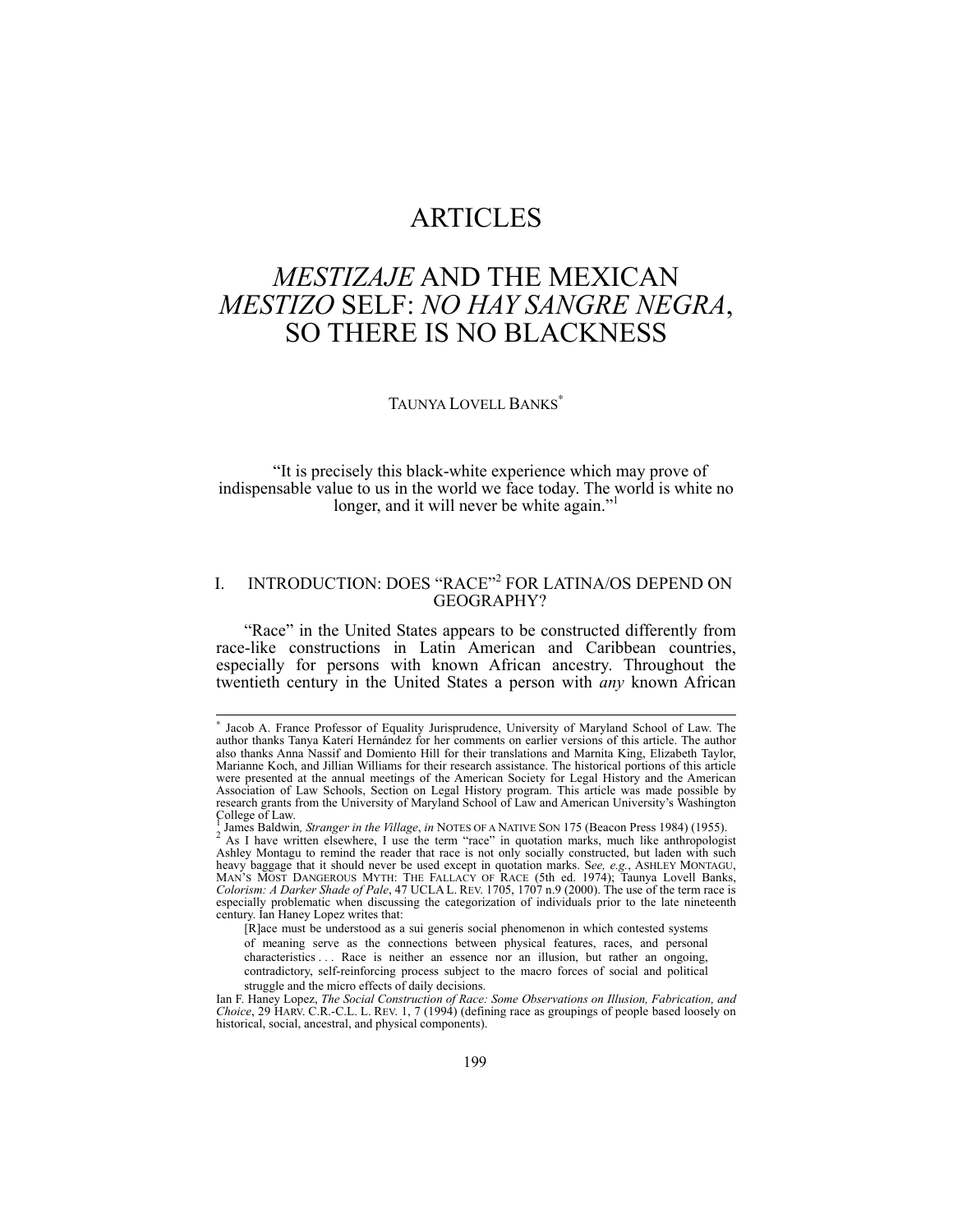# ARTICLES

# *MESTIZAJE* AND THE MEXICAN *MESTIZO* SELF: *NO HAY SANGRE NEGRA*, SO THERE IS NO BLACKNESS

TAUNYA LOVELL BANKS[*]

> "It is precisely this black-white experience which may prove of indispensable value to us in the world we face today. The world is white no longer, and it will never be white again."[1]

## I. INTRODUCTION: DOES "RACE"[2] FOR LATINA/OS DEPEND ON GEOGRAPHY?

"Race" in the United States appears to be constructed differently from race-like constructions in Latin American and Caribbean countries, especially for persons with known African ancestry. Throughout the twentieth century in the United States a person with *any* known African

---

[*] Jacob A. France Professor of Equality Jurisprudence, University of Maryland School of Law. The author thanks Tanya Katerí Hernández for her comments on earlier versions of this article. The author also thanks Anna Nassif and Domiento Hill for their translations and Marnita King, Elizabeth Taylor, Marianne Koch, and Jillian Williams for their research assistance. The historical portions of this article were presented at the annual meetings of the American Society for Legal History and the American Association of Law Schools, Section on Legal History program. This article was made possible by research grants from the University of Maryland School of Law and American University's Washington College of Law.

[1] James Baldwin, *Stranger in the Village*, *in* NOTES OF A NATIVE SON 175 (Beacon Press 1984) (1955).

[2] As I have written elsewhere, I use the term "race" in quotation marks, much like anthropologist Ashley Montagu to remind the reader that race is not only socially constructed, but laden with such heavy baggage that it should never be used except in quotation marks. S*ee, e.g.*, ASHLEY MONTAGU, MAN'S MOST DANGEROUS MYTH: THE FALLACY OF RACE (5th ed. 1974); Taunya Lovell Banks, *Colorism: A Darker Shade of Pale*, 47 UCLA L. REV. 1705, 1707 n.9 (2000). The use of the term race is especially problematic when discussing the categorization of individuals prior to the late nineteenth century. Ian Haney Lopez writes that:

> [R]ace must be understood as a sui generis social phenomenon in which contested systems of meaning serve as the connections between physical features, races, and personal characteristics . . . Race is neither an essence nor an illusion, but rather an ongoing, contradictory, self-reinforcing process subject to the macro forces of social and political struggle and the micro effects of daily decisions.

Ian F. Haney Lopez, *The Social Construction of Race: Some Observations on Illusion, Fabrication, and Choice*, 29 HARV. C.R.-C.L. L. REV. 1, 7 (1994) (defining race as groupings of people based loosely on historical, social, ancestral, and physical components).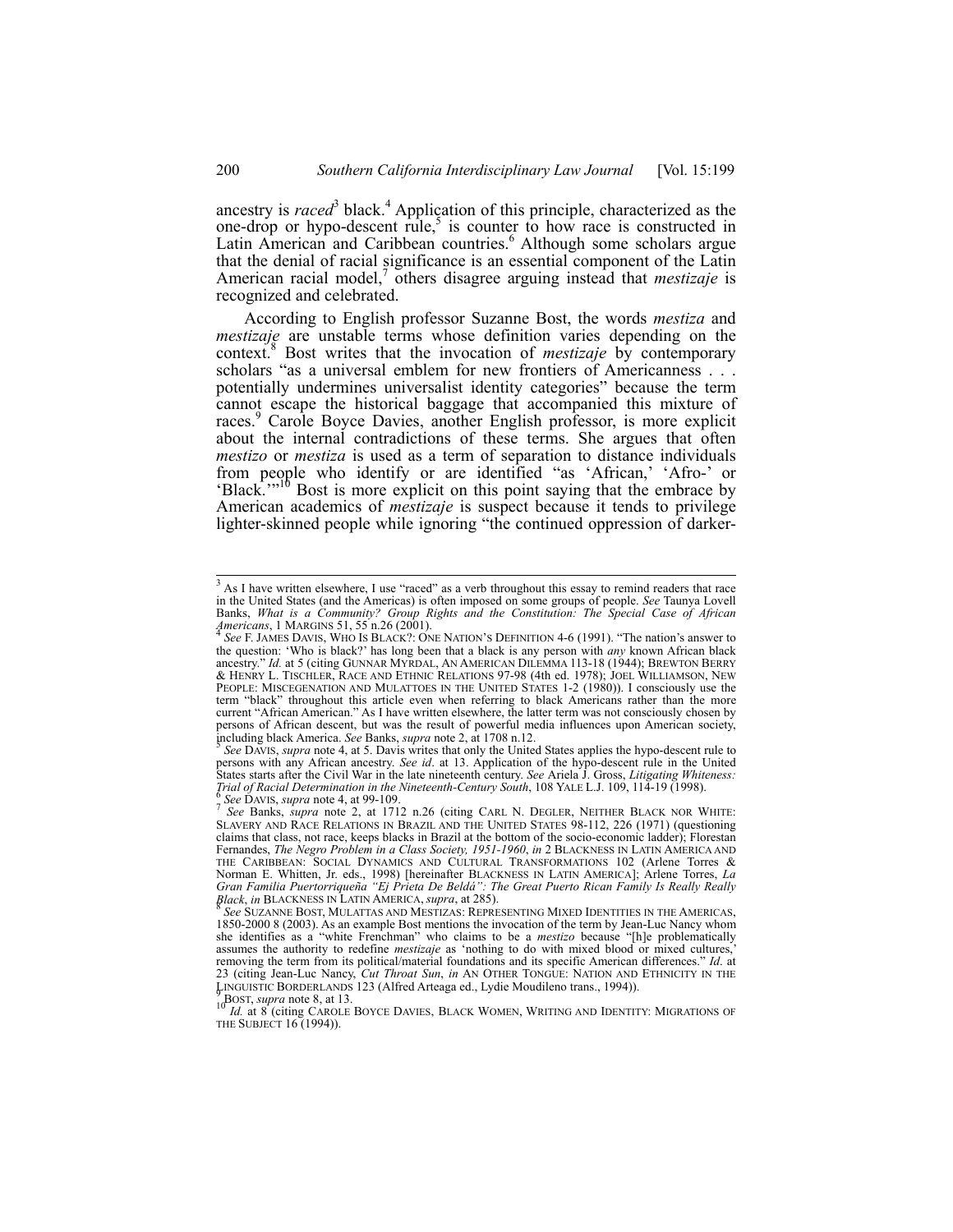ancestry is *raced*[3] black.[4] Application of this principle, characterized as the one-drop or hypo-descent rule,[5] is counter to how race is constructed in Latin American and Caribbean countries.[6] Although some scholars argue that the denial of racial significance is an essential component of the Latin American racial model,[7] others disagree arguing instead that *mestizaje* is recognized and celebrated.

According to English professor Suzanne Bost, the words *mestiza* and *mestizaje* are unstable terms whose definition varies depending on the context.[8] Bost writes that the invocation of *mestizaje* by contemporary scholars "as a universal emblem for new frontiers of Americanness . . . potentially undermines universalist identity categories" because the term cannot escape the historical baggage that accompanied this mixture of races.[9] Carole Boyce Davies, another English professor, is more explicit about the internal contradictions of these terms. She argues that often *mestizo* or *mestiza* is used as a term of separation to distance individuals from people who identify or are identified "as 'African,' 'Afro-' or 'Black.'"[10] Bost is more explicit on this point saying that the embrace by American academics of *mestizaje* is suspect because it tends to privilege lighter-skinned people while ignoring "the continued oppression of darker-

---

[3] As I have written elsewhere, I use "raced" as a verb throughout this essay to remind readers that race in the United States (and the Americas) is often imposed on some groups of people. *See* Taunya Lovell Banks, *What is a Community? Group Rights and the Constitution: The Special Case of African Americans*, 1 MARGINS 51, 55 n.26 (2001).

[4] *See* F. JAMES DAVIS, WHO IS BLACK?: ONE NATION'S DEFINITION 4-6 (1991). "The nation's answer to the question: 'Who is black?' has long been that a black is any person with *any* known African black ancestry." *Id.* at 5 (citing GUNNAR MYRDAL, AN AMERICAN DILEMMA 113-18 (1944); BREWTON BERRY & HENRY L. TISCHLER, RACE AND ETHNIC RELATIONS 97-98 (4th ed. 1978); JOEL WILLIAMSON, NEW PEOPLE: MISCEGENATION AND MULATTOES IN THE UNITED STATES 1-2 (1980)). I consciously use the term "black" throughout this article even when referring to black Americans rather than the more current "African American." As I have written elsewhere, the latter term was not consciously chosen by persons of African descent, but was the result of powerful media influences upon American society, including black America. *See* Banks, *supra* note 2, at 1708 n.12.

[5] *See* DAVIS, *supra* note 4, at 5. Davis writes that only the United States applies the hypo-descent rule to persons with any African ancestry. *See id*. at 13. Application of the hypo-descent rule in the United States starts after the Civil War in the late nineteenth century. *See* Ariela J. Gross, *Litigating Whiteness: Trial of Racial Determination in the Nineteenth-Century South*, 108 YALE L.J. 109, 114-19 (1998).

[6] *See* DAVIS, *supra* note 4, at 99-109.

[7] *See* Banks, *supra* note 2, at 1712 n.26 (citing CARL N. DEGLER, NEITHER BLACK NOR WHITE: SLAVERY AND RACE RELATIONS IN BRAZIL AND THE UNITED STATES 98-112, 226 (1971) (questioning claims that class, not race, keeps blacks in Brazil at the bottom of the socio-economic ladder); Florestan Fernandes, *The Negro Problem in a Class Society, 1951-1960*, *in* 2 BLACKNESS IN LATIN AMERICA AND THE CARIBBEAN: SOCIAL DYNAMICS AND CULTURAL TRANSFORMATIONS 102 (Arlene Torres & Norman E. Whitten, Jr. eds., 1998) [hereinafter BLACKNESS IN LATIN AMERICA]; Arlene Torres, *La Gran Familia Puertorriqueña "Ej Prieta De Beldá": The Great Puerto Rican Family Is Really Really Black*, *in* BLACKNESS IN LATIN AMERICA, *supra*, at 285).

[8] *See* SUZANNE BOST, MULATTAS AND MESTIZAS: REPRESENTING MIXED IDENTITIES IN THE AMERICAS, 1850-2000 8 (2003). As an example Bost mentions the invocation of the term by Jean-Luc Nancy whom she identifies as a "white Frenchman" who claims to be a *mestizo* because "[h]e problematically assumes the authority to redefine *mestizaje* as 'nothing to do with mixed blood or mixed cultures,' removing the term from its political/material foundations and its specific American differences." *Id*. at 23 (citing Jean-Luc Nancy, *Cut Throat Sun*, *in* AN OTHER TONGUE: NATION AND ETHNICITY IN THE LINGUISTIC BORDERLANDS 123 (Alfred Arteaga ed., Lydie Moudileno trans., 1994)).

[9] BOST, *supra* note 8, at 13.

[10] *Id.* at 8 (citing CAROLE BOYCE DAVIES, BLACK WOMEN, WRITING AND IDENTITY: MIGRATIONS OF THE SUBJECT 16 (1994)).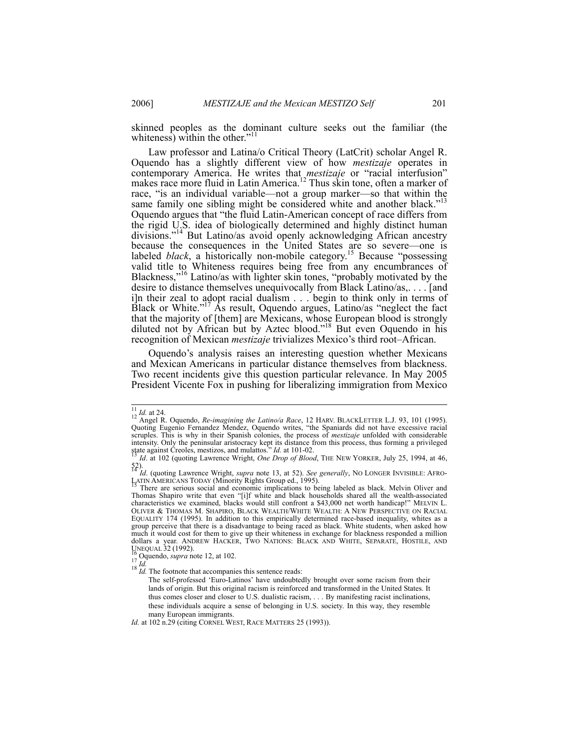skinned peoples as the dominant culture seeks out the familiar (the whiteness) within the other."[11]

Law professor and Latina/o Critical Theory (LatCrit) scholar Angel R. Oquendo has a slightly different view of how *mestizaje* operates in contemporary America. He writes that *mestizaje* or "racial interfusion" makes race more fluid in Latin America.[12] Thus skin tone, often a marker of race, "is an individual variable—not a group marker—so that within the same family one sibling might be considered white and another black."[13] Oquendo argues that "the fluid Latin-American concept of race differs from the rigid U.S. idea of biologically determined and highly distinct human divisions."[14] But Latino/as avoid openly acknowledging African ancestry because the consequences in the United States are so severe—one is labeled *black*, a historically non-mobile category.[15] Because "possessing valid title to Whiteness requires being free from any encumbrances of Blackness,"[16] Latino/as with lighter skin tones, "probably motivated by the desire to distance themselves unequivocally from Black Latino/as,. . . . [and i]n their zeal to adopt racial dualism . . . begin to think only in terms of Black or White."[17] As result, Oquendo argues, Latino/as "neglect the fact that the majority of [them] are Mexicans, whose European blood is strongly diluted not by African but by Aztec blood."[18] But even Oquendo in his recognition of Mexican *mestizaje* trivializes Mexico's third root–African.

Oquendo's analysis raises an interesting question whether Mexicans and Mexican Americans in particular distance themselves from blackness. Two recent incidents give this question particular relevance. In May 2005 President Vicente Fox in pushing for liberalizing immigration from Mexico

---

[11] *Id.* at 24.

[12] Angel R. Oquendo, *Re-imagining the Latino/a Race*, 12 HARV. BLACKLETTER L.J. 93, 101 (1995). Quoting Eugenio Fernandez Mendez, Oquendo writes, "the Spaniards did not have excessive racial scruples. This is why in their Spanish colonies, the process of *mestizaje* unfolded with considerable intensity. Only the peninsular aristocracy kept its distance from this process, thus forming a privileged state against Creoles, mestizos, and mulattos." *Id.* at 101-02.

[13] *Id*. at 102 (quoting Lawrence Wright, *One Drop of Blood*, THE NEW YORKER, July 25, 1994, at 46, 52).

[14] *Id*. (quoting Lawrence Wright, *supra* note 13, at 52). *See generally*, NO LONGER INVISIBLE: AFRO-LATIN AMERICANS TODAY (Minority Rights Group ed., 1995).

[15] There are serious social and economic implications to being labeled as black. Melvin Oliver and Thomas Shapiro write that even "[i]f white and black households shared all the wealth-associated characteristics we examined, blacks would still confront a $43,000 net worth handicap!" MELVIN L. OLIVER & THOMAS M. SHAPIRO, BLACK WEALTH/WHITE WEALTH: A NEW PERSPECTIVE ON RACIAL EQUALITY 174 (1995). In addition to this empirically determined race-based inequality, whites as a group perceive that there is a disadvantage to being raced as black. White students, when asked how much it would cost for them to give up their whiteness in exchange for blackness responded a million dollars a year. ANDREW HACKER, TWO NATIONS: BLACK AND WHITE, SEPARATE, HOSTILE, AND UNEQUAL 32 (1992).

[16] Oquendo, *supra* note 12, at 102.

[17] *Id.*

[18] *Id.* The footnote that accompanies this sentence reads:

> The self-professed 'Euro-Latinos' have undoubtedly brought over some racism from their lands of origin. But this original racism is reinforced and transformed in the United States. It thus comes closer and closer to U.S. dualistic racism, . . . By manifesting racist inclinations, these individuals acquire a sense of belonging in U.S. society. In this way, they resemble many European immigrants.

*Id.* at 102 n.29 (citing CORNEL WEST, RACE MATTERS 25 (1993)).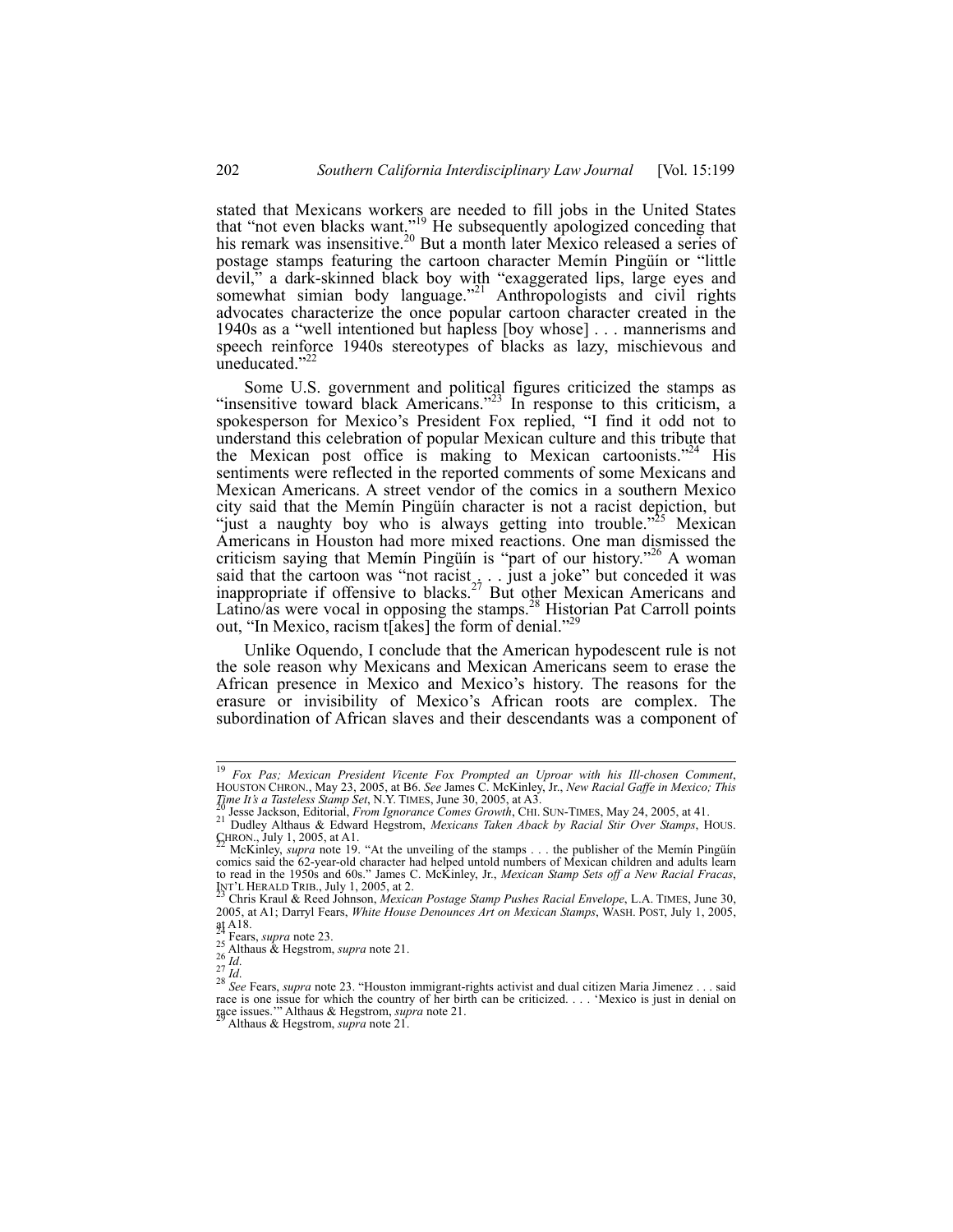stated that Mexicans workers are needed to fill jobs in the United States that "not even blacks want."[19] He subsequently apologized conceding that his remark was insensitive.[20] But a month later Mexico released a series of postage stamps featuring the cartoon character Memín Pingüín or "little devil," a dark-skinned black boy with "exaggerated lips, large eyes and somewhat simian body language."[21] Anthropologists and civil rights advocates characterize the once popular cartoon character created in the 1940s as a "well intentioned but hapless [boy whose] . . . mannerisms and speech reinforce 1940s stereotypes of blacks as lazy, mischievous and uneducated."[22]

Some U.S. government and political figures criticized the stamps as "insensitive toward black Americans."[23] In response to this criticism, a spokesperson for Mexico's President Fox replied, "I find it odd not to understand this celebration of popular Mexican culture and this tribute that the Mexican post office is making to Mexican cartoonists."[24] His sentiments were reflected in the reported comments of some Mexicans and Mexican Americans. A street vendor of the comics in a southern Mexico city said that the Memín Pingüín character is not a racist depiction, but "just a naughty boy who is always getting into trouble."[25] Mexican Americans in Houston had more mixed reactions. One man dismissed the criticism saying that Memín Pingüín is "part of our history."[26] A woman said that the cartoon was "not racist . . . just a joke" but conceded it was inappropriate if offensive to blacks.[27] But other Mexican Americans and Latino/as were vocal in opposing the stamps.[28] Historian Pat Carroll points out, "In Mexico, racism t[akes] the form of denial."[29]

Unlike Oquendo, I conclude that the American hypodescent rule is not the sole reason why Mexicans and Mexican Americans seem to erase the African presence in Mexico and Mexico's history. The reasons for the erasure or invisibility of Mexico's African roots are complex. The subordination of African slaves and their descendants was a component of

---

[19] *Fox Pas; Mexican President Vicente Fox Prompted an Uproar with his Ill-chosen Comment*, HOUSTON CHRON., May 23, 2005, at B6. *See* James C. McKinley, Jr., *New Racial Gaffe in Mexico; This Time It's a Tasteless Stamp Set*, N.Y. TIMES, June 30, 2005, at A3.

[20] Jesse Jackson, Editorial, *From Ignorance Comes Growth*, CHI. SUN-TIMES, May 24, 2005, at 41.

[21] Dudley Althaus & Edward Hegstrom, *Mexicans Taken Aback by Racial Stir Over Stamps*, HOUS. CHRON., July 1, 2005, at A1.

[22] McKinley, *supra* note 19. "At the unveiling of the stamps . . . the publisher of the Memín Pingüín comics said the 62-year-old character had helped untold numbers of Mexican children and adults learn to read in the 1950s and 60s." James C. McKinley, Jr., *Mexican Stamp Sets off a New Racial Fracas*, INT'L HERALD TRIB., July 1, 2005, at 2.

[23] Chris Kraul & Reed Johnson, *Mexican Postage Stamp Pushes Racial Envelope*, L.A. TIMES, June 30, 2005, at A1; Darryl Fears, *White House Denounces Art on Mexican Stamps*, WASH. POST, July 1, 2005, at A18.

[24] Fears, *supra* note 23.

[25] Althaus & Hegstrom, *supra* note 21.

[26] *Id*.

[27] *Id*.

[28] *See* Fears, *supra* note 23. "Houston immigrant-rights activist and dual citizen Maria Jimenez . . . said race is one issue for which the country of her birth can be criticized. . . . 'Mexico is just in denial on race issues.'" Althaus & Hegstrom, *supra* note 21.

[29] Althaus & Hegstrom, *supra* note 21.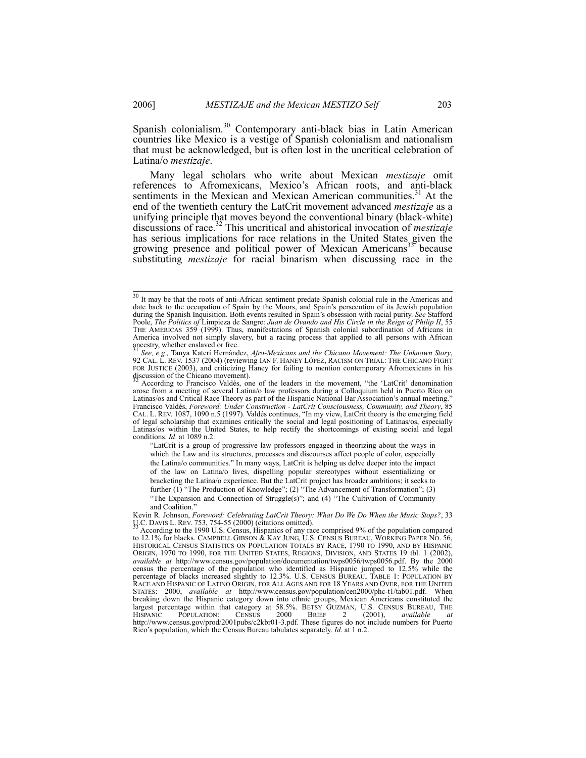Spanish colonialism.[30] Contemporary anti-black bias in Latin American countries like Mexico is a vestige of Spanish colonialism and nationalism that must be acknowledged, but is often lost in the uncritical celebration of Latina/o *mestizaje*.

Many legal scholars who write about Mexican *mestizaje* omit references to Afromexicans, Mexico's African roots, and anti-black sentiments in the Mexican and Mexican American communities.[31] At the end of the twentieth century the LatCrit movement advanced *mestizaje* as a unifying principle that moves beyond the conventional binary (black-white) discussions of race.[32] This uncritical and ahistorical invocation of *mestizaje* has serious implications for race relations in the United States given the growing presence and political power of Mexican Americans[33] because substituting *mestizaje* for racial binarism when discussing race in the

---

[30] It may be that the roots of anti-African sentiment predate Spanish colonial rule in the Americas and date back to the occupation of Spain by the Moors, and Spain's persecution of its Jewish population during the Spanish Inquisition. Both events resulted in Spain's obsession with racial purity. *See* Stafford Poole, *The Politics of* Limpieza de Sangre: *Juan de Ovando and His Circle in the Reign of Philip II*, 55 THE AMERICAS 359 (1999). Thus, manifestations of Spanish colonial subordination of Africans in America involved not simply slavery, but a racing process that applied to all persons with African ancestry, whether enslaved or free.

[31] *See, e.g.,* Tanya Katerí Hernández, *Afro-Mexicans and the Chicano Movement: The Unknown Story*, 92 CAL. L. REV. 1537 (2004) (reviewing IAN F. HANEY LÓPEZ, RACISM ON TRIAL: THE CHICANO FIGHT FOR JUSTICE (2003), and criticizing Haney for failing to mention contemporary Afromexicans in his discussion of the Chicano movement).

[32] According to Francisco Valdés, one of the leaders in the movement, "the 'LatCrit' denomination arose from a meeting of several Latina/o law professors during a Colloquium held in Puerto Rico on Latinas/os and Critical Race Theory as part of the Hispanic National Bar Association's annual meeting." Francisco Valdés, *Foreword: Under Construction - LatCrit Consciousness, Community, and Theory*, 85 CAL. L. REV. 1087, 1090 n.5 (1997). Valdés continues, "In my view, LatCrit theory is the emerging field of legal scholarship that examines critically the social and legal positioning of Latinas/os, especially Latinas/os within the United States, to help rectify the shortcomings of existing social and legal conditions. *Id*. at 1089 n.2.

> "LatCrit is a group of progressive law professors engaged in theorizing about the ways in which the Law and its structures, processes and discourses affect people of color, especially the Latina/o communities." In many ways, LatCrit is helping us delve deeper into the impact of the law on Latina/o lives, dispelling popular stereotypes without essentializing or bracketing the Latina/o experience. But the LatCrit project has broader ambitions; it seeks to further (1) "The Production of Knowledge"; (2) "The Advancement of Transformation"; (3) "The Expansion and Connection of Struggle(s)"; and (4) "The Cultivation of Community and Coalition."

Kevin R. Johnson, *Foreword: Celebrating LatCrit Theory: What Do We Do When the Music Stops?*, 33 U.C. DAVIS L. REV. 753, 754-55 (2000) (citations omitted).

[33] According to the 1990 U.S. Census, Hispanics of any race comprised 9% of the population compared to 12.1% for blacks. CAMPBELL GIBSON & KAY JUNG, U.S. CENSUS BUREAU, WORKING PAPER NO. 56, HISTORICAL CENSUS STATISTICS ON POPULATION TOTALS BY RACE, 1790 TO 1990, AND BY HISPANIC ORIGIN, 1970 TO 1990, FOR THE UNITED STATES, REGIONS, DIVISION, AND STATES 19 tbl. 1 (2002), *available at* http://www.census.gov/population/documentation/twps0056/twps0056.pdf. By the 2000 census the percentage of the population who identified as Hispanic jumped to 12.5% while the percentage of blacks increased slightly to 12.3%. U.S. CENSUS BUREAU, TABLE 1: POPULATION BY RACE AND HISPANIC OF LATINO ORIGIN, FOR ALL AGES AND FOR 18 YEARS AND OVER, FOR THE UNITED STATES: 2000, *available at* http://www.census.gov/population/cen2000/phc-t1/tab01.pdf. When breaking down the Hispanic category down into ethnic groups, Mexican Americans constituted the largest percentage within that category at 58.5%. BETSY GUZMÁN, U.S. CENSUS BUREAU, THE HISPANIC POPULATION: CENSUS 2000 BRIEF 2 (2001), *available at* http://www.census.gov/prod/2001pubs/c2kbr01-3.pdf. These figures do not include numbers for Puerto Rico's population, which the Census Bureau tabulates separately. *Id*. at 1 n.2.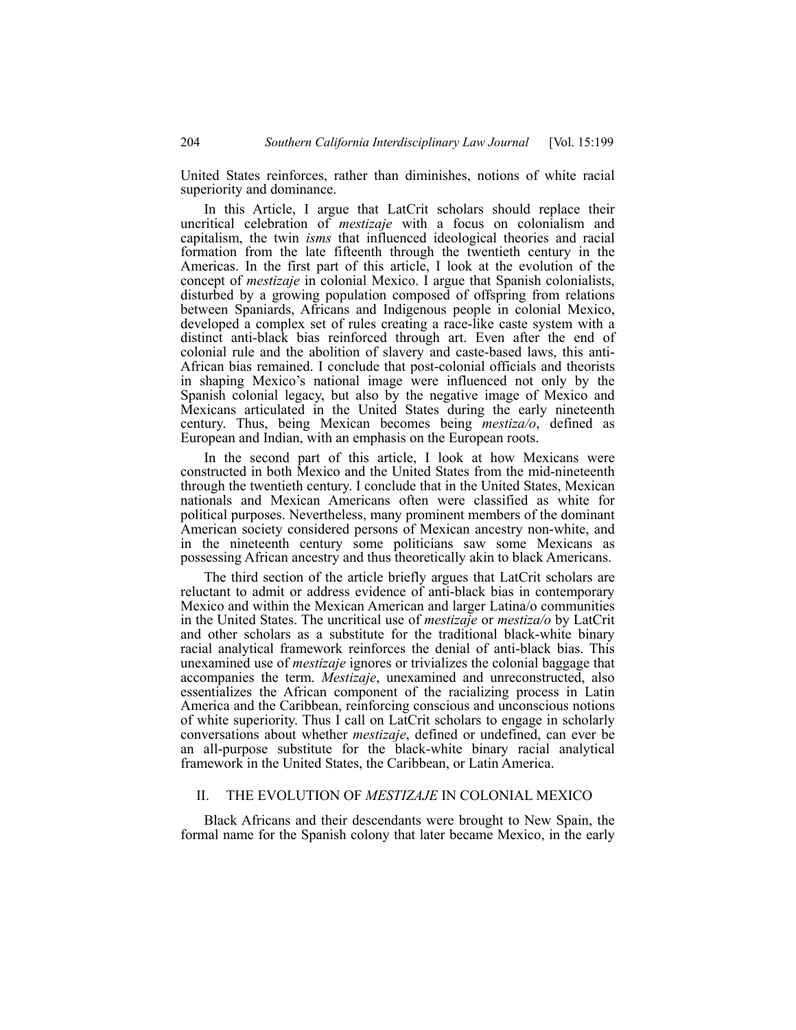United States reinforces, rather than diminishes, notions of white racial superiority and dominance.

In this Article, I argue that LatCrit scholars should replace their uncritical celebration of *mestizaje* with a focus on colonialism and capitalism, the twin *isms* that influenced ideological theories and racial formation from the late fifteenth through the twentieth century in the Americas. In the first part of this article, I look at the evolution of the concept of *mestizaje* in colonial Mexico. I argue that Spanish colonialists, disturbed by a growing population composed of offspring from relations between Spaniards, Africans and Indigenous people in colonial Mexico, developed a complex set of rules creating a race-like caste system with a distinct anti-black bias reinforced through art. Even after the end of colonial rule and the abolition of slavery and caste-based laws, this anti-African bias remained. I conclude that post-colonial officials and theorists in shaping Mexico's national image were influenced not only by the Spanish colonial legacy, but also by the negative image of Mexico and Mexicans articulated in the United States during the early nineteenth century. Thus, being Mexican becomes being *mestiza/o*, defined as European and Indian, with an emphasis on the European roots.

In the second part of this article, I look at how Mexicans were constructed in both Mexico and the United States from the mid-nineteenth through the twentieth century. I conclude that in the United States, Mexican nationals and Mexican Americans often were classified as white for political purposes. Nevertheless, many prominent members of the dominant American society considered persons of Mexican ancestry non-white, and in the nineteenth century some politicians saw some Mexicans as possessing African ancestry and thus theoretically akin to black Americans.

The third section of the article briefly argues that LatCrit scholars are reluctant to admit or address evidence of anti-black bias in contemporary Mexico and within the Mexican American and larger Latina/o communities in the United States. The uncritical use of *mestizaje* or *mestiza/o* by LatCrit and other scholars as a substitute for the traditional black-white binary racial analytical framework reinforces the denial of anti-black bias. This unexamined use of *mestizaje* ignores or trivializes the colonial baggage that accompanies the term. *Mestizaje*, unexamined and unreconstructed, also essentializes the African component of the racializing process in Latin America and the Caribbean, reinforcing conscious and unconscious notions of white superiority. Thus I call on LatCrit scholars to engage in scholarly conversations about whether *mestizaje*, defined or undefined, can ever be an all-purpose substitute for the black-white binary racial analytical framework in the United States, the Caribbean, or Latin America.

## II. THE EVOLUTION OF *MESTIZAJE* IN COLONIAL MEXICO

Black Africans and their descendants were brought to New Spain, the formal name for the Spanish colony that later became Mexico, in the early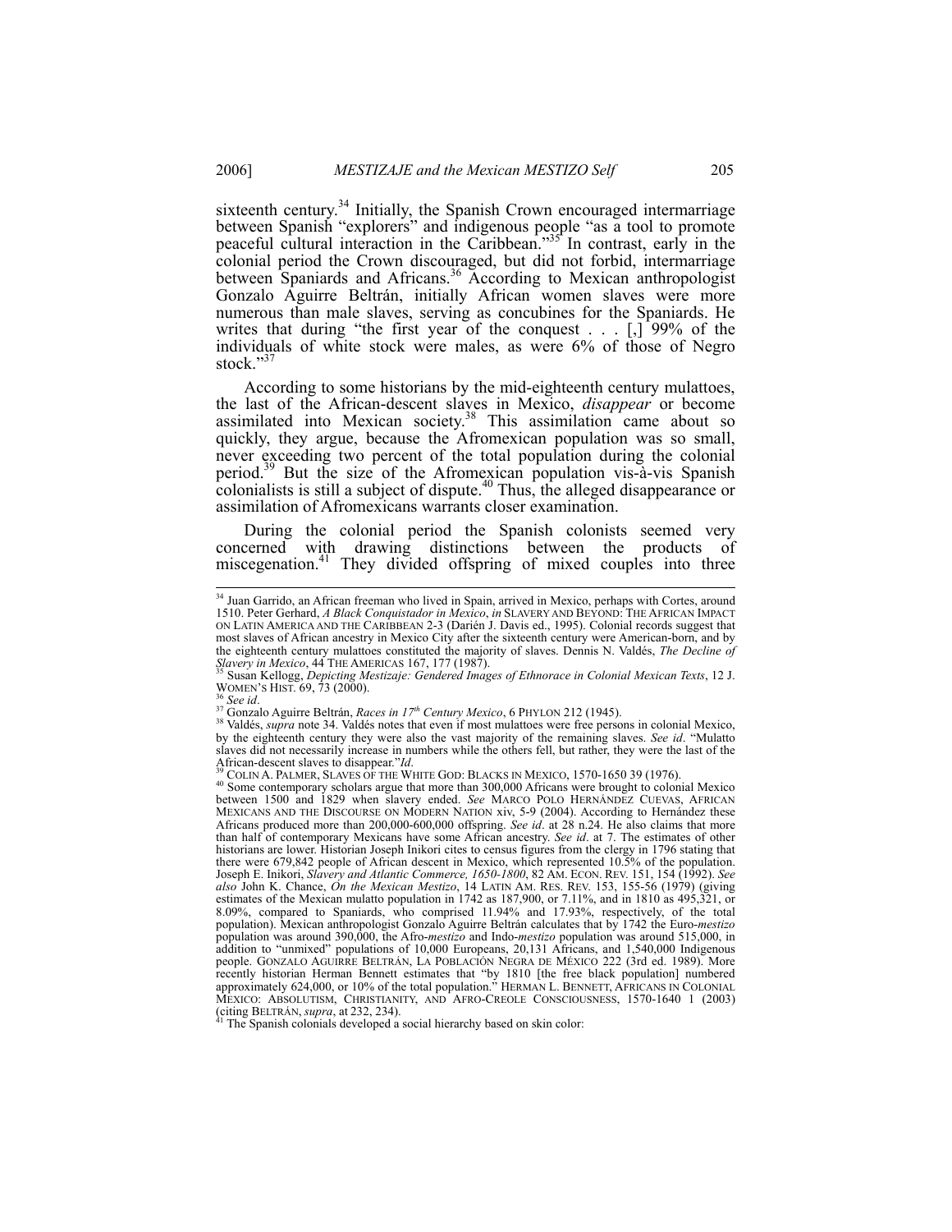sixteenth century.[34] Initially, the Spanish Crown encouraged intermarriage between Spanish "explorers" and indigenous people "as a tool to promote peaceful cultural interaction in the Caribbean."[35] In contrast, early in the colonial period the Crown discouraged, but did not forbid, intermarriage between Spaniards and Africans.[36] According to Mexican anthropologist Gonzalo Aguirre Beltrán, initially African women slaves were more numerous than male slaves, serving as concubines for the Spaniards. He writes that during "the first year of the conquest . . . [,] 99% of the individuals of white stock were males, as were 6% of those of Negro stock."[37]

According to some historians by the mid-eighteenth century mulattoes, the last of the African-descent slaves in Mexico, *disappear* or become assimilated into Mexican society.[38] This assimilation came about so quickly, they argue, because the Afromexican population was so small, never exceeding two percent of the total population during the colonial period.[39] But the size of the Afromexican population vis-à-vis Spanish colonialists is still a subject of dispute.[40] Thus, the alleged disappearance or assimilation of Afromexicans warrants closer examination.

During the colonial period the Spanish colonists seemed very concerned with drawing distinctions between the products of miscegenation.[41] They divided offspring of mixed couples into three

---

[34] Juan Garrido, an African freeman who lived in Spain, arrived in Mexico, perhaps with Cortes, around 1510. Peter Gerhard, *A Black Conquistador in Mexico*, *in* SLAVERY AND BEYOND: THE AFRICAN IMPACT ON LATIN AMERICA AND THE CARIBBEAN 2-3 (Darién J. Davis ed., 1995). Colonial records suggest that most slaves of African ancestry in Mexico City after the sixteenth century were American-born, and by the eighteenth century mulattoes constituted the majority of slaves. Dennis N. Valdés, *The Decline of Slavery in Mexico*, 44 THE AMERICAS 167, 177 (1987).

[35] Susan Kellogg, *Depicting Mestizaje: Gendered Images of Ethnorace in Colonial Mexican Texts*, 12 J. WOMEN'S HIST. 69, 73 (2000).

[36] *See id*.

[37] Gonzalo Aguirre Beltrán, *Races in 17th Century Mexico*, 6 PHYLON 212 (1945).

[38] Valdés, *supra* note 34. Valdés notes that even if most mulattoes were free persons in colonial Mexico, by the eighteenth century they were also the vast majority of the remaining slaves. *See id*. "Mulatto slaves did not necessarily increase in numbers while the others fell, but rather, they were the last of the African-descent slaves to disappear."*Id*.

[39] COLIN A. PALMER, SLAVES OF THE WHITE GOD: BLACKS IN MEXICO, 1570-1650 39 (1976).

[40] Some contemporary scholars argue that more than 300,000 Africans were brought to colonial Mexico between 1500 and 1829 when slavery ended. *See* MARCO POLO HERNÁNDEZ CUEVAS, AFRICAN MEXICANS AND THE DISCOURSE ON MODERN NATION xiv, 5-9 (2004). According to Hernández these Africans produced more than 200,000-600,000 offspring. *See id*. at 28 n.24. He also claims that more than half of contemporary Mexicans have some African ancestry. *See id*. at 7. The estimates of other historians are lower. Historian Joseph Inikori cites to census figures from the clergy in 1796 stating that there were 679,842 people of African descent in Mexico, which represented 10.5% of the population. Joseph E. Inikori, *Slavery and Atlantic Commerce, 1650-1800*, 82 AM. ECON. REV. 151, 154 (1992). *See also* John K. Chance, *On the Mexican Mestizo*, 14 LATIN AM. RES. REV. 153, 155-56 (1979) (giving estimates of the Mexican mulatto population in 1742 as 187,900, or 7.11%, and in 1810 as 495,321, or 8.09%, compared to Spaniards, who comprised 11.94% and 17.93%, respectively, of the total population). Mexican anthropologist Gonzalo Aguirre Beltrán calculates that by 1742 the Euro-*mestizo* population was around 390,000, the Afro-*mestizo* and Indo-*mestizo* population was around 515,000, in addition to "unmixed" populations of 10,000 Europeans, 20,131 Africans, and 1,540,000 Indigenous people. GONZALO AGUIRRE BELTRÁN, LA POBLACIÓN NEGRA DE MÉXICO 222 (3rd ed. 1989). More recently historian Herman Bennett estimates that "by 1810 [the free black population] numbered approximately 624,000, or 10% of the total population." HERMAN L. BENNETT, AFRICANS IN COLONIAL MEXICO: ABSOLUTISM, CHRISTIANITY, AND AFRO-CREOLE CONSCIOUSNESS, 1570-1640 1 (2003) (citing BELTRÁN, *supra*, at 232, 234).

[41] The Spanish colonials developed a social hierarchy based on skin color: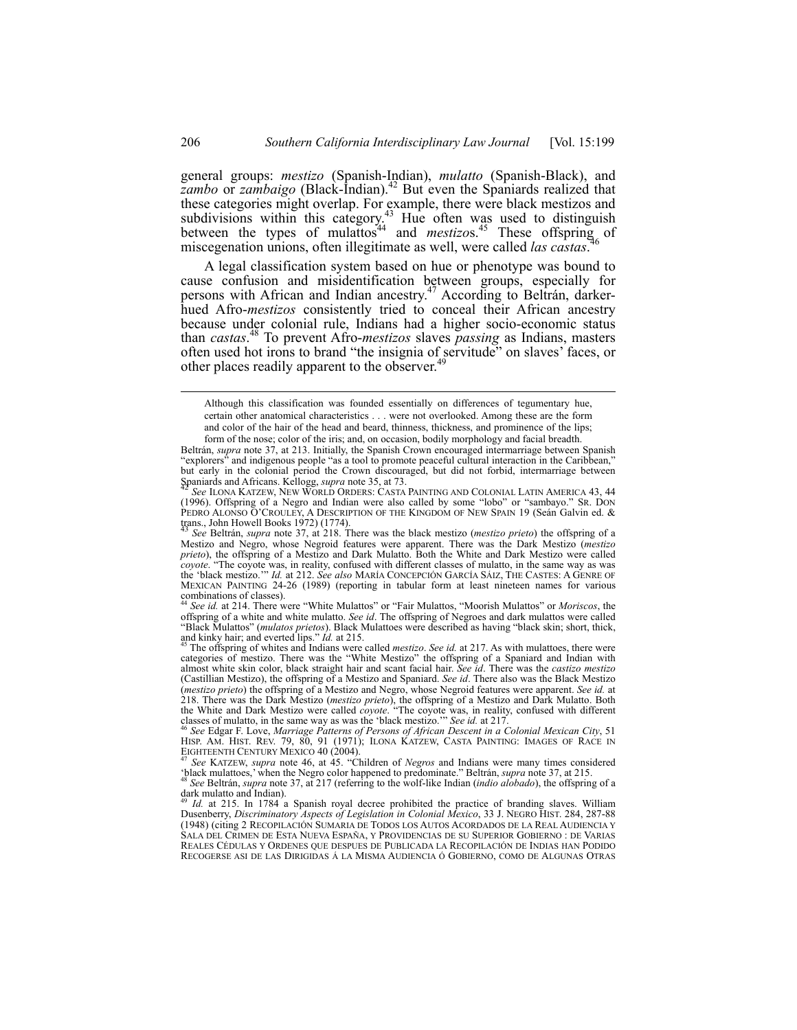general groups: *mestizo* (Spanish-Indian), *mulatto* (Spanish-Black), and *zambo* or *zambaigo* (Black-Indian).[42] But even the Spaniards realized that these categories might overlap. For example, there were black mestizos and subdivisions within this category.[43] Hue often was used to distinguish between the types of mulattos[44] and *mestizo*s.[45] These offspring of miscegenation unions, often illegitimate as well, were called *las castas*.[46]

A legal classification system based on hue or phenotype was bound to cause confusion and misidentification between groups, especially for persons with African and Indian ancestry.[47] According to Beltrán, darker-hued Afro-*mestizos* consistently tried to conceal their African ancestry because under colonial rule, Indians had a higher socio-economic status than *castas*.[48] To prevent Afro-*mestizos* slaves *passing* as Indians, masters often used hot irons to brand "the insignia of servitude" on slaves' faces, or other places readily apparent to the observer.[49]

---

> Although this classification was founded essentially on differences of tegumentary hue, certain other anatomical characteristics . . . were not overlooked. Among these are the form and color of the hair of the head and beard, thinness, thickness, and prominence of the lips; form of the nose; color of the iris; and, on occasion, bodily morphology and facial breadth.

Beltrán, *supra* note 37, at 213. Initially, the Spanish Crown encouraged intermarriage between Spanish "explorers" and indigenous people "as a tool to promote peaceful cultural interaction in the Caribbean," but early in the colonial period the Crown discouraged, but did not forbid, intermarriage between Spaniards and Africans. Kellogg, *supra* note 35, at 73.

[42] *See* ILONA KATZEW, NEW WORLD ORDERS: CASTA PAINTING AND COLONIAL LATIN AMERICA 43, 44 (1996). Offspring of a Negro and Indian were also called by some "lobo" or "sambayo." SR. DON PEDRO ALONSO O'CROULEY, A DESCRIPTION OF THE KINGDOM OF NEW SPAIN 19 (Seán Galvin ed. & trans., John Howell Books 1972) (1774).

[43] *See* Beltrán, *supra* note 37, at 218. There was the black mestizo (*mestizo prieto*) the offspring of a Mestizo and Negro, whose Negroid features were apparent. There was the Dark Mestizo (*mestizo prieto*), the offspring of a Mestizo and Dark Mulatto. Both the White and Dark Mestizo were called *coyote*. "The coyote was, in reality, confused with different classes of mulatto, in the same way as was the 'black mestizo.'" *Id.* at 212. *See also* MARÍA CONCEPCIÓN GARCÍA SÁIZ, THE CASTES: A GENRE OF MEXICAN PAINTING 24-26 (1989) (reporting in tabular form at least nineteen names for various combinations of classes).

[44] *See id.* at 214. There were "White Mulattos" or "Fair Mulattos, "Moorish Mulattos" or *Moriscos*, the offspring of a white and white mulatto. *See id*. The offspring of Negroes and dark mulattos were called "Black Mulattos" (*mulatos prietos*). Black Mulattoes were described as having "black skin; short, thick, and kinky hair; and everted lips." *Id.* at 215.

[45] The offspring of whites and Indians were called *mestizo*. *See id.* at 217. As with mulattoes, there were categories of mestizo. There was the "White Mestizo" the offspring of a Spaniard and Indian with almost white skin color, black straight hair and scant facial hair. *See id*. There was the *castizo mestizo* (Castillian Mestizo), the offspring of a Mestizo and Spaniard. *See id*. There also was the Black Mestizo (*mestizo prieto*) the offspring of a Mestizo and Negro, whose Negroid features were apparent. *See id.* at 218. There was the Dark Mestizo (*mestizo prieto*), the offspring of a Mestizo and Dark Mulatto. Both the White and Dark Mestizo were called *coyote*. "The coyote was, in reality, confused with different classes of mulatto, in the same way as was the 'black mestizo.'" *See id.* at 217.

[46] *See* Edgar F. Love, *Marriage Patterns of Persons of African Descent in a Colonial Mexican City*, 51 HISP. AM. HIST. REV. 79, 80, 91 (1971); ILONA KATZEW, CASTA PAINTING: IMAGES OF RACE IN EIGHTEENTH CENTURY MEXICO 40 (2004).

[47] *See* KATZEW, *supra* note 46, at 45. "Children of *Negros* and Indians were many times considered 'black mulattoes,' when the Negro color happened to predominate." Beltrán, *supra* note 37, at 215.

[48] *See* Beltrán, *supra* note 37, at 217 (referring to the wolf-like Indian (*indio alobado*), the offspring of a dark mulatto and Indian).

[49] *Id.* at 215. In 1784 a Spanish royal decree prohibited the practice of branding slaves. William Dusenberry, *Discriminatory Aspects of Legislation in Colonial Mexico*, 33 J. NEGRO HIST. 284, 287-88 (1948) (citing 2 RECOPILACIÓN SUMARIA DE TODOS LOS AUTOS ACORDADOS DE LA REAL AUDIENCIA Y SALA DEL CRIMEN DE ESTA NUEVA ESPAÑA, Y PROVIDENCIAS DE SU SUPERIOR GOBIERNO : DE VARIAS REALES CÉDULAS Y ORDENES QUE DESPUES DE PUBLICADA LA RECOPILACIÓN DE INDIAS HAN PODIDO RECOGERSE ASI DE LAS DIRIGIDAS Á LA MISMA AUDIENCIA Ó GOBIERNO, COMO DE ALGUNAS OTRAS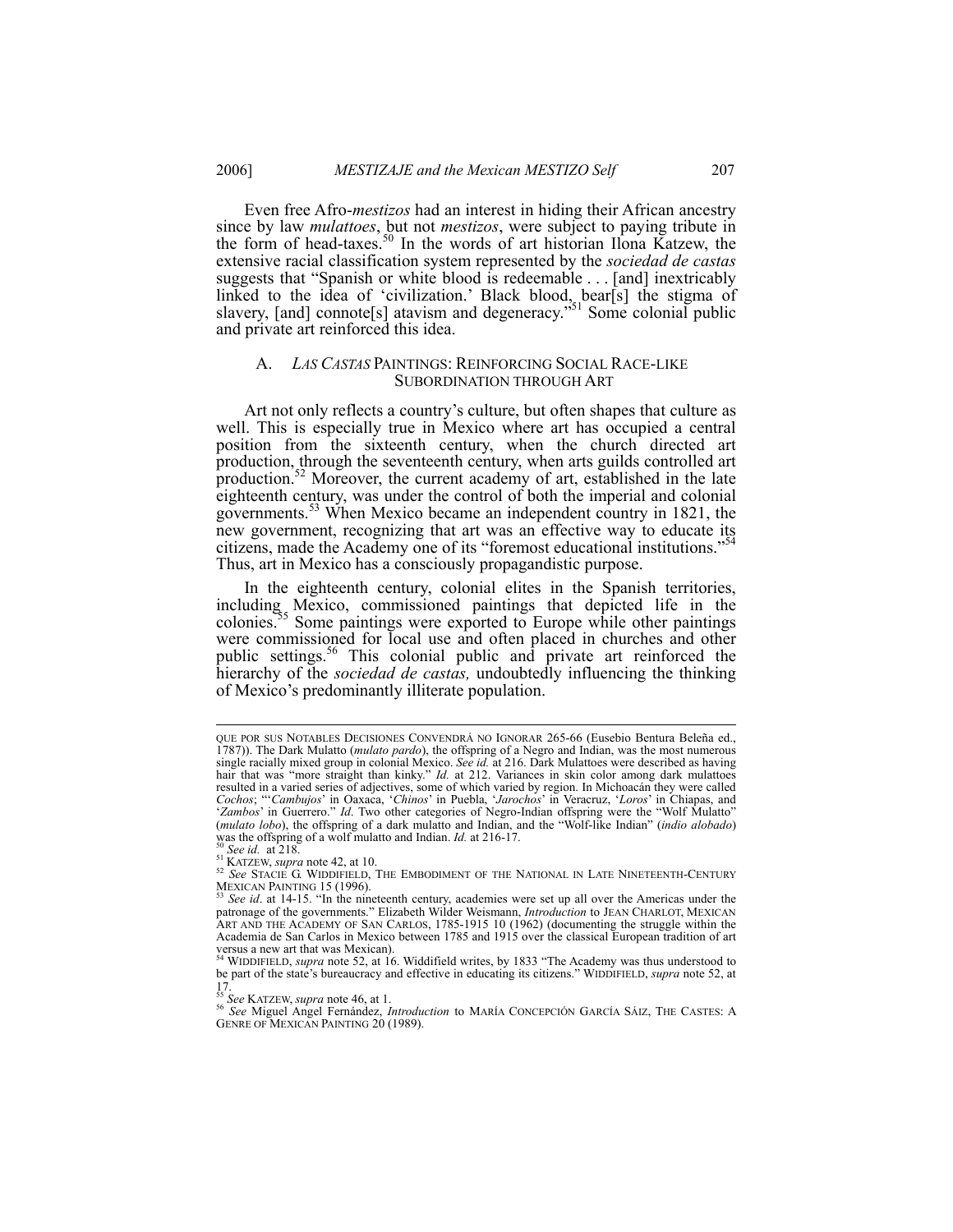Even free Afro-*mestizos* had an interest in hiding their African ancestry since by law *mulattoes*, but not *mestizos*, were subject to paying tribute in the form of head-taxes.[50] In the words of art historian Ilona Katzew, the extensive racial classification system represented by the *sociedad de castas* suggests that "Spanish or white blood is redeemable . . . [and] inextricably linked to the idea of 'civilization.' Black blood, bear[s] the stigma of slavery, [and] connote[s] atavism and degeneracy."[51] Some colonial public and private art reinforced this idea.

### A. *LAS CASTAS* PAINTINGS: REINFORCING SOCIAL RACE-LIKE SUBORDINATION THROUGH ART

Art not only reflects a country's culture, but often shapes that culture as well. This is especially true in Mexico where art has occupied a central position from the sixteenth century, when the church directed art production, through the seventeenth century, when arts guilds controlled art production.[52] Moreover, the current academy of art, established in the late eighteenth century, was under the control of both the imperial and colonial governments.[53] When Mexico became an independent country in 1821, the new government, recognizing that art was an effective way to educate its citizens, made the Academy one of its "foremost educational institutions."[54] Thus, art in Mexico has a consciously propagandistic purpose.

In the eighteenth century, colonial elites in the Spanish territories, including Mexico, commissioned paintings that depicted life in the colonies.[55] Some paintings were exported to Europe while other paintings were commissioned for local use and often placed in churches and other public settings.[56] This colonial public and private art reinforced the hierarchy of the *sociedad de castas,* undoubtedly influencing the thinking of Mexico's predominantly illiterate population.

---

QUE POR SUS NOTABLES DECISIONES CONVENDRÁ NO IGNORAR 265-66 (Eusebio Bentura Beleña ed., 1787)). The Dark Mulatto (*mulato pardo*), the offspring of a Negro and Indian, was the most numerous single racially mixed group in colonial Mexico. *See id.* at 216. Dark Mulattoes were described as having hair that was "more straight than kinky." *Id.* at 212. Variances in skin color among dark mulattoes resulted in a varied series of adjectives, some of which varied by region. In Michoacán they were called *Cochos*; "'*Cambujos*' in Oaxaca, '*Chinos*' in Puebla, '*Jarochos*' in Veracruz, '*Loros*' in Chiapas, and '*Zambos*' in Guerrero." *Id*. Two other categories of Negro-Indian offspring were the "Wolf Mulatto" (*mulato lobo*), the offspring of a dark mulatto and Indian, and the "Wolf-like Indian" (*indio alobado*) was the offspring of a wolf mulatto and Indian. *Id.* at 216-17.

[50] *See id.* at 218.

[51] KATZEW, *supra* note 42, at 10.

[52] *See* STACIE G. WIDDIFIELD, THE EMBODIMENT OF THE NATIONAL IN LATE NINETEENTH-CENTURY MEXICAN PAINTING 15 (1996).

[53] *See id*. at 14-15. "In the nineteenth century, academies were set up all over the Americas under the patronage of the governments." Elizabeth Wilder Weismann, *Introduction* to JEAN CHARLOT, MEXICAN ART AND THE ACADEMY OF SAN CARLOS, 1785-1915 10 (1962) (documenting the struggle within the Academia de San Carlos in Mexico between 1785 and 1915 over the classical European tradition of art versus a new art that was Mexican).

[54] WIDDIFIELD, *supra* note 52, at 16. Widdifield writes, by 1833 "The Academy was thus understood to be part of the state's bureaucracy and effective in educating its citizens." WIDDIFIELD, *supra* note 52, at 17.

[55] *See* KATZEW, *supra* note 46, at 1.

[56] *See* Miguel Angel Fernández, *Introduction* to MARÍA CONCEPCIÓN GARCÍA SÁIZ, THE CASTES: A GENRE OF MEXICAN PAINTING 20 (1989).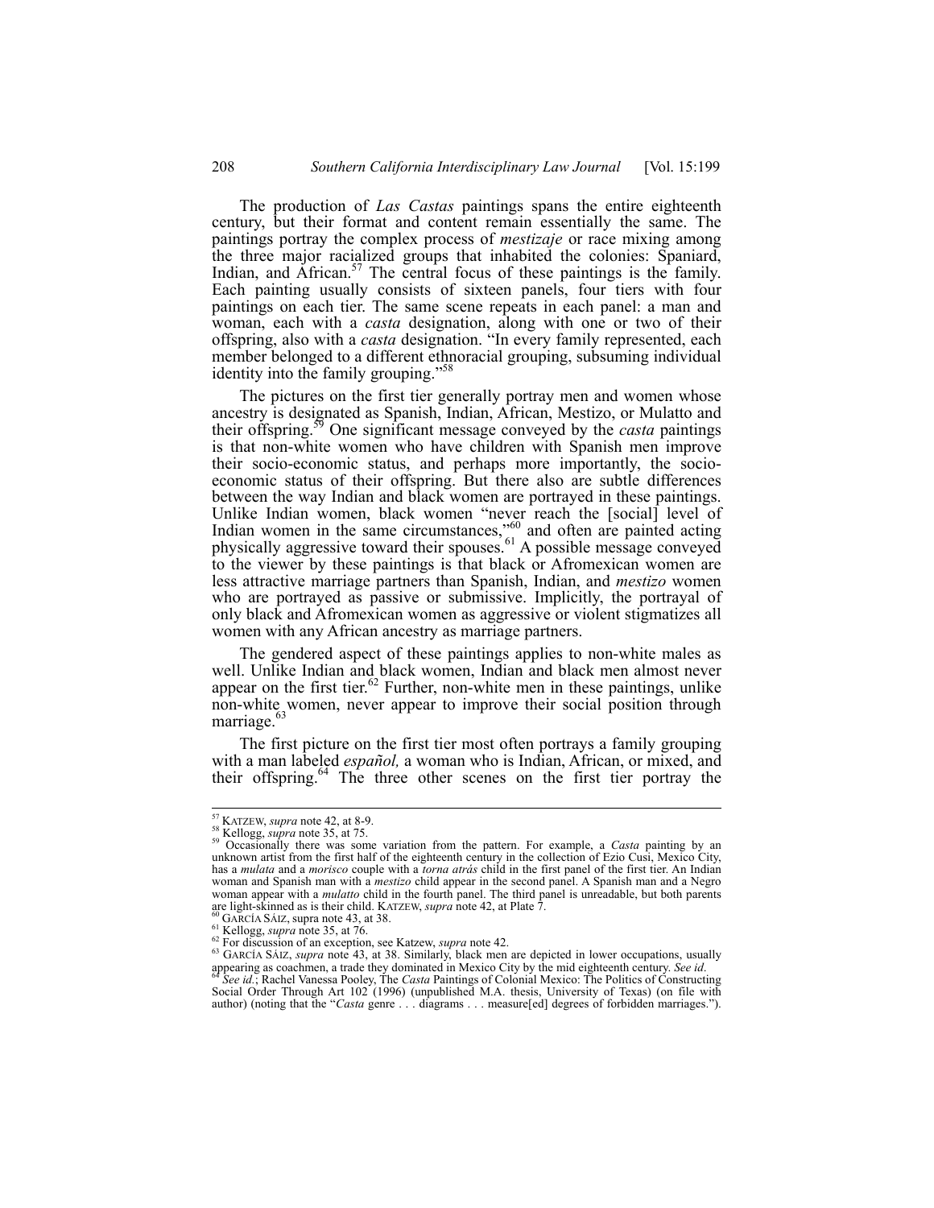The production of *Las Castas* paintings spans the entire eighteenth century, but their format and content remain essentially the same. The paintings portray the complex process of *mestizaje* or race mixing among the three major racialized groups that inhabited the colonies: Spaniard, Indian, and African.[57] The central focus of these paintings is the family. Each painting usually consists of sixteen panels, four tiers with four paintings on each tier. The same scene repeats in each panel: a man and woman, each with a *casta* designation, along with one or two of their offspring, also with a *casta* designation. "In every family represented, each member belonged to a different ethnoracial grouping, subsuming individual identity into the family grouping."[58]

The pictures on the first tier generally portray men and women whose ancestry is designated as Spanish, Indian, African, Mestizo, or Mulatto and their offspring.[59] One significant message conveyed by the *casta* paintings is that non-white women who have children with Spanish men improve their socio-economic status, and perhaps more importantly, the socio-economic status of their offspring. But there also are subtle differences between the way Indian and black women are portrayed in these paintings. Unlike Indian women, black women "never reach the [social] level of Indian women in the same circumstances,"[60] and often are painted acting physically aggressive toward their spouses.[61] A possible message conveyed to the viewer by these paintings is that black or Afromexican women are less attractive marriage partners than Spanish, Indian, and *mestizo* women who are portrayed as passive or submissive. Implicitly, the portrayal of only black and Afromexican women as aggressive or violent stigmatizes all women with any African ancestry as marriage partners.

The gendered aspect of these paintings applies to non-white males as well. Unlike Indian and black women, Indian and black men almost never appear on the first tier.[62] Further, non-white men in these paintings, unlike non-white women, never appear to improve their social position through marriage.[63]

The first picture on the first tier most often portrays a family grouping with a man labeled *español,* a woman who is Indian, African, or mixed, and their offspring.[64] The three other scenes on the first tier portray the

---

[57] KATZEW, *supra* note 42, at 8-9.

[58] Kellogg, *supra* note 35, at 75.

[59] Occasionally there was some variation from the pattern. For example, a *Casta* painting by an unknown artist from the first half of the eighteenth century in the collection of Ezio Cusi, Mexico City, has a *mulata* and a *morisco* couple with a *torna atrás* child in the first panel of the first tier. An Indian woman and Spanish man with a *mestizo* child appear in the second panel. A Spanish man and a Negro woman appear with a *mulatto* child in the fourth panel. The third panel is unreadable, but both parents are light-skinned as is their child. KATZEW, *supra* note 42, at Plate 7.

[60] GARCÍA SÁIZ, supra note 43, at 38.

[61] Kellogg, *supra* note 35, at 76.

[62] For discussion of an exception, see Katzew, *supra* note 42.

[63] GARCÍA SÁIZ, *supra* note 43, at 38. Similarly, black men are depicted in lower occupations, usually appearing as coachmen, a trade they dominated in Mexico City by the mid eighteenth century. *See id*.

[64] *See id.*; Rachel Vanessa Pooley, The *Casta* Paintings of Colonial Mexico: The Politics of Constructing Social Order Through Art 102 (1996) (unpublished M.A. thesis, University of Texas) (on file with author) (noting that the "*Casta* genre . . . diagrams . . . measure[ed] degrees of forbidden marriages.").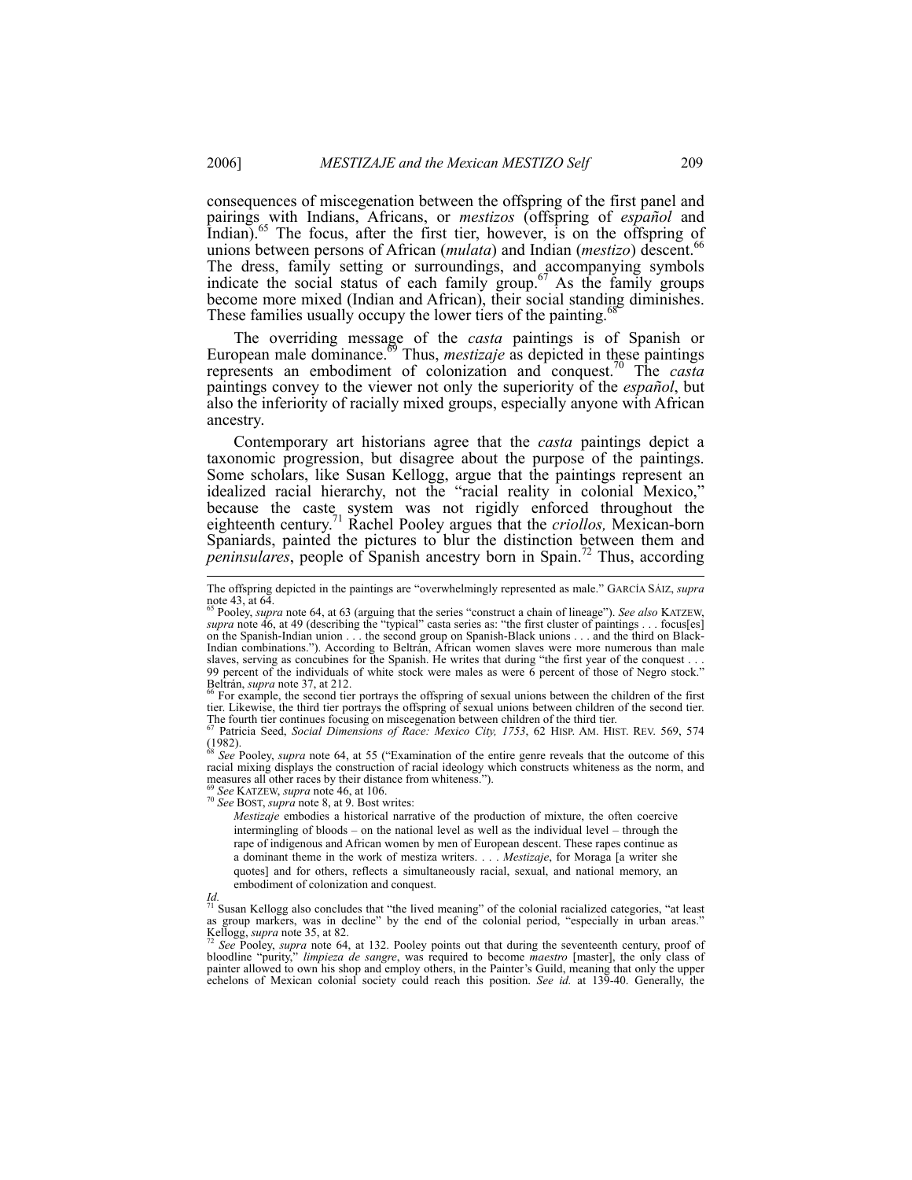consequences of miscegenation between the offspring of the first panel and pairings with Indians, Africans, or *mestizos* (offspring of *español* and Indian).[65] The focus, after the first tier, however, is on the offspring of unions between persons of African (*mulata*) and Indian (*mestizo*) descent.[66] The dress, family setting or surroundings, and accompanying symbols indicate the social status of each family group.[67] As the family groups become more mixed (Indian and African), their social standing diminishes. These families usually occupy the lower tiers of the painting.[68]

The overriding message of the *casta* paintings is of Spanish or European male dominance.[69] Thus, *mestizaje* as depicted in these paintings represents an embodiment of colonization and conquest.[70] The *casta* paintings convey to the viewer not only the superiority of the *español*, but also the inferiority of racially mixed groups, especially anyone with African ancestry.

Contemporary art historians agree that the *casta* paintings depict a taxonomic progression, but disagree about the purpose of the paintings. Some scholars, like Susan Kellogg, argue that the paintings represent an idealized racial hierarchy, not the "racial reality in colonial Mexico," because the caste system was not rigidly enforced throughout the eighteenth century.[71] Rachel Pooley argues that the *criollos,* Mexican-born Spaniards, painted the pictures to blur the distinction between them and *peninsulares*, people of Spanish ancestry born in Spain.[72] Thus, according

---

The offspring depicted in the paintings are "overwhelmingly represented as male." GARCÍA SÁIZ, *supra* note 43, at 64.

[65] Pooley, *supra* note 64, at 63 (arguing that the series "construct a chain of lineage"). *See also* KATZEW, *supra* note 46, at 49 (describing the "typical" casta series as: "the first cluster of paintings . . . focus[es] on the Spanish-Indian union . . . the second group on Spanish-Black unions . . . and the third on Black-Indian combinations."). According to Beltrán, African women slaves were more numerous than male slaves, serving as concubines for the Spanish. He writes that during "the first year of the conquest . . . 99 percent of the individuals of white stock were males as were 6 percent of those of Negro stock." Beltrán, *supra* note 37, at 212.

[66] For example, the second tier portrays the offspring of sexual unions between the children of the first tier. Likewise, the third tier portrays the offspring of sexual unions between children of the second tier. The fourth tier continues focusing on miscegenation between children of the third tier.

[67] Patricia Seed, *Social Dimensions of Race: Mexico City, 1753*, 62 HISP. AM. HIST. REV. 569, 574 (1982).

[68] *See* Pooley, *supra* note 64, at 55 ("Examination of the entire genre reveals that the outcome of this racial mixing displays the construction of racial ideology which constructs whiteness as the norm, and measures all other races by their distance from whiteness.").

[69] *See* KATZEW, *supra* note 46, at 106.

[70] *See* BOST, *supra* note 8, at 9. Bost writes:

> *Mestizaje* embodies a historical narrative of the production of mixture, the often coercive intermingling of bloods – on the national level as well as the individual level – through the rape of indigenous and African women by men of European descent. These rapes continue as a dominant theme in the work of mestiza writers. . . . *Mestizaje*, for Moraga [a writer she quotes] and for others, reflects a simultaneously racial, sexual, and national memory, an embodiment of colonization and conquest.

*Id.*

[71] Susan Kellogg also concludes that "the lived meaning" of the colonial racialized categories, "at least as group markers, was in decline" by the end of the colonial period, "especially in urban areas." Kellogg, *supra* note 35, at 82.

[72] *See* Pooley, *supra* note 64, at 132. Pooley points out that during the seventeenth century, proof of bloodline "purity," *limpieza de sangre*, was required to become *maestro* [master], the only class of painter allowed to own his shop and employ others, in the Painter's Guild, meaning that only the upper echelons of Mexican colonial society could reach this position. *See id.* at 139-40. Generally, the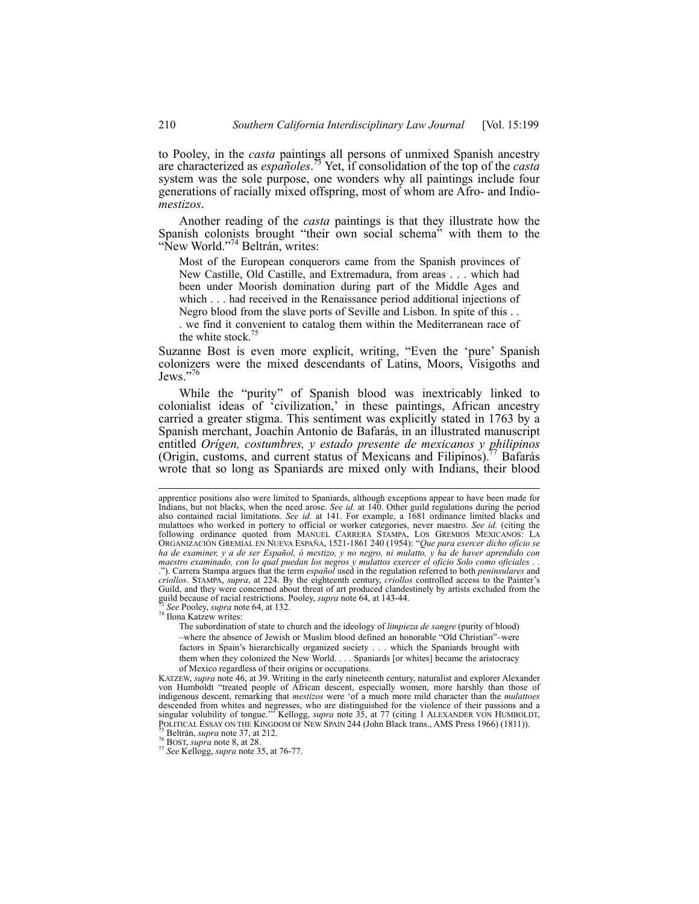to Pooley, in the *casta* paintings all persons of unmixed Spanish ancestry are characterized as *españoles*.[73] Yet, if consolidation of the top of the *casta* system was the sole purpose, one wonders why all paintings include four generations of racially mixed offspring, most of whom are Afro- and Indio-*mestizos*.

Another reading of the *casta* paintings is that they illustrate how the Spanish colonists brought "their own social schema" with them to the "New World."[74] Beltrán, writes:

> Most of the European conquerors came from the Spanish provinces of New Castille, Old Castille, and Extremadura, from areas . . . which had been under Moorish domination during part of the Middle Ages and which . . . had received in the Renaissance period additional injections of Negro blood from the slave ports of Seville and Lisbon. In spite of this . . . we find it convenient to catalog them within the Mediterranean race of the white stock.[75]

Suzanne Bost is even more explicit, writing, "Even the 'pure' Spanish colonizers were the mixed descendants of Latins, Moors, Visigoths and Jews."[76]

While the "purity" of Spanish blood was inextricably linked to colonialist ideas of 'civilization,' in these paintings, African ancestry carried a greater stigma. This sentiment was explicitly stated in 1763 by a Spanish merchant, Joachín Antonio de Bafarás, in an illustrated manuscript entitled *Orígen, costumbres, y estado presente de mexicanos y philipinos* (Origin, customs, and current status of Mexicans and Filipinos).[77] Bafarás wrote that so long as Spaniards are mixed only with Indians, their blood

---

apprentice positions also were limited to Spaniards, although exceptions appear to have been made for Indians, but not blacks, when the need arose. *See id.* at 140. Other guild regulations during the period also contained racial limitations. *See id.* at 141. For example, a 1681 ordinance limited blacks and mulattoes who worked in pottery to official or worker categories, never maestro. *See id.* (citing the following ordinance quoted from MANUEL CARRERA STAMPA, LOS GREMIOS MEXICANOS: LA ORGANIZACIÓN GREMIAL EN NUEVA ESPAÑA, 1521-1861 240 (1954): "*Que para exercer dicho oficio se ha de examiner, y a de ser Español, ó mestizo, y no negro, ni mulatto, y ha de haver aprendido con maestro examinado, con lo qual puedan los negros y mulattos exercer el oficio Solo como oficiales . . .*"). Carrera Stampa argues that the term *español* used in the regulation referred to both *peninsulares* and *criollos*. STAMPA, *supra*, at 224. By the eighteenth century, *criollos* controlled access to the Painter's Guild, and they were concerned about threat of art produced clandestinely by artists excluded from the guild because of racial restrictions. Pooley, *supra* note 64, at 143-44.

[73] *See* Pooley, *supra* note 64, at 132.

[74] Ilona Katzew writes:

> The subordination of state to church and the ideology of *limpieza de sangre* (purity of blood) –where the absence of Jewish or Muslim blood defined an honorable "Old Christian"–were factors in Spain's hierarchically organized society . . . which the Spaniards brought with them when they colonized the New World. . . . Spaniards [or whites] became the aristocracy of Mexico regardless of their origins or occupations.

KATZEW, *supra* note 46, at 39. Writing in the early nineteenth century, naturalist and explorer Alexander von Humboldt "treated people of African descent, especially women, more harshly than those of indigenous descent, remarking that *mestizos* were 'of a much more mild character than the *mulattoes* descended from whites and negresses, who are distinguished for the violence of their passions and a singular volubility of tongue.'" Kellogg, *supra* note 35, at 77 (citing 1 ALEXANDER VON HUMBOLDT, POLITICAL ESSAY ON THE KINGDOM OF NEW SPAIN 244 (John Black trans., AMS Press 1966) (1811)).

[75] Beltrán, *supra* note 37, at 212.

[76] BOST, *supra* note 8, at 28.

[77] *See* Kellogg, *supra* note 35, at 76-77.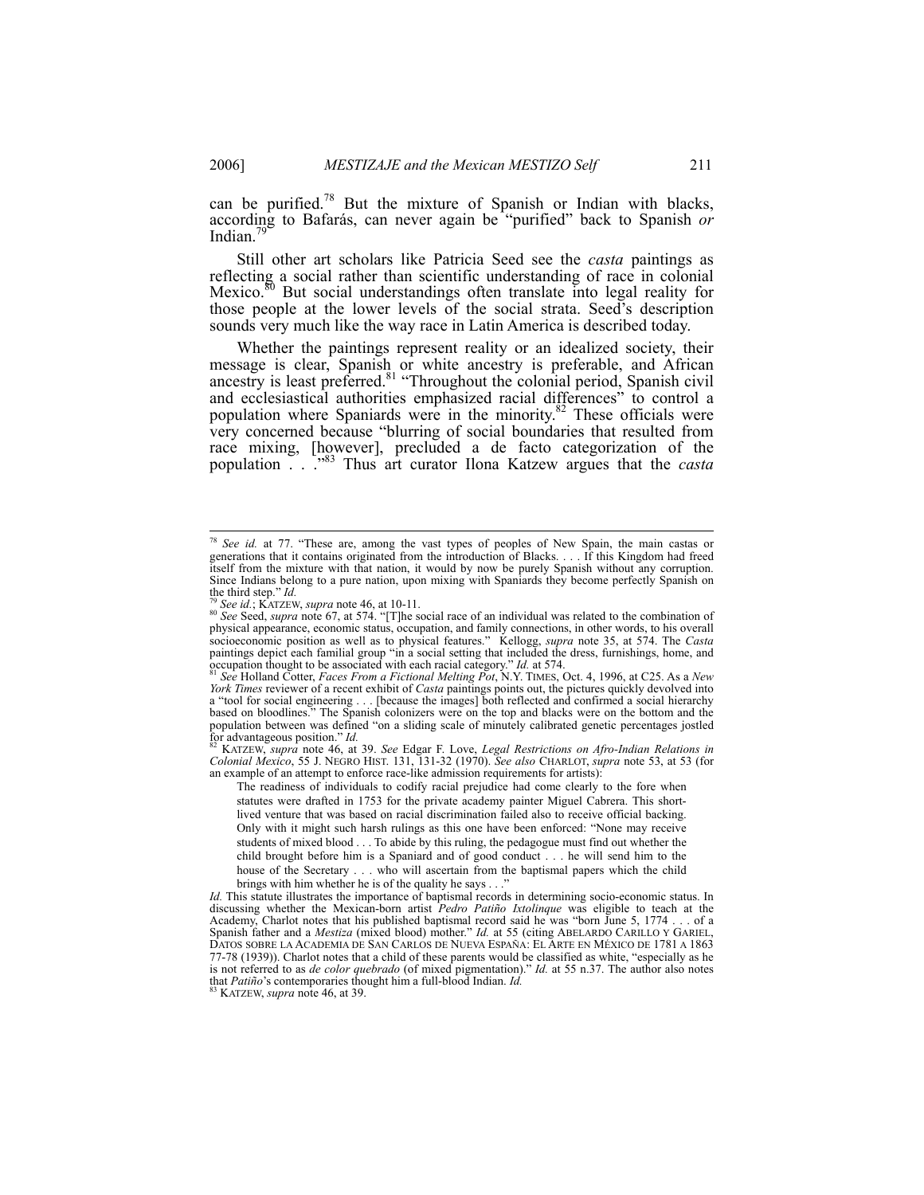can be purified.[78] But the mixture of Spanish or Indian with blacks, according to Bafarás, can never again be "purified" back to Spanish *or* Indian.[79]

Still other art scholars like Patricia Seed see the *casta* paintings as reflecting a social rather than scientific understanding of race in colonial Mexico.[80] But social understandings often translate into legal reality for those people at the lower levels of the social strata. Seed's description sounds very much like the way race in Latin America is described today.

Whether the paintings represent reality or an idealized society, their message is clear, Spanish or white ancestry is preferable, and African ancestry is least preferred.[81] "Throughout the colonial period, Spanish civil and ecclesiastical authorities emphasized racial differences" to control a population where Spaniards were in the minority.[82] These officials were very concerned because "blurring of social boundaries that resulted from race mixing, [however], precluded a de facto categorization of the population . . . ."[83] Thus art curator Ilona Katzew argues that the *casta*

---

[78] *See id.* at 77. "These are, among the vast types of peoples of New Spain, the main castas or generations that it contains originated from the introduction of Blacks. . . . If this Kingdom had freed itself from the mixture with that nation, it would by now be purely Spanish without any corruption. Since Indians belong to a pure nation, upon mixing with Spaniards they become perfectly Spanish on the third step." *Id.*

[79] *See id.*; KATZEW, *supra* note 46, at 10-11.

[80] *See* Seed, *supra* note 67, at 574. "[T]he social race of an individual was related to the combination of physical appearance, economic status, occupation, and family connections, in other words, to his overall socioeconomic position as well as to physical features." Kellogg, *supra* note 35, at 574. The *Casta* paintings depict each familial group "in a social setting that included the dress, furnishings, home, and occupation thought to be associated with each racial category." *Id.* at 574.

[81] *See* Holland Cotter, *Faces From a Fictional Melting Pot*, N.Y. TIMES, Oct. 4, 1996, at C25. As a *New York Times* reviewer of a recent exhibit of *Casta* paintings points out, the pictures quickly devolved into a "tool for social engineering . . . [because the images] both reflected and confirmed a social hierarchy based on bloodlines." The Spanish colonizers were on the top and blacks were on the bottom and the population between was defined "on a sliding scale of minutely calibrated genetic percentages jostled for advantageous position." *Id.*

[82] KATZEW, *supra* note 46, at 39. *See* Edgar F. Love, *Legal Restrictions on Afro-Indian Relations in Colonial Mexico*, 55 J. NEGRO HIST. 131, 131-32 (1970). *See also* CHARLOT, *supra* note 53, at 53 (for an example of an attempt to enforce race-like admission requirements for artists):

> The readiness of individuals to codify racial prejudice had come clearly to the fore when statutes were drafted in 1753 for the private academy painter Miguel Cabrera. This short-lived venture that was based on racial discrimination failed also to receive official backing. Only with it might such harsh rulings as this one have been enforced: "None may receive students of mixed blood . . . To abide by this ruling, the pedagogue must find out whether the child brought before him is a Spaniard and of good conduct . . . he will send him to the house of the Secretary . . . who will ascertain from the baptismal papers which the child brings with him whether he is of the quality he says . . ."

*Id.* This statute illustrates the importance of baptismal records in determining socio-economic status. In discussing whether the Mexican-born artist *Pedro Patiño Ixtolinque* was eligible to teach at the Academy, Charlot notes that his published baptismal record said he was "born June 5, 1774 . . . of a Spanish father and a *Mestiza* (mixed blood) mother." *Id.* at 55 (citing ABELARDO CARILLO Y GARIEL, DATOS SOBRE LA ACADEMIA DE SAN CARLOS DE NUEVA ESPAÑA: EL ARTE EN MÉXICO DE 1781 A 1863 77-78 (1939)). Charlot notes that a child of these parents would be classified as white, "especially as he is not referred to as *de color quebrado* (of mixed pigmentation)." *Id.* at 55 n.37. The author also notes that *Patiño*'s contemporaries thought him a full-blood Indian. *Id.*

[83] KATZEW, *supra* note 46, at 39.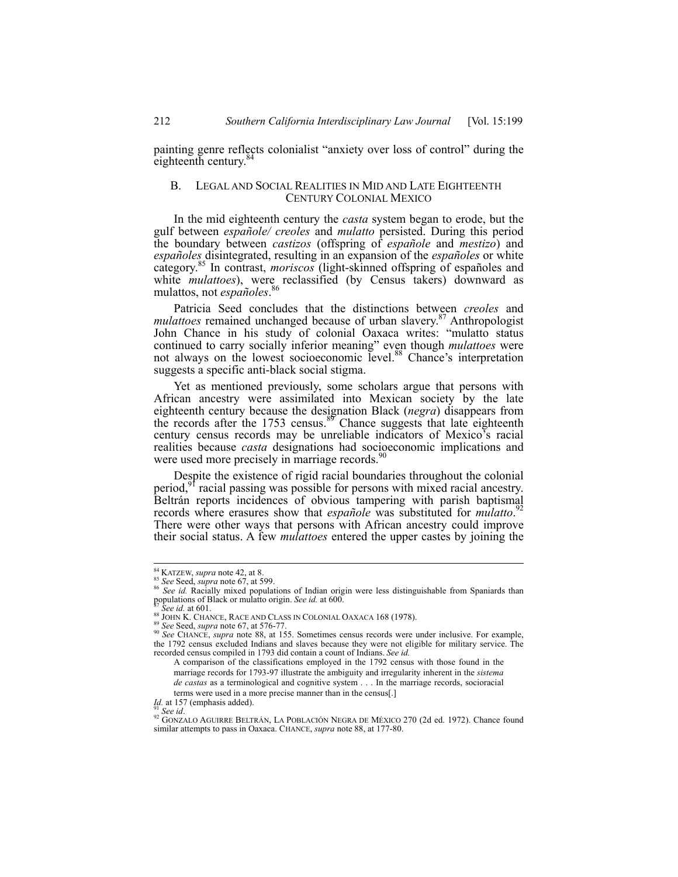painting genre reflects colonialist "anxiety over loss of control" during the eighteenth century.[84]

## B. Legal and Social Realities in Mid and Late Eighteenth Century Colonial Mexico

In the mid eighteenth century the *casta* system began to erode, but the gulf between *españole/ creoles* and *mulatto* persisted. During this period the boundary between *castizos* (offspring of *españole* and *mestizo*) and *españoles* disintegrated, resulting in an expansion of the *españoles* or white category.[85] In contrast, *moriscos* (light-skinned offspring of españoles and white *mulattoes*), were reclassified (by Census takers) downward as mulattos, not *españoles*.[86]

Patricia Seed concludes that the distinctions between *creoles* and *mulattoes* remained unchanged because of urban slavery.[87] Anthropologist John Chance in his study of colonial Oaxaca writes: "mulatto status continued to carry socially inferior meaning" even though *mulattoes* were not always on the lowest socioeconomic level.[88] Chance's interpretation suggests a specific anti-black social stigma.

Yet as mentioned previously, some scholars argue that persons with African ancestry were assimilated into Mexican society by the late eighteenth century because the designation Black (*negra*) disappears from the records after the 1753 census.[89] Chance suggests that late eighteenth century census records may be unreliable indicators of Mexico's racial realities because *casta* designations had socioeconomic implications and were used more precisely in marriage records.[90]

Despite the existence of rigid racial boundaries throughout the colonial period,[91] racial passing was possible for persons with mixed racial ancestry. Beltrán reports incidences of obvious tampering with parish baptismal records where erasures show that *españole* was substituted for *mulatto*.[92] There were other ways that persons with African ancestry could improve their social status. A few *mulattoes* entered the upper castes by joining the

---

[84] Katzew, *supra* note 42, at 8.

[85] *See* Seed, *supra* note 67, at 599.

[86] *See id.* Racially mixed populations of Indian origin were less distinguishable from Spaniards than populations of Black or mulatto origin. *See id.* at 600.

[87] *See id.* at 601.

[88] John K. Chance, Race and Class in Colonial Oaxaca 168 (1978).

[89] *See* Seed, *supra* note 67, at 576-77.

[90] *See* Chance, *supra* note 88, at 155. Sometimes census records were under inclusive. For example, the 1792 census excluded Indians and slaves because they were not eligible for military service. The recorded census compiled in 1793 did contain a count of Indians. *See id.*

> A comparison of the classifications employed in the 1792 census with those found in the marriage records for 1793-97 illustrate the ambiguity and irregularity inherent in the *sistema de castas* as a terminological and cognitive system . . . In the marriage records, socioracial terms were used in a more precise manner than in the census[.]

*Id.* at 157 (emphasis added).

[91] *See id*.

[92] Gonzalo Aguirre Beltrán, La Población Negra de México 270 (2d ed. 1972). Chance found similar attempts to pass in Oaxaca. Chance, *supra* note 88, at 177-80.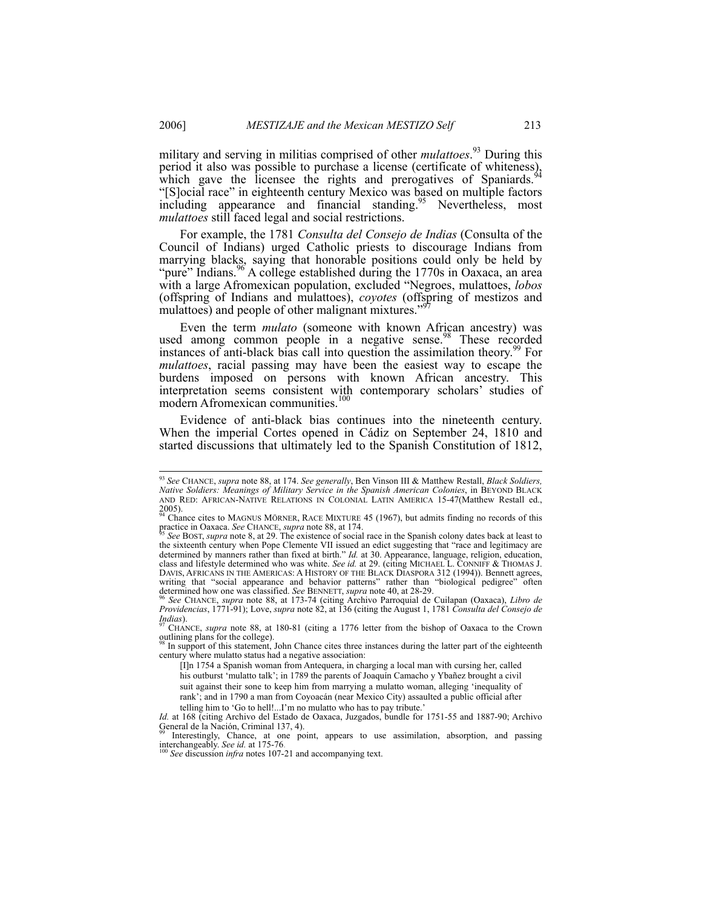military and serving in militias comprised of other *mulattoes*.[93] During this period it also was possible to purchase a license (certificate of whiteness), which gave the licensee the rights and prerogatives of Spaniards.[94] "[S]ocial race" in eighteenth century Mexico was based on multiple factors including appearance and financial standing.[95] Nevertheless, most *mulattoes* still faced legal and social restrictions.

For example, the 1781 *Consulta del Consejo de Indias* (Consulta of the Council of Indians) urged Catholic priests to discourage Indians from marrying blacks, saying that honorable positions could only be held by "pure" Indians.[96] A college established during the 1770s in Oaxaca, an area with a large Afromexican population, excluded "Negroes, mulattoes, *lobos* (offspring of Indians and mulattoes), *coyotes* (offspring of mestizos and mulattoes) and people of other malignant mixtures."[97]

Even the term *mulato* (someone with known African ancestry) was used among common people in a negative sense.[98] These recorded instances of anti-black bias call into question the assimilation theory.[99] For *mulattoes*, racial passing may have been the easiest way to escape the burdens imposed on persons with known African ancestry. This interpretation seems consistent with contemporary scholars' studies of modern Afromexican communities.[100]

Evidence of anti-black bias continues into the nineteenth century. When the imperial Cortes opened in Cádiz on September 24, 1810 and started discussions that ultimately led to the Spanish Constitution of 1812,

---

[93] *See* CHANCE, *supra* note 88, at 174. *See generally*, Ben Vinson III & Matthew Restall, *Black Soldiers, Native Soldiers: Meanings of Military Service in the Spanish American Colonies*, in BEYOND BLACK AND RED: AFRICAN-NATIVE RELATIONS IN COLONIAL LATIN AMERICA 15-47(Matthew Restall ed., 2005).

[94] Chance cites to MAGNUS MÖRNER, RACE MIXTURE 45 (1967), but admits finding no records of this practice in Oaxaca. *See* CHANCE, *supra* note 88, at 174.

[95] *See* BOST, *supra* note 8, at 29. The existence of social race in the Spanish colony dates back at least to the sixteenth century when Pope Clemente VII issued an edict suggesting that "race and legitimacy are determined by manners rather than fixed at birth." *Id.* at 30. Appearance, language, religion, education, class and lifestyle determined who was white. *See id.* at 29. (citing MICHAEL L. CONNIFF & THOMAS J. DAVIS, AFRICANS IN THE AMERICAS: A HISTORY OF THE BLACK DIASPORA 312 (1994)). Bennett agrees, writing that "social appearance and behavior patterns" rather than "biological pedigree" often determined how one was classified. *See* BENNETT, *supra* note 40, at 28-29.

[96] *See* CHANCE, *supra* note 88, at 173-74 (citing Archivo Parroquial de Cuilapan (Oaxaca), *Libro de Providencias*, 1771-91); Love, *supra* note 82, at 136 (citing the August 1, 1781 *Consulta del Consejo de Indias*).

[97] CHANCE, *supra* note 88, at 180-81 (citing a 1776 letter from the bishop of Oaxaca to the Crown outlining plans for the college).

[98] In support of this statement, John Chance cites three instances during the latter part of the eighteenth century where mulatto status had a negative association:

> [I]n 1754 a Spanish woman from Antequera, in charging a local man with cursing her, called his outburst 'mulatto talk'; in 1789 the parents of Joaquín Camacho y Ybañez brought a civil suit against their sone to keep him from marrying a mulatto woman, alleging 'inequality of rank'; and in 1790 a man from Coyoacán (near Mexico City) assaulted a public official after telling him to 'Go to hell!...I'm no mulatto who has to pay tribute.'

*Id.* at 168 (citing Archivo del Estado de Oaxaca, Juzgados, bundle for 1751-55 and 1887-90; Archivo General de la Nación, Criminal 137, 4).

[99] Interestingly, Chance, at one point, appears to use assimilation, absorption, and passing interchangeably. *See id.* at 175-76.

[100] *See* discussion *infra* notes 107-21 and accompanying text.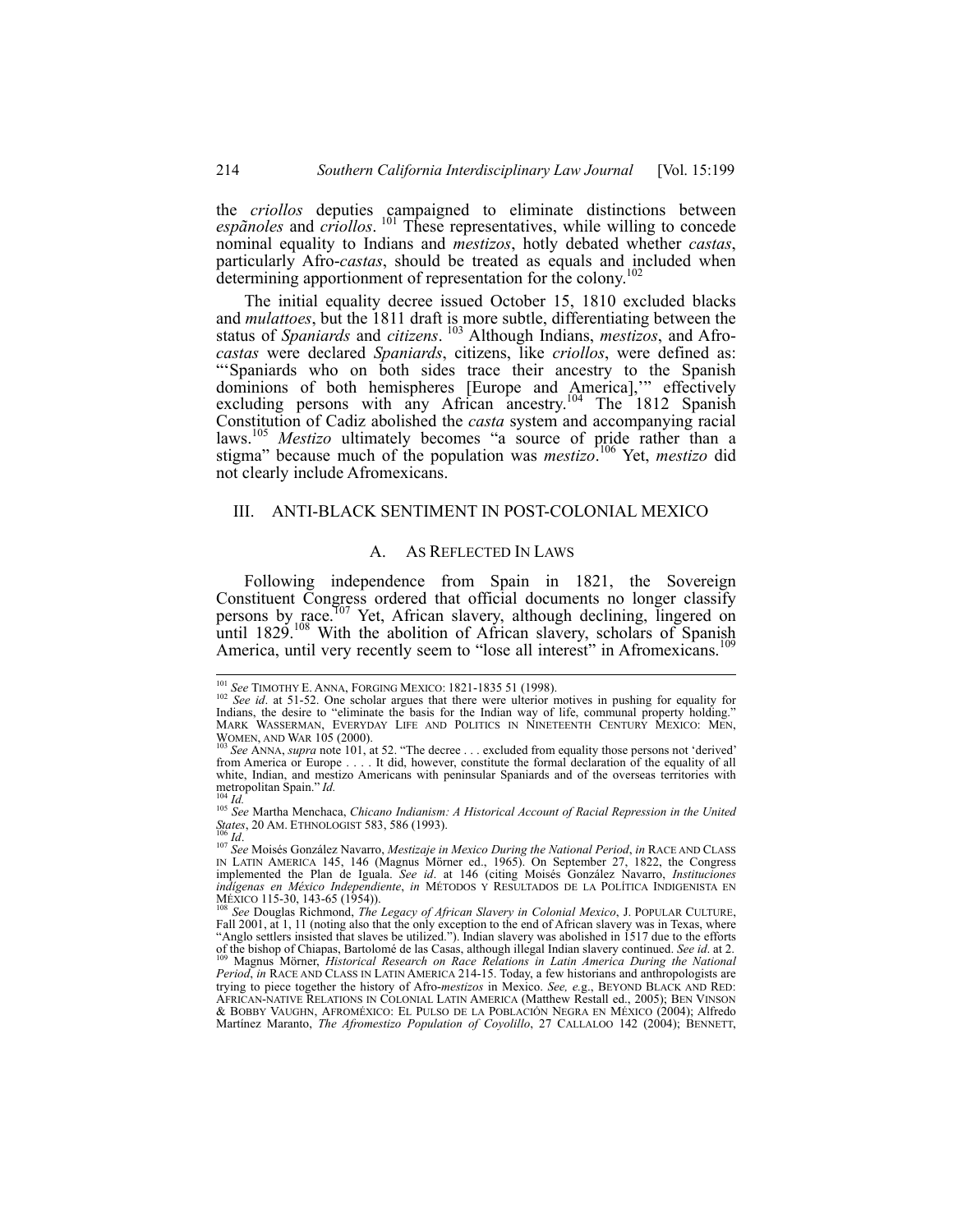the *criollos* deputies campaigned to eliminate distinctions between *espãnoles* and *criollos*.[101] These representatives, while willing to concede nominal equality to Indians and *mestizos*, hotly debated whether *castas*, particularly Afro-*castas*, should be treated as equals and included when determining apportionment of representation for the colony.[102]

The initial equality decree issued October 15, 1810 excluded blacks and *mulattoes*, but the 1811 draft is more subtle, differentiating between the status of *Spaniards* and *citizens*.[103] Although Indians, *mestizos*, and Afro-*castas* were declared *Spaniards*, citizens, like *criollos*, were defined as: "'Spaniards who on both sides trace their ancestry to the Spanish dominions of both hemispheres [Europe and America],'" effectively excluding persons with any African ancestry.[104] The 1812 Spanish Constitution of Cadiz abolished the *casta* system and accompanying racial laws.[105] *Mestizo* ultimately becomes "a source of pride rather than a stigma" because much of the population was *mestizo*.[106] Yet, *mestizo* did not clearly include Afromexicans.

## III. ANTI-BLACK SENTIMENT IN POST-COLONIAL MEXICO

### A. AS REFLECTED IN LAWS

Following independence from Spain in 1821, the Sovereign Constituent Congress ordered that official documents no longer classify persons by race.[107] Yet, African slavery, although declining, lingered on until 1829.[108] With the abolition of African slavery, scholars of Spanish America, until very recently seem to "lose all interest" in Afromexicans.[109]

---

[101] *See* TIMOTHY E. ANNA, FORGING MEXICO: 1821-1835 51 (1998).

[102] *See id*. at 51-52. One scholar argues that there were ulterior motives in pushing for equality for Indians, the desire to "eliminate the basis for the Indian way of life, communal property holding." MARK WASSERMAN, EVERYDAY LIFE AND POLITICS IN NINETEENTH CENTURY MEXICO: MEN, WOMEN, AND WAR 105 (2000).

[103] *See* ANNA, *supra* note 101, at 52. "The decree . . . excluded from equality those persons not 'derived' from America or Europe . . . . It did, however, constitute the formal declaration of the equality of all white, Indian, and mestizo Americans with peninsular Spaniards and of the overseas territories with metropolitan Spain." *Id.*

[104] *Id.*

[105] *See* Martha Menchaca, *Chicano Indianism: A Historical Account of Racial Repression in the United States*, 20 AM. ETHNOLOGIST 583, 586 (1993).

[106] *Id*.

[107] *See* Moisés González Navarro, *Mestizaje in Mexico During the National Period*, *in* RACE AND CLASS IN LATIN AMERICA 145, 146 (Magnus Mörner ed., 1965). On September 27, 1822, the Congress implemented the Plan de Iguala. *See id*. at 146 (citing Moisés González Navarro, *Instituciones indígenas en México Independiente*, *in* MÉTODOS Y RESULTADOS DE LA POLÍTICA INDIGENISTA EN MÉXICO 115-30, 143-65 (1954)).

[108] *See* Douglas Richmond, *The Legacy of African Slavery in Colonial Mexico*, J. POPULAR CULTURE, Fall 2001, at 1, 11 (noting also that the only exception to the end of African slavery was in Texas, where "Anglo settlers insisted that slaves be utilized."). Indian slavery was abolished in 1517 due to the efforts of the bishop of Chiapas, Bartolomé de las Casas, although illegal Indian slavery continued. *See id*. at 2.

[109] Magnus Mörner, *Historical Research on Race Relations in Latin America During the National Period*, *in* RACE AND CLASS IN LATIN AMERICA 214-15. Today, a few historians and anthropologists are trying to piece together the history of Afro-*mestizos* in Mexico. *See, e.g.*, BEYOND BLACK AND RED: AFRICAN-NATIVE RELATIONS IN COLONIAL LATIN AMERICA (Matthew Restall ed., 2005); BEN VINSON & BOBBY VAUGHN, AFROMÉXICO: EL PULSO DE LA POBLACIÓN NEGRA EN MÉXICO (2004); Alfredo Martínez Maranto, *The Afromestizo Population of Coyolillo*, 27 CALLALOO 142 (2004); BENNETT,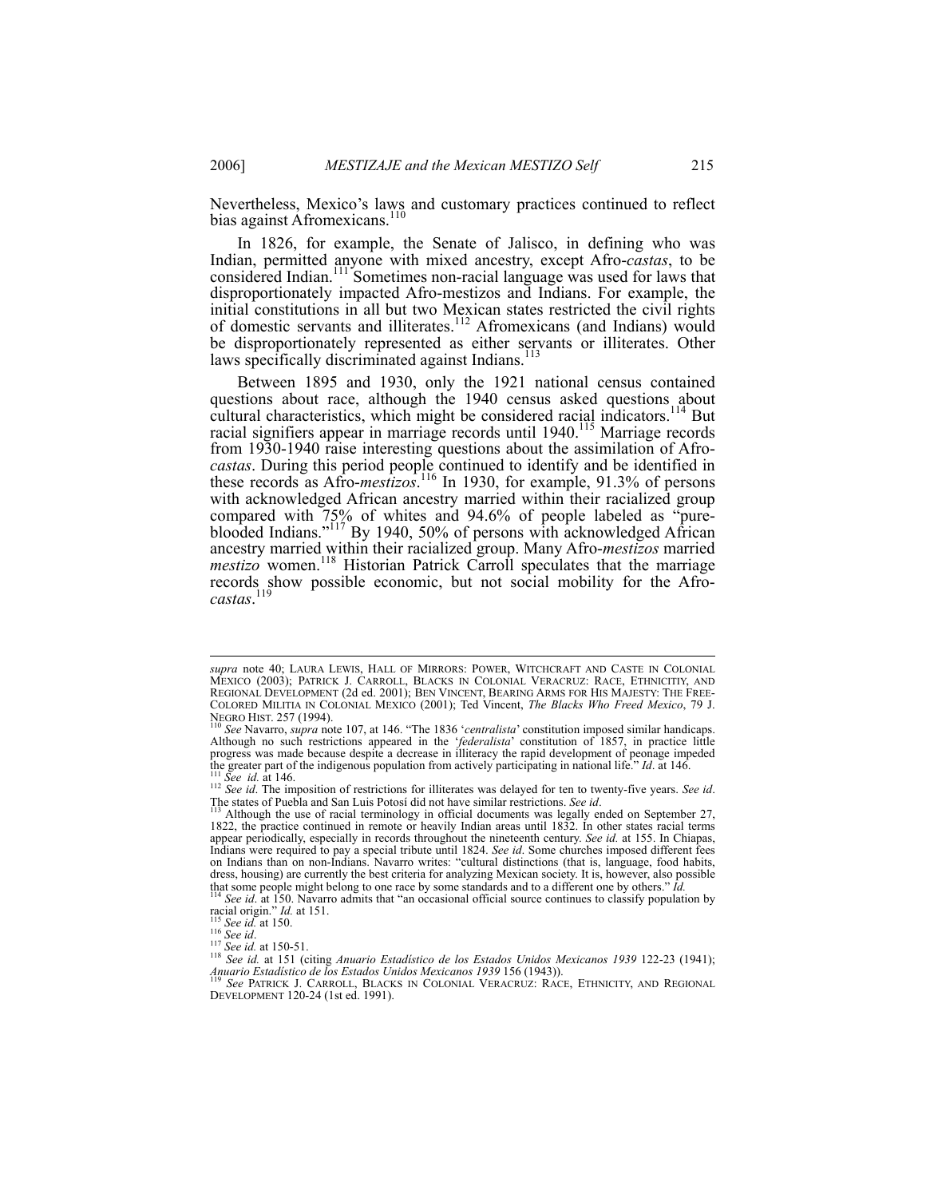Nevertheless, Mexico's laws and customary practices continued to reflect bias against Afromexicans.[110]

In 1826, for example, the Senate of Jalisco, in defining who was Indian, permitted anyone with mixed ancestry, except Afro-*castas*, to be considered Indian.[111] Sometimes non-racial language was used for laws that disproportionately impacted Afro-mestizos and Indians. For example, the initial constitutions in all but two Mexican states restricted the civil rights of domestic servants and illiterates.[112] Afromexicans (and Indians) would be disproportionately represented as either servants or illiterates. Other laws specifically discriminated against Indians.[113]

Between 1895 and 1930, only the 1921 national census contained questions about race, although the 1940 census asked questions about cultural characteristics, which might be considered racial indicators.[114] But racial signifiers appear in marriage records until 1940.[115] Marriage records from 1930-1940 raise interesting questions about the assimilation of Afro-*castas*. During this period people continued to identify and be identified in these records as Afro-*mestizos*.[116] In 1930, for example, 91.3% of persons with acknowledged African ancestry married within their racialized group compared with 75% of whites and 94.6% of people labeled as "pure-blooded Indians."[117] By 1940, 50% of persons with acknowledged African ancestry married within their racialized group. Many Afro-*mestizos* married *mestizo* women.[118] Historian Patrick Carroll speculates that the marriage records show possible economic, but not social mobility for the Afro-*castas*.[119]

---

*supra* note 40; LAURA LEWIS, HALL OF MIRRORS: POWER, WITCHCRAFT AND CASTE IN COLONIAL MEXICO (2003); PATRICK J. CARROLL, BLACKS IN COLONIAL VERACRUZ: RACE, ETHNICITIY, AND REGIONAL DEVELOPMENT (2d ed. 2001); BEN VINCENT, BEARING ARMS FOR HIS MAJESTY: THE FREE-COLORED MILITIA IN COLONIAL MEXICO (2001); Ted Vincent, *The Blacks Who Freed Mexico*, 79 J. NEGRO HIST. 257 (1994).

[110] *See* Navarro, *supra* note 107, at 146. "The 1836 '*centralista*' constitution imposed similar handicaps. Although no such restrictions appeared in the '*federalista*' constitution of 1857, in practice little progress was made because despite a decrease in illiteracy the rapid development of peonage impeded the greater part of the indigenous population from actively participating in national life." *Id*. at 146.

[111] *See id.* at 146.

[112] *See id*. The imposition of restrictions for illiterates was delayed for ten to twenty-five years. *See id*. The states of Puebla and San Luis Potosí did not have similar restrictions. *See id*.

[113] Although the use of racial terminology in official documents was legally ended on September 27, 1822, the practice continued in remote or heavily Indian areas until 1832. In other states racial terms appear periodically, especially in records throughout the nineteenth century. *See id.* at 155. In Chiapas, Indians were required to pay a special tribute until 1824. *See id*. Some churches imposed different fees on Indians than on non-Indians. Navarro writes: "cultural distinctions (that is, language, food habits, dress, housing) are currently the best criteria for analyzing Mexican society. It is, however, also possible that some people might belong to one race by some standards and to a different one by others." *Id.*

[114] *See id*. at 150. Navarro admits that "an occasional official source continues to classify population by racial origin." *Id.* at 151.

[115] *See id.* at 150.

[116] *See id*.

[117] *See id.* at 150-51.

[118] *See id.* at 151 (citing *Anuario Estadístico de los Estados Unidos Mexicanos 1939* 122-23 (1941); *Anuario Estadístico de los Estados Unidos Mexicanos 1939* 156 (1943)).

[119] *See* PATRICK J. CARROLL, BLACKS IN COLONIAL VERACRUZ: RACE, ETHNICITY, AND REGIONAL DEVELOPMENT 120-24 (1st ed. 1991).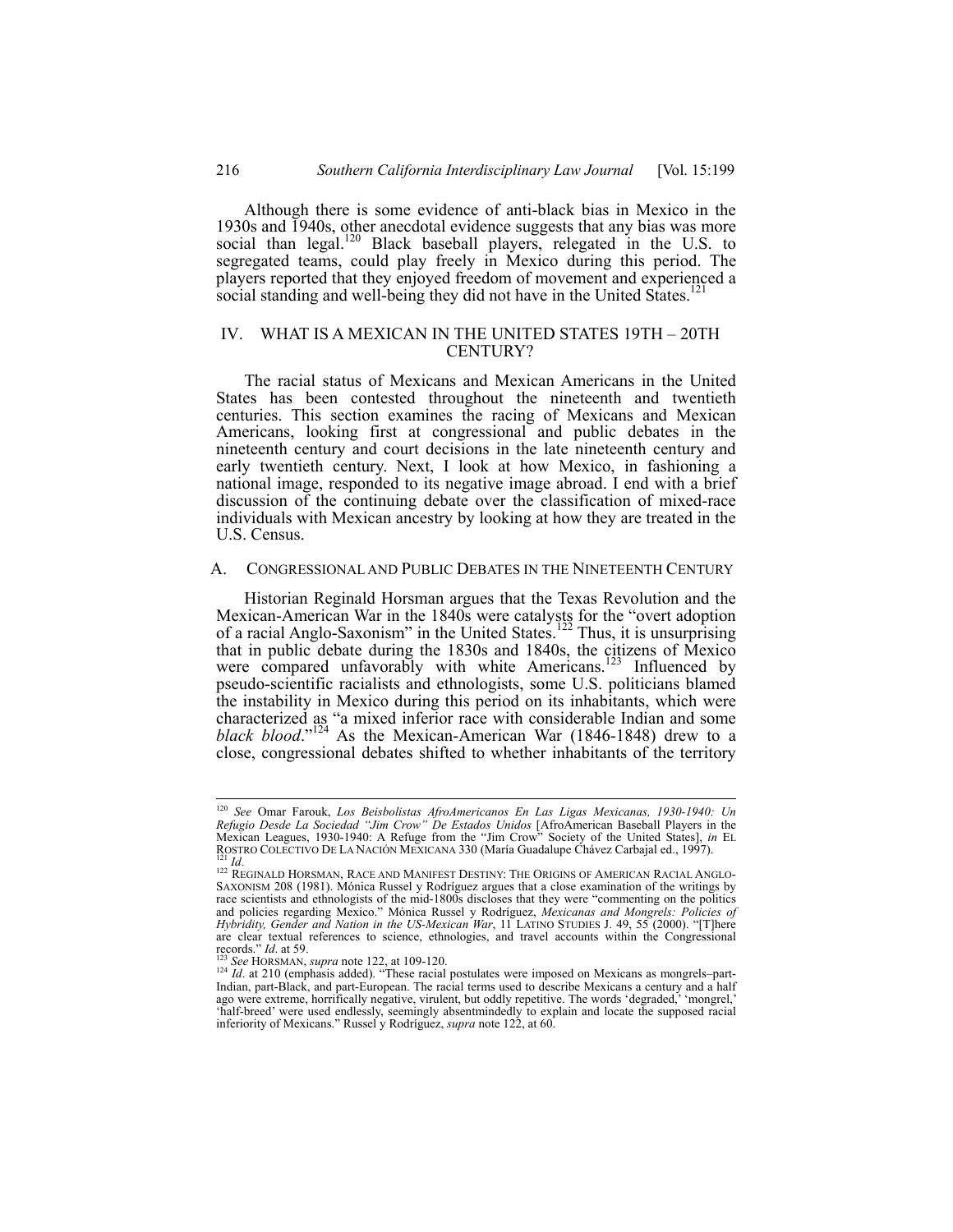Although there is some evidence of anti-black bias in Mexico in the 1930s and 1940s, other anecdotal evidence suggests that any bias was more social than legal.[120] Black baseball players, relegated in the U.S. to segregated teams, could play freely in Mexico during this period. The players reported that they enjoyed freedom of movement and experienced a social standing and well-being they did not have in the United States.[121]

## IV. WHAT IS A MEXICAN IN THE UNITED STATES 19TH – 20TH CENTURY?

The racial status of Mexicans and Mexican Americans in the United States has been contested throughout the nineteenth and twentieth centuries. This section examines the racing of Mexicans and Mexican Americans, looking first at congressional and public debates in the nineteenth century and court decisions in the late nineteenth century and early twentieth century. Next, I look at how Mexico, in fashioning a national image, responded to its negative image abroad. I end with a brief discussion of the continuing debate over the classification of mixed-race individuals with Mexican ancestry by looking at how they are treated in the U.S. Census.

### A. CONGRESSIONAL AND PUBLIC DEBATES IN THE NINETEENTH CENTURY

Historian Reginald Horsman argues that the Texas Revolution and the Mexican-American War in the 1840s were catalysts for the "overt adoption of a racial Anglo-Saxonism" in the United States.[122] Thus, it is unsurprising that in public debate during the 1830s and 1840s, the citizens of Mexico were compared unfavorably with white Americans.[123] Influenced by pseudo-scientific racialists and ethnologists, some U.S. politicians blamed the instability in Mexico during this period on its inhabitants, which were characterized as "a mixed inferior race with considerable Indian and some *black blood*."[124] As the Mexican-American War (1846-1848) drew to a close, congressional debates shifted to whether inhabitants of the territory

---

[120] *See* Omar Farouk, *Los Beisbolistas AfroAmericanos En Las Ligas Mexicanas, 1930-1940: Un Refugio Desde La Sociedad "Jim Crow" De Estados Unidos* [AfroAmerican Baseball Players in the Mexican Leagues, 1930-1940: A Refuge from the "Jim Crow" Society of the United States], *in* EL ROSTRO COLECTIVO DE LA NACIÓN MEXICANA 330 (María Guadalupe Chávez Carbajal ed., 1997).

[121] *Id*.

[122] REGINALD HORSMAN, RACE AND MANIFEST DESTINY: THE ORIGINS OF AMERICAN RACIAL ANGLO-SAXONISM 208 (1981). Mónica Russel y Rodríguez argues that a close examination of the writings by race scientists and ethnologists of the mid-1800s discloses that they were "commenting on the politics and policies regarding Mexico." Mónica Russel y Rodríguez, *Mexicanas and Mongrels: Policies of Hybridity, Gender and Nation in the US-Mexican War*, 11 LATINO STUDIES J. 49, 55 (2000). "[T]here are clear textual references to science, ethnologies, and travel accounts within the Congressional records." *Id*. at 59.

[123] *See* HORSMAN, *supra* note 122, at 109-120.

[124] *Id*. at 210 (emphasis added). "These racial postulates were imposed on Mexicans as mongrels–part-Indian, part-Black, and part-European. The racial terms used to describe Mexicans a century and a half ago were extreme, horrifically negative, virulent, but oddly repetitive. The words 'degraded,' 'mongrel,' 'half-breed' were used endlessly, seemingly absentmindedly to explain and locate the supposed racial inferiority of Mexicans." Russel y Rodríguez, *supra* note 122, at 60.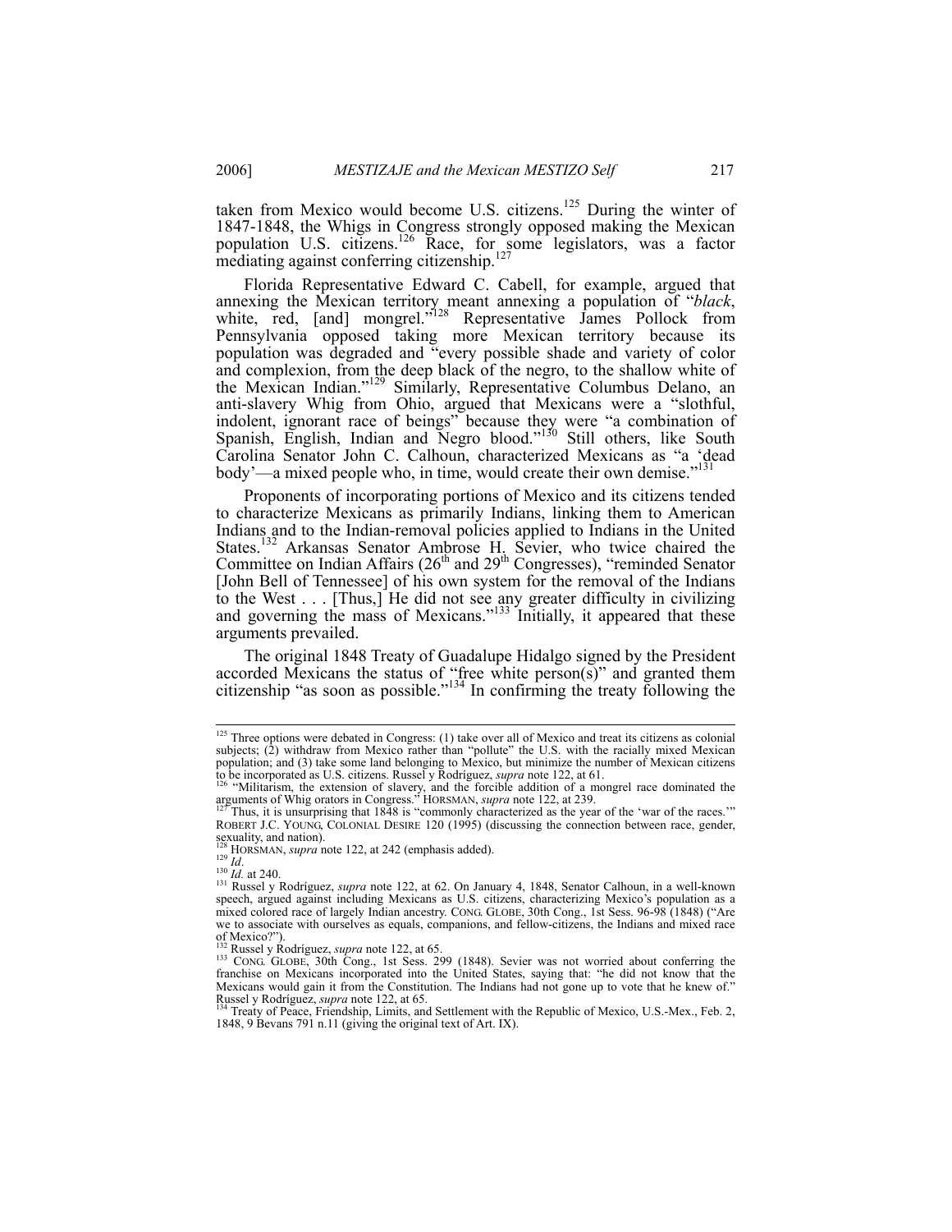taken from Mexico would become U.S. citizens.[125] During the winter of 1847-1848, the Whigs in Congress strongly opposed making the Mexican population U.S. citizens.[126] Race, for some legislators, was a factor mediating against conferring citizenship.[127]

Florida Representative Edward C. Cabell, for example, argued that annexing the Mexican territory meant annexing a population of "*black*, white, red, [and] mongrel."[128] Representative James Pollock from Pennsylvania opposed taking more Mexican territory because its population was degraded and "every possible shade and variety of color and complexion, from the deep black of the negro, to the shallow white of the Mexican Indian."[129] Similarly, Representative Columbus Delano, an anti-slavery Whig from Ohio, argued that Mexicans were a "slothful, indolent, ignorant race of beings" because they were "a combination of Spanish, English, Indian and Negro blood."[130] Still others, like South Carolina Senator John C. Calhoun, characterized Mexicans as "a 'dead body'—a mixed people who, in time, would create their own demise."[131]

Proponents of incorporating portions of Mexico and its citizens tended to characterize Mexicans as primarily Indians, linking them to American Indians and to the Indian-removal policies applied to Indians in the United States.[132] Arkansas Senator Ambrose H. Sevier, who twice chaired the Committee on Indian Affairs (26th and 29th Congresses), "reminded Senator [John Bell of Tennessee] of his own system for the removal of the Indians to the West . . . [Thus,] He did not see any greater difficulty in civilizing and governing the mass of Mexicans."[133] Initially, it appeared that these arguments prevailed.

The original 1848 Treaty of Guadalupe Hidalgo signed by the President accorded Mexicans the status of "free white person(s)" and granted them citizenship "as soon as possible."[134] In confirming the treaty following the

---

[125] Three options were debated in Congress: (1) take over all of Mexico and treat its citizens as colonial subjects; (2) withdraw from Mexico rather than "pollute" the U.S. with the racially mixed Mexican population; and (3) take some land belonging to Mexico, but minimize the number of Mexican citizens to be incorporated as U.S. citizens. Russel y Rodríguez, *supra* note 122, at 61.

[126] "Militarism, the extension of slavery, and the forcible addition of a mongrel race dominated the arguments of Whig orators in Congress." HORSMAN, *supra* note 122, at 239.

[127] Thus, it is unsurprising that 1848 is "commonly characterized as the year of the 'war of the races.'" ROBERT J.C. YOUNG, COLONIAL DESIRE 120 (1995) (discussing the connection between race, gender, sexuality, and nation).

[128] HORSMAN, *supra* note 122, at 242 (emphasis added).

[129] *Id*.

[130] *Id.* at 240.

[131] Russel y Rodríguez, *supra* note 122, at 62. On January 4, 1848, Senator Calhoun, in a well-known speech, argued against including Mexicans as U.S. citizens, characterizing Mexico's population as a mixed colored race of largely Indian ancestry. CONG. GLOBE, 30th Cong., 1st Sess. 96-98 (1848) ("Are we to associate with ourselves as equals, companions, and fellow-citizens, the Indians and mixed race of Mexico?").

[132] Russel y Rodríguez, *supra* note 122, at 65.

[133] CONG. GLOBE, 30th Cong., 1st Sess. 299 (1848). Sevier was not worried about conferring the franchise on Mexicans incorporated into the United States, saying that: "he did not know that the Mexicans would gain it from the Constitution. The Indians had not gone up to vote that he knew of." Russel y Rodríguez, *supra* note 122, at 65.

[134] Treaty of Peace, Friendship, Limits, and Settlement with the Republic of Mexico, U.S.-Mex., Feb. 2, 1848, 9 Bevans 791 n.11 (giving the original text of Art. IX).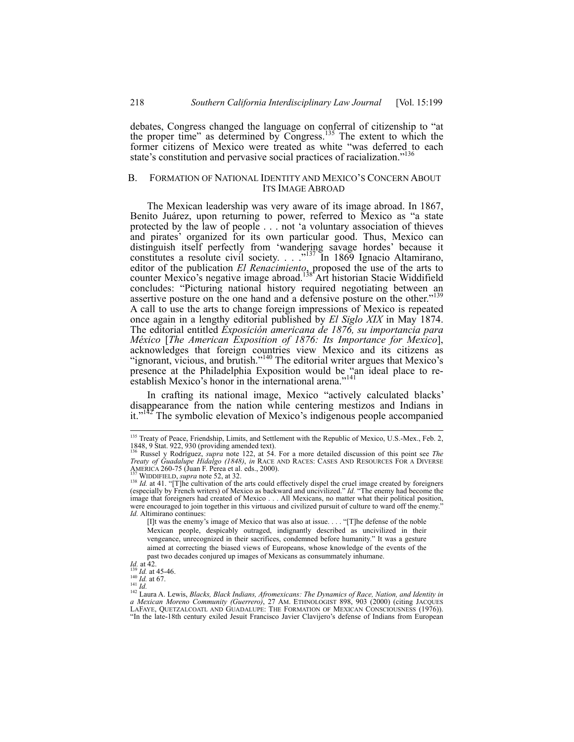debates, Congress changed the language on conferral of citizenship to "at the proper time" as determined by Congress.[135] The extent to which the former citizens of Mexico were treated as white "was deferred to each state's constitution and pervasive social practices of racialization."[136]

## B. FORMATION OF NATIONAL IDENTITY AND MEXICO'S CONCERN ABOUT ITS IMAGE ABROAD

The Mexican leadership was very aware of its image abroad. In 1867, Benito Juárez, upon returning to power, referred to Mexico as "a state protected by the law of people . . . not 'a voluntary association of thieves and pirates' organized for its own particular good. Thus, Mexico can distinguish itself perfectly from 'wandering savage hordes' because it constitutes a resolute civil society. . . ."[137] In 1869 Ignacio Altamirano, editor of the publication *El Renacimiento*, proposed the use of the arts to counter Mexico's negative image abroad.[138] Art historian Stacie Widdifield concludes: "Picturing national history required negotiating between an assertive posture on the one hand and a defensive posture on the other."[139] A call to use the arts to change foreign impressions of Mexico is repeated once again in a lengthy editorial published by *El Siglo XIX* in May 1874. The editorial entitled *Exposición americana de 1876, su importancia para México* [*The American Exposition of 1876: Its Importance for Mexico*], acknowledges that foreign countries view Mexico and its citizens as "ignorant, vicious, and brutish."[140] The editorial writer argues that Mexico's presence at the Philadelphia Exposition would be "an ideal place to re-establish Mexico's honor in the international arena."[141]

In crafting its national image, Mexico "actively calculated blacks' disappearance from the nation while centering mestizos and Indians in it."[142] The symbolic elevation of Mexico's indigenous people accompanied

---

[135] Treaty of Peace, Friendship, Limits, and Settlement with the Republic of Mexico, U.S.-Mex., Feb. 2, 1848, 9 Stat. 922, 930 (providing amended text).

[136] Russel y Rodríguez, *supra* note 122, at 54. For a more detailed discussion of this point see *The Treaty of Guadalupe Hidalgo (1848)*, *in* RACE AND RACES: CASES AND RESOURCES FOR A DIVERSE AMERICA 260-75 (Juan F. Perea et al. eds., 2000).

[137] WIDDIFIELD, *supra* note 52, at 32.

[138] *Id.* at 41. "[T]he cultivation of the arts could effectively dispel the cruel image created by foreigners (especially by French writers) of Mexico as backward and uncivilized." *Id.* "The enemy had become the image that foreigners had created of Mexico . . . All Mexicans, no matter what their political position, were encouraged to join together in this virtuous and civilized pursuit of culture to ward off the enemy." *Id.* Altimirano continues:

> [I]t was the enemy's image of Mexico that was also at issue. . . . "[T]he defense of the noble Mexican people, despicably outraged, indignantly described as uncivilized in their vengeance, unrecognized in their sacrifices, condemned before humanity." It was a gesture aimed at correcting the biased views of Europeans, whose knowledge of the events of the past two decades conjured up images of Mexicans as consummately inhumane.

*Id.* at 42.

[139] *Id.* at 45-46.

[140] *Id.* at 67.

[141] *Id.*

[142] Laura A. Lewis, *Blacks, Black Indians, Afromexicans: The Dynamics of Race, Nation, and Identity in a Mexican Moreno Community (Guerrero)*, 27 AM. ETHNOLOGIST 898, 903 (2000) (citing JACQUES LAFAYE, QUETZALCOATL AND GUADALUPE: THE FORMATION OF MEXICAN CONSCIOUSNESS (1976)). "In the late-18th century exiled Jesuit Francisco Javier Clavijero's defense of Indians from European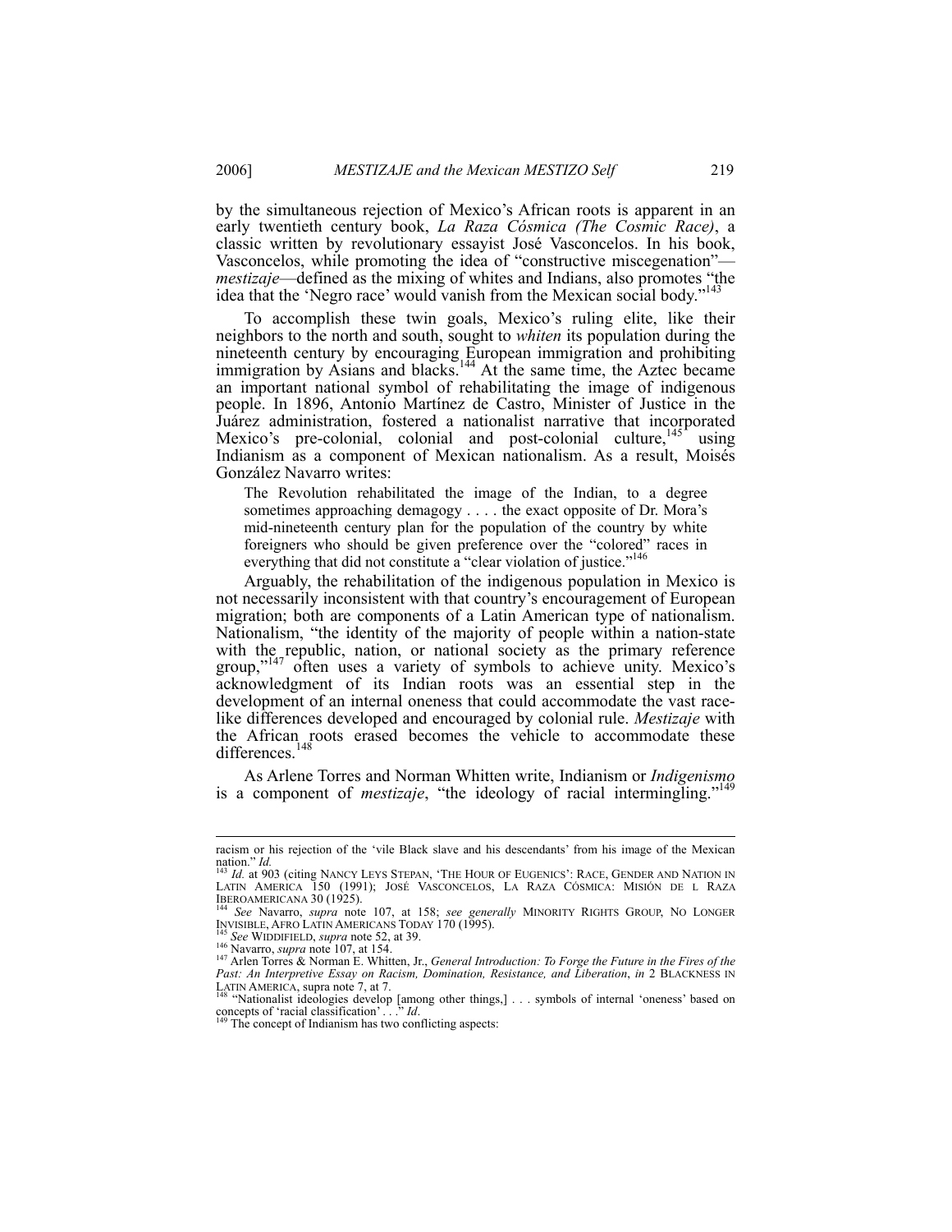by the simultaneous rejection of Mexico's African roots is apparent in an early twentieth century book, *La Raza Cósmica (The Cosmic Race)*, a classic written by revolutionary essayist José Vasconcelos. In his book, Vasconcelos, while promoting the idea of "constructive miscegenation"—*mestizaje*—defined as the mixing of whites and Indians, also promotes "the idea that the 'Negro race' would vanish from the Mexican social body."[143]

To accomplish these twin goals, Mexico's ruling elite, like their neighbors to the north and south, sought to *whiten* its population during the nineteenth century by encouraging European immigration and prohibiting immigration by Asians and blacks.[144] At the same time, the Aztec became an important national symbol of rehabilitating the image of indigenous people. In 1896, Antonio Martínez de Castro, Minister of Justice in the Juárez administration, fostered a nationalist narrative that incorporated Mexico's pre-colonial, colonial and post-colonial culture,[145] using Indianism as a component of Mexican nationalism. As a result, Moisés González Navarro writes:

> The Revolution rehabilitated the image of the Indian, to a degree sometimes approaching demagogy . . . . the exact opposite of Dr. Mora's mid-nineteenth century plan for the population of the country by white foreigners who should be given preference over the "colored" races in everything that did not constitute a "clear violation of justice."[146]

Arguably, the rehabilitation of the indigenous population in Mexico is not necessarily inconsistent with that country's encouragement of European migration; both are components of a Latin American type of nationalism. Nationalism, "the identity of the majority of people within a nation-state with the republic, nation, or national society as the primary reference group,"[147] often uses a variety of symbols to achieve unity. Mexico's acknowledgment of its Indian roots was an essential step in the development of an internal oneness that could accommodate the vast race-like differences developed and encouraged by colonial rule. *Mestizaje* with the African roots erased becomes the vehicle to accommodate these differences.[148]

As Arlene Torres and Norman Whitten write, Indianism or *Indigenismo* is a component of *mestizaje*, "the ideology of racial intermingling."[149]

---

racism or his rejection of the 'vile Black slave and his descendants' from his image of the Mexican nation." *Id.*

[143] *Id.* at 903 (citing NANCY LEYS STEPAN, 'THE HOUR OF EUGENICS': RACE, GENDER AND NATION IN LATIN AMERICA 150 (1991); JOSÉ VASCONCELOS, LA RAZA CÓSMICA: MISIÓN DE L RAZA IBEROAMERICANA 30 (1925).

[144] *See* Navarro, *supra* note 107, at 158; *see generally* MINORITY RIGHTS GROUP, NO LONGER INVISIBLE, AFRO LATIN AMERICANS TODAY 170 (1995).

[145] *See* WIDDIFIELD, *supra* note 52, at 39.

[146] Navarro, *supra* note 107, at 154.

[147] Arlen Torres & Norman E. Whitten, Jr., *General Introduction: To Forge the Future in the Fires of the Past: An Interpretive Essay on Racism, Domination, Resistance, and Liberation*, *in* 2 BLACKNESS IN LATIN AMERICA, supra note 7, at 7.

[148] "Nationalist ideologies develop [among other things,] . . . symbols of internal 'oneness' based on concepts of 'racial classification' . . ." *Id*.

[149] The concept of Indianism has two conflicting aspects: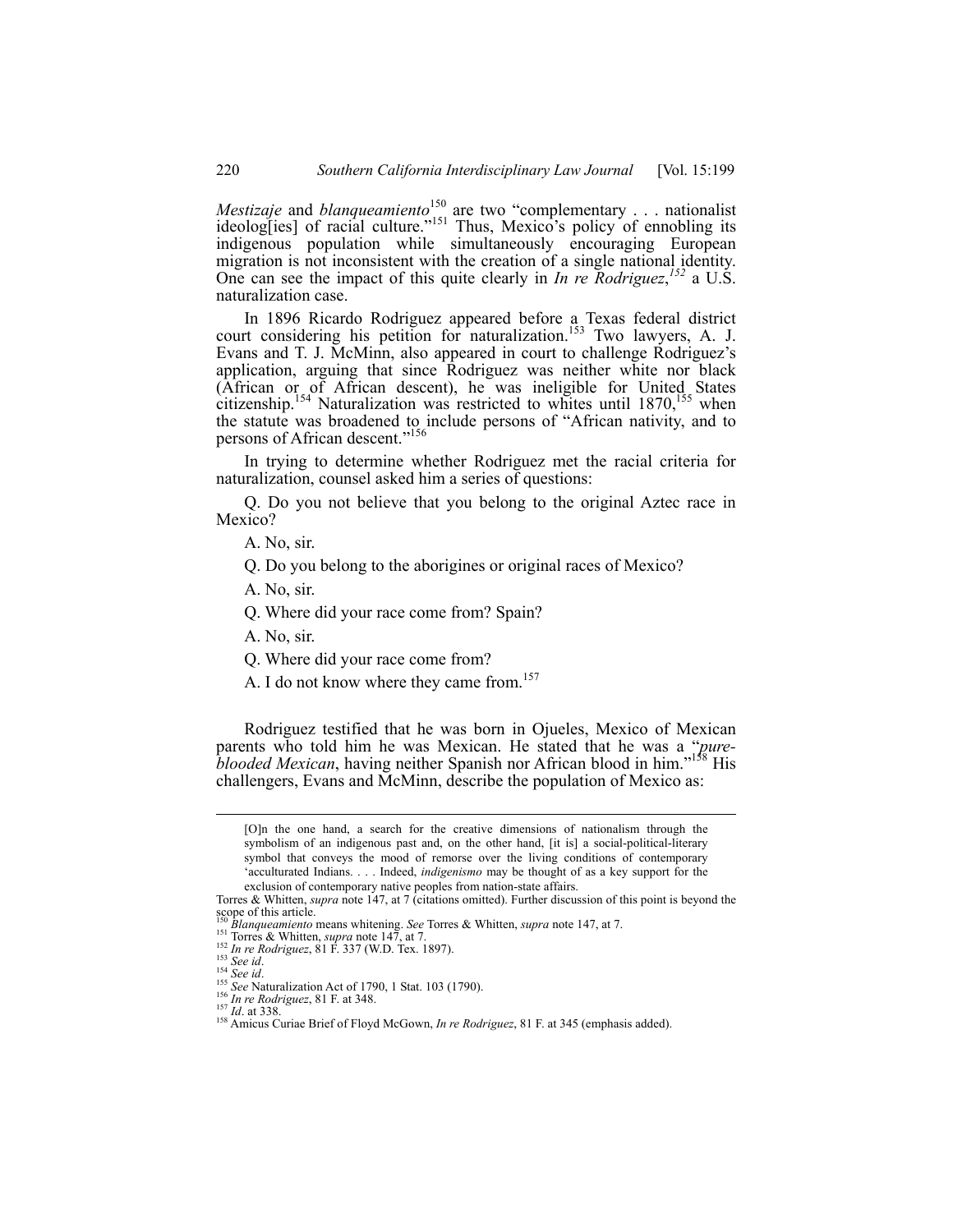*Mestizaje* and *blanqueamiento*[150] are two "complementary . . . nationalist ideolog[ies] of racial culture."[151] Thus, Mexico's policy of ennobling its indigenous population while simultaneously encouraging European migration is not inconsistent with the creation of a single national identity. One can see the impact of this quite clearly in *In re Rodriguez*,[152] a U.S. naturalization case.

In 1896 Ricardo Rodriguez appeared before a Texas federal district court considering his petition for naturalization.[153] Two lawyers, A. J. Evans and T. J. McMinn, also appeared in court to challenge Rodriguez's application, arguing that since Rodriguez was neither white nor black (African or of African descent), he was ineligible for United States citizenship.[154] Naturalization was restricted to whites until 1870,[155] when the statute was broadened to include persons of "African nativity, and to persons of African descent."[156]

In trying to determine whether Rodriguez met the racial criteria for naturalization, counsel asked him a series of questions:

Q. Do you not believe that you belong to the original Aztec race in Mexico?

A. No, sir.

Q. Do you belong to the aborigines or original races of Mexico?

A. No, sir.

Q. Where did your race come from? Spain?

A. No, sir.

Q. Where did your race come from?

A. I do not know where they came from.[157]

Rodriguez testified that he was born in Ojueles, Mexico of Mexican parents who told him he was Mexican. He stated that he was a "*pure-blooded Mexican*, having neither Spanish nor African blood in him."[158] His challengers, Evans and McMinn, describe the population of Mexico as:

---

> [O]n the one hand, a search for the creative dimensions of nationalism through the symbolism of an indigenous past and, on the other hand, [it is] a social-political-literary symbol that conveys the mood of remorse over the living conditions of contemporary 'acculturated Indians. . . . Indeed, *indigenismo* may be thought of as a key support for the exclusion of contemporary native peoples from nation-state affairs.

Torres & Whitten, *supra* note 147, at 7 (citations omitted). Further discussion of this point is beyond the scope of this article.

[150] *Blanqueamiento* means whitening. *See* Torres & Whitten, *supra* note 147, at 7.

[151] Torres & Whitten, *supra* note 147, at 7.

[152] *In re Rodriguez*, 81 F. 337 (W.D. Tex. 1897).

[153] *See id*.

[154] *See id*.

[155] *See* Naturalization Act of 1790, 1 Stat. 103 (1790).

[156] *In re Rodriguez*, 81 F. at 348.

[157] *Id*. at 338.

[158] Amicus Curiae Brief of Floyd McGown, *In re Rodriguez*, 81 F. at 345 (emphasis added).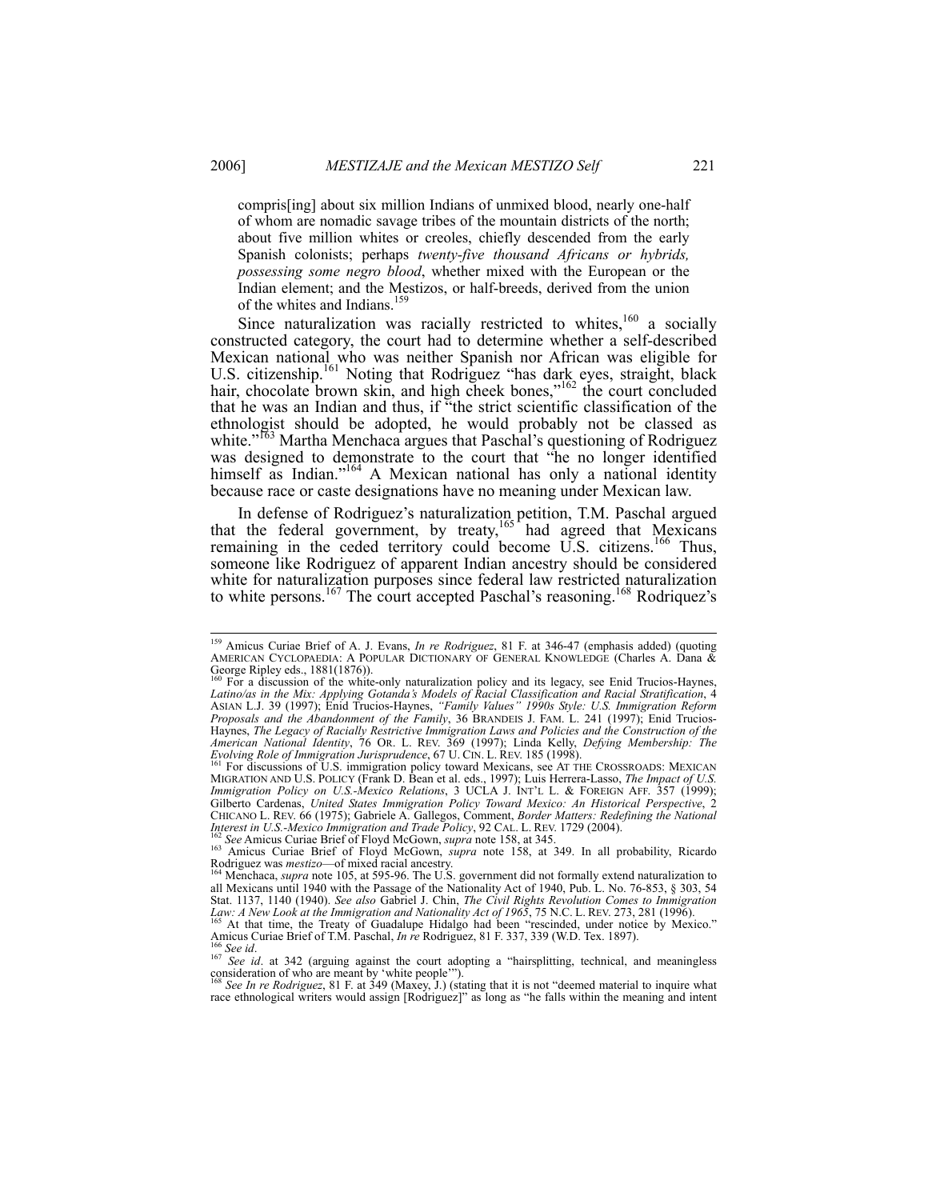> compris[ing] about six million Indians of unmixed blood, nearly one-half of whom are nomadic savage tribes of the mountain districts of the north; about five million whites or creoles, chiefly descended from the early Spanish colonists; perhaps *twenty-five thousand Africans or hybrids, possessing some negro blood*, whether mixed with the European or the Indian element; and the Mestizos, or half-breeds, derived from the union of the whites and Indians.[159]

Since naturalization was racially restricted to whites,[160] a socially constructed category, the court had to determine whether a self-described Mexican national who was neither Spanish nor African was eligible for U.S. citizenship.[161] Noting that Rodriguez "has dark eyes, straight, black hair, chocolate brown skin, and high cheek bones,"[162] the court concluded that he was an Indian and thus, if "the strict scientific classification of the ethnologist should be adopted, he would probably not be classed as white."[163] Martha Menchaca argues that Paschal's questioning of Rodriguez was designed to demonstrate to the court that "he no longer identified himself as Indian."[164] A Mexican national has only a national identity because race or caste designations have no meaning under Mexican law.

In defense of Rodriguez's naturalization petition, T.M. Paschal argued that the federal government, by treaty,[165] had agreed that Mexicans remaining in the ceded territory could become U.S. citizens.[166] Thus, someone like Rodriguez of apparent Indian ancestry should be considered white for naturalization purposes since federal law restricted naturalization to white persons.[167] The court accepted Paschal's reasoning.[168] Rodriquez's

---

[159] Amicus Curiae Brief of A. J. Evans, *In re Rodriguez*, 81 F. at 346-47 (emphasis added) (quoting AMERICAN CYCLOPAEDIA: A POPULAR DICTIONARY OF GENERAL KNOWLEDGE (Charles A. Dana & George Ripley eds., 1881(1876)).

[160] For a discussion of the white-only naturalization policy and its legacy, see Enid Trucios-Haynes, *Latino/as in the Mix: Applying Gotanda's Models of Racial Classification and Racial Stratification*, 4 ASIAN L.J. 39 (1997); Enid Trucios-Haynes, *"Family Values" 1990s Style: U.S. Immigration Reform Proposals and the Abandonment of the Family*, 36 BRANDEIS J. FAM. L. 241 (1997); Enid Trucios-Haynes, *The Legacy of Racially Restrictive Immigration Laws and Policies and the Construction of the American National Identity*, 76 OR. L. REV. 369 (1997); Linda Kelly, *Defying Membership: The Evolving Role of Immigration Jurisprudence*, 67 U. CIN. L. REV. 185 (1998).

[161] For discussions of U.S. immigration policy toward Mexicans, see AT THE CROSSROADS: MEXICAN MIGRATION AND U.S. POLICY (Frank D. Bean et al. eds., 1997); Luis Herrera-Lasso, *The Impact of U.S. Immigration Policy on U.S.-Mexico Relations*, 3 UCLA J. INT'L L. & FOREIGN AFF. 357 (1999); Gilberto Cardenas, *United States Immigration Policy Toward Mexico: An Historical Perspective*, 2 CHICANO L. REV. 66 (1975); Gabriele A. Gallegos, Comment, *Border Matters: Redefining the National Interest in U.S.-Mexico Immigration and Trade Policy*, 92 CAL. L. REV. 1729 (2004).

[162] *See* Amicus Curiae Brief of Floyd McGown, *supra* note 158, at 345.

[163] Amicus Curiae Brief of Floyd McGown, *supra* note 158, at 349. In all probability, Ricardo Rodriguez was *mestizo*—of mixed racial ancestry.

[164] Menchaca, *supra* note 105, at 595-96. The U.S. government did not formally extend naturalization to all Mexicans until 1940 with the Passage of the Nationality Act of 1940, Pub. L. No. 76-853, § 303, 54 Stat. 1137, 1140 (1940). *See also* Gabriel J. Chin, *The Civil Rights Revolution Comes to Immigration Law: A New Look at the Immigration and Nationality Act of 1965*, 75 N.C. L. REV. 273, 281 (1996).

[165] At that time, the Treaty of Guadalupe Hidalgo had been "rescinded, under notice by Mexico." Amicus Curiae Brief of T.M. Paschal, *In re* Rodriguez, 81 F. 337, 339 (W.D. Tex. 1897).

[166] *See id*.

[167] *See id*. at 342 (arguing against the court adopting a "hairsplitting, technical, and meaningless consideration of who are meant by 'white people'").

[168] *See In re Rodriguez*, 81 F. at 349 (Maxey, J.) (stating that it is not "deemed material to inquire what race ethnological writers would assign [Rodriguez]" as long as "he falls within the meaning and intent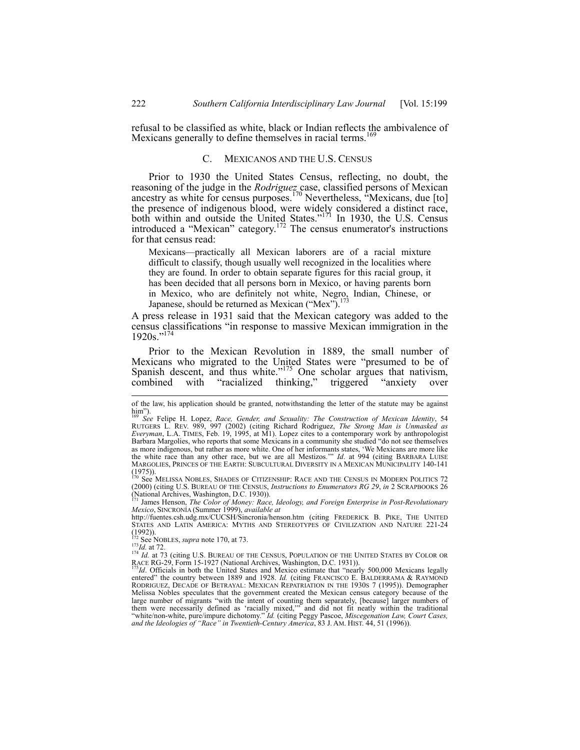refusal to be classified as white, black or Indian reflects the ambivalence of Mexicans generally to define themselves in racial terms.[169]

### C. MEXICANOS AND THE U.S. CENSUS

Prior to 1930 the United States Census, reflecting, no doubt, the reasoning of the judge in the *Rodriguez* case, classified persons of Mexican ancestry as white for census purposes.[170] Nevertheless, "Mexicans, due [to] the presence of indigenous blood, were widely considered a distinct race, both within and outside the United States."[171] In 1930, the U.S. Census introduced a "Mexican" category.[172] The census enumerator's instructions for that census read:

> Mexicans—practically all Mexican laborers are of a racial mixture difficult to classify, though usually well recognized in the localities where they are found. In order to obtain separate figures for this racial group, it has been decided that all persons born in Mexico, or having parents born in Mexico, who are definitely not white, Negro, Indian, Chinese, or Japanese, should be returned as Mexican ("Mex").[173]

A press release in 1931 said that the Mexican category was added to the census classifications "in response to massive Mexican immigration in the 1920s."[174]

Prior to the Mexican Revolution in 1889, the small number of Mexicans who migrated to the United States were "presumed to be of Spanish descent, and thus white."[175] One scholar argues that nativism, combined with "racialized thinking," triggered "anxiety over

---

of the law, his application should be granted, notwithstanding the letter of the statute may be against him").

[169] *See* Felipe H. Lopez, *Race, Gender, and Sexuality: The Construction of Mexican Identity*, 54 RUTGERS L. REV. 989, 997 (2002) (citing Richard Rodriguez, *The Strong Man is Unmasked as Everyman*, L.A. TIMES, Feb. 19, 1995, at M1). Lopez cites to a contemporary work by anthropologist Barbara Margolies, who reports that some Mexicans in a community she studied "do not see themselves as more indigenous, but rather as more white. One of her informants states, 'We Mexicans are more like the white race than any other race, but we are all Mestizos.'" *Id*. at 994 (citing BARBARA LUISE MARGOLIES, PRINCES OF THE EARTH: SUBCULTURAL DIVERSITY IN A MEXICAN MUNICIPALITY 140-141 (1975)).

[170] See MELISSA NOBLES, SHADES OF CITIZENSHIP: RACE AND THE CENSUS IN MODERN POLITICS 72 (2000) (citing U.S. BUREAU OF THE CENSUS, *Instructions to Enumerators RG 29*, *in* 2 SCRAPBOOKS 26 (National Archives, Washington, D.C. 1930)).

[171] James Henson, *The Color of Money: Race, Ideology, and Foreign Enterprise in Post-Revolutionary Mexico*, SINCRONÍA (Summer 1999), *available at* http://fuentes.csh.udg.mx/CUCSH/Sincronia/henson.htm (citing FREDERICK B. PIKE, THE UNITED STATES AND LATIN AMERICA: MYTHS AND STEREOTYPES OF CIVILIZATION AND NATURE 221-24 (1992)).

[172] See NOBLES, *supra* note 170, at 73.

[173] *Id.* at 72.

[174] *Id.* at 73 (citing U.S. BUREAU OF THE CENSUS, POPULATION OF THE UNITED STATES BY COLOR OR RACE RG-29, Form 15-1927 (National Archives, Washington, D.C. 1931)).

[175] *Id*. Officials in both the United States and Mexico estimate that "nearly 500,000 Mexicans legally entered" the country between 1889 and 1928. *Id.* (citing FRANCISCO E. BALDERRAMA & RAYMOND RODRIGUEZ, DECADE OF BETRAYAL: MEXICAN REPATRIATION IN THE 1930S 7 (1995)). Demographer Melissa Nobles speculates that the government created the Mexican census category because of the large number of migrants "with the intent of counting them separately, [because] larger numbers of them were necessarily defined as 'racially mixed,'" and did not fit neatly within the traditional "white/non-white, pure/impure dichotomy." *Id.* (citing Peggy Pascoe, *Miscegenation Law, Court Cases, and the Ideologies of "Race" in Twentieth-Century America*, 83 J. AM. HIST. 44, 51 (1996)).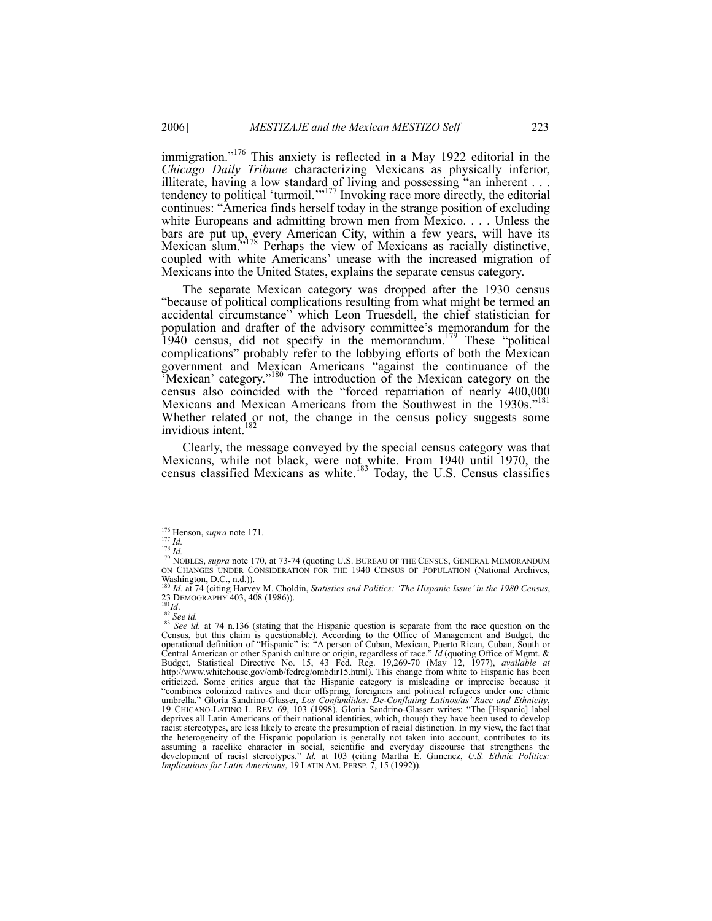immigration."[176] This anxiety is reflected in a May 1922 editorial in the *Chicago Daily Tribune* characterizing Mexicans as physically inferior, illiterate, having a low standard of living and possessing "an inherent . . . tendency to political 'turmoil.'"[177] Invoking race more directly, the editorial continues: "America finds herself today in the strange position of excluding white Europeans and admitting brown men from Mexico. . . . Unless the bars are put up, every American City, within a few years, will have its Mexican slum."[178] Perhaps the view of Mexicans as racially distinctive, coupled with white Americans' unease with the increased migration of Mexicans into the United States, explains the separate census category.

The separate Mexican category was dropped after the 1930 census "because of political complications resulting from what might be termed an accidental circumstance" which Leon Truesdell, the chief statistician for population and drafter of the advisory committee's memorandum for the 1940 census, did not specify in the memorandum.[179] These "political complications" probably refer to the lobbying efforts of both the Mexican government and Mexican Americans "against the continuance of the 'Mexican' category."[180] The introduction of the Mexican category on the census also coincided with the "forced repatriation of nearly 400,000 Mexicans and Mexican Americans from the Southwest in the 1930s."[181] Whether related or not, the change in the census policy suggests some invidious intent.[182]

Clearly, the message conveyed by the special census category was that Mexicans, while not black, were not white. From 1940 until 1970, the census classified Mexicans as white.[183] Today, the U.S. Census classifies

---

[176] Henson, *supra* note 171.

[177] *Id.*

[178] *Id.*

[179] NOBLES, *supra* note 170, at 73-74 (quoting U.S. BUREAU OF THE CENSUS, GENERAL MEMORANDUM ON CHANGES UNDER CONSIDERATION FOR THE 1940 CENSUS OF POPULATION (National Archives, Washington, D.C., n.d.)).

[180] *Id.* at 74 (citing Harvey M. Choldin, *Statistics and Politics: 'The Hispanic Issue' in the 1980 Census*, 23 DEMOGRAPHY 403, 408 (1986)).

[181] *Id*.

[182] *See id.*

[183] *See id.* at 74 n.136 (stating that the Hispanic question is separate from the race question on the Census, but this claim is questionable). According to the Office of Management and Budget, the operational definition of "Hispanic" is: "A person of Cuban, Mexican, Puerto Rican, Cuban, South or Central American or other Spanish culture or origin, regardless of race." *Id.*(quoting Office of Mgmt. & Budget, Statistical Directive No. 15, 43 Fed. Reg. 19,269-70 (May 12, 1977), *available at* http://www.whitehouse.gov/omb/fedreg/ombdir15.html). This change from white to Hispanic has been criticized. Some critics argue that the Hispanic category is misleading or imprecise because it "combines colonized natives and their offspring, foreigners and political refugees under one ethnic umbrella." Gloria Sandrino-Glasser, *Los Confundidos: De-Conflating Latinos/as' Race and Ethnicity*, 19 CHICANO-LATINO L. REV. 69, 103 (1998). Gloria Sandrino-Glasser writes: "The [Hispanic] label deprives all Latin Americans of their national identities, which, though they have been used to develop racist stereotypes, are less likely to create the presumption of racial distinction. In my view, the fact that the heterogeneity of the Hispanic population is generally not taken into account, contributes to its assuming a racelike character in social, scientific and everyday discourse that strengthens the development of racist stereotypes." *Id.* at 103 (citing Martha E. Gimenez, *U.S. Ethnic Politics: Implications for Latin Americans*, 19 LATIN AM. PERSP. 7, 15 (1992)).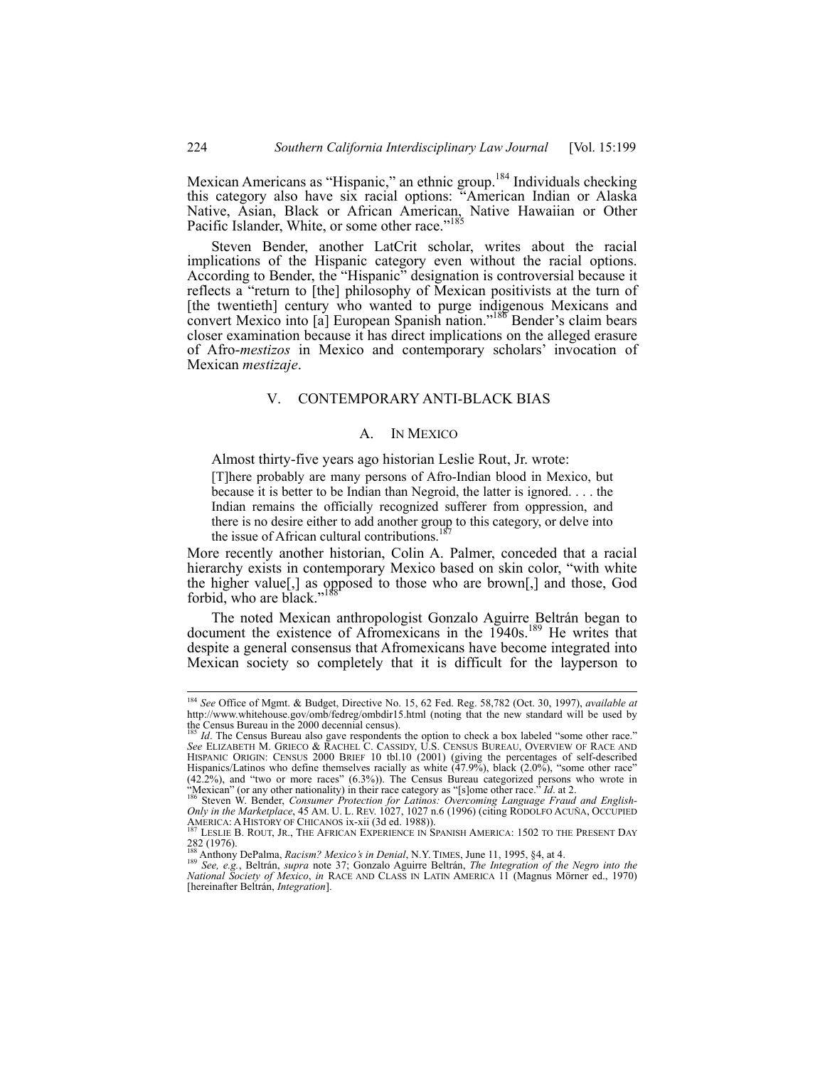Mexican Americans as "Hispanic," an ethnic group.[184] Individuals checking this category also have six racial options: "American Indian or Alaska Native, Asian, Black or African American, Native Hawaiian or Other Pacific Islander, White, or some other race."[185]

Steven Bender, another LatCrit scholar, writes about the racial implications of the Hispanic category even without the racial options. According to Bender, the "Hispanic" designation is controversial because it reflects a "return to [the] philosophy of Mexican positivists at the turn of [the twentieth] century who wanted to purge indigenous Mexicans and convert Mexico into [a] European Spanish nation."[186] Bender's claim bears closer examination because it has direct implications on the alleged erasure of Afro-*mestizos* in Mexico and contemporary scholars' invocation of Mexican *mestizaje*.

## V. CONTEMPORARY ANTI-BLACK BIAS

### A. IN MEXICO

Almost thirty-five years ago historian Leslie Rout, Jr. wrote:

> [T]here probably are many persons of Afro-Indian blood in Mexico, but because it is better to be Indian than Negroid, the latter is ignored. . . . the Indian remains the officially recognized sufferer from oppression, and there is no desire either to add another group to this category, or delve into the issue of African cultural contributions.[187]

More recently another historian, Colin A. Palmer, conceded that a racial hierarchy exists in contemporary Mexico based on skin color, "with white the higher value[,] as opposed to those who are brown[,] and those, God forbid, who are black."[188]

The noted Mexican anthropologist Gonzalo Aguirre Beltrán began to document the existence of Afromexicans in the 1940s.[189] He writes that despite a general consensus that Afromexicans have become integrated into Mexican society so completely that it is difficult for the layperson to

---

[184] *See* Office of Mgmt. & Budget, Directive No. 15, 62 Fed. Reg. 58,782 (Oct. 30, 1997), *available at* http://www.whitehouse.gov/omb/fedreg/ombdir15.html (noting that the new standard will be used by the Census Bureau in the 2000 decennial census).

[185] *Id*. The Census Bureau also gave respondents the option to check a box labeled "some other race." *See* ELIZABETH M. GRIECO & RACHEL C. CASSIDY, U.S. CENSUS BUREAU, OVERVIEW OF RACE AND HISPANIC ORIGIN: CENSUS 2000 BRIEF 10 tbl.10 (2001) (giving the percentages of self-described Hispanics/Latinos who define themselves racially as white (47.9%), black (2.0%), "some other race" (42.2%), and "two or more races" (6.3%)). The Census Bureau categorized persons who wrote in "Mexican" (or any other nationality) in their race category as "[s]ome other race." *Id*. at 2.

[186] Steven W. Bender, *Consumer Protection for Latinos: Overcoming Language Fraud and English-Only in the Marketplace*, 45 AM. U. L. REV. 1027, 1027 n.6 (1996) (citing RODOLFO ACUÑA, OCCUPIED AMERICA: A HISTORY OF CHICANOS ix-xii (3d ed. 1988)).

[187] LESLIE B. ROUT, JR., THE AFRICAN EXPERIENCE IN SPANISH AMERICA: 1502 TO THE PRESENT DAY 282 (1976).

[188] Anthony DePalma, *Racism? Mexico's in Denial*, N.Y. TIMES, June 11, 1995, §4, at 4.

[189] *See, e.g.*, Beltrán, *supra* note 37; Gonzalo Aguirre Beltrán, *The Integration of the Negro into the National Society of Mexico*, *in* RACE AND CLASS IN LATIN AMERICA 11 (Magnus Mörner ed., 1970) [hereinafter Beltrán, *Integration*].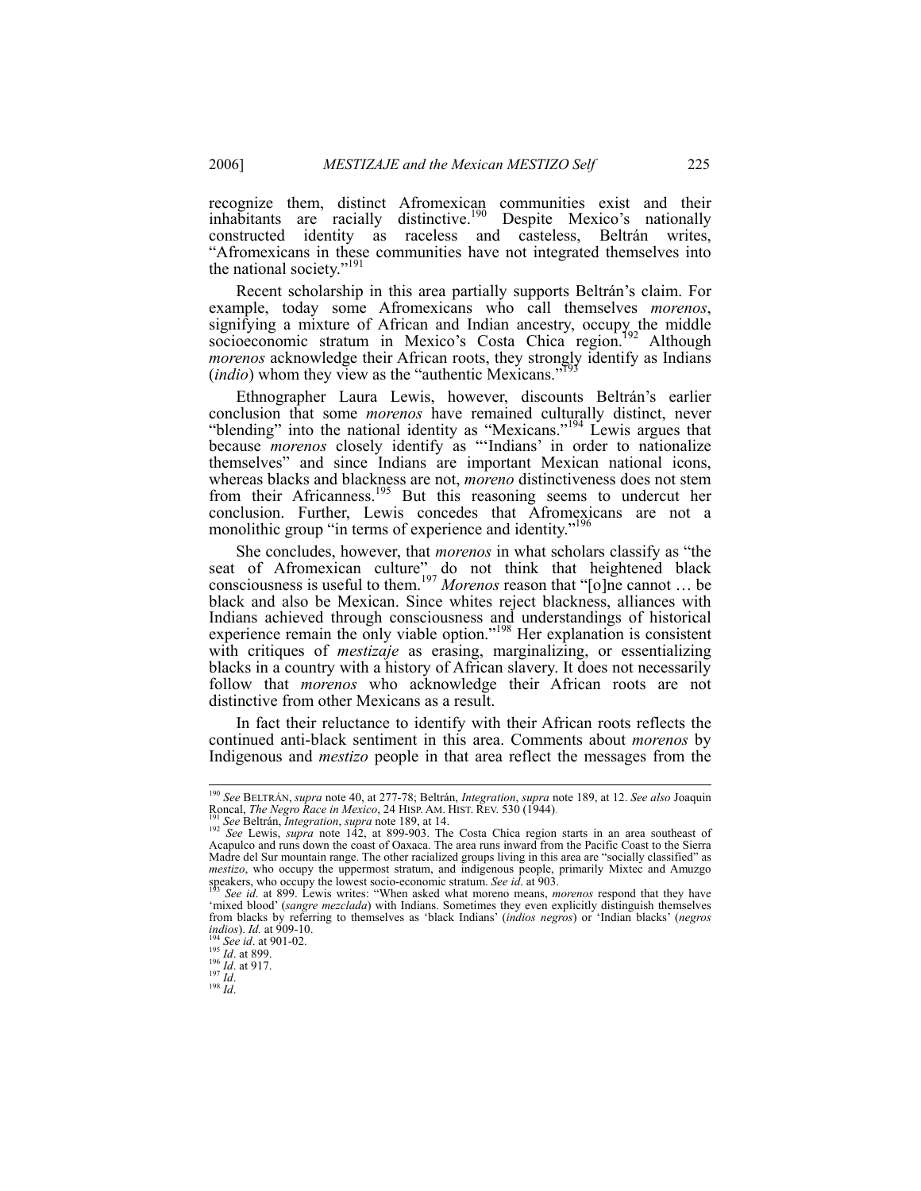recognize them, distinct Afromexican communities exist and their inhabitants are racially distinctive.[190] Despite Mexico's nationally constructed identity as raceless and casteless, Beltrán writes, "Afromexicans in these communities have not integrated themselves into the national society."[191]

Recent scholarship in this area partially supports Beltrán's claim. For example, today some Afromexicans who call themselves *morenos*, signifying a mixture of African and Indian ancestry, occupy the middle socioeconomic stratum in Mexico's Costa Chica region.[192] Although *morenos* acknowledge their African roots, they strongly identify as Indians (*indio*) whom they view as the "authentic Mexicans."[193]

Ethnographer Laura Lewis, however, discounts Beltrán's earlier conclusion that some *morenos* have remained culturally distinct, never "blending" into the national identity as "Mexicans."[194] Lewis argues that because *morenos* closely identify as "'Indians' in order to nationalize themselves" and since Indians are important Mexican national icons, whereas blacks and blackness are not, *moreno* distinctiveness does not stem from their Africanness.[195] But this reasoning seems to undercut her conclusion. Further, Lewis concedes that Afromexicans are not a monolithic group "in terms of experience and identity."[196]

She concludes, however, that *morenos* in what scholars classify as "the seat of Afromexican culture" do not think that heightened black consciousness is useful to them.[197] *Morenos* reason that "[o]ne cannot … be black and also be Mexican. Since whites reject blackness, alliances with Indians achieved through consciousness and understandings of historical experience remain the only viable option."[198] Her explanation is consistent with critiques of *mestizaje* as erasing, marginalizing, or essentializing blacks in a country with a history of African slavery. It does not necessarily follow that *morenos* who acknowledge their African roots are not distinctive from other Mexicans as a result.

In fact their reluctance to identify with their African roots reflects the continued anti-black sentiment in this area. Comments about *morenos* by Indigenous and *mestizo* people in that area reflect the messages from the

---

[190] *See* BELTRÁN, *supra* note 40, at 277-78; Beltrán, *Integration*, *supra* note 189, at 12. *See also* Joaquin Roncal, *The Negro Race in Mexico*, 24 HISP. AM. HIST. REV. 530 (1944).

[191] *See* Beltrán, *Integration*, *supra* note 189, at 14.

[192] *See* Lewis, *supra* note 142, at 899-903. The Costa Chica region starts in an area southeast of Acapulco and runs down the coast of Oaxaca. The area runs inward from the Pacific Coast to the Sierra Madre del Sur mountain range. The other racialized groups living in this area are "socially classified" as *mestizo*, who occupy the uppermost stratum, and indigenous people, primarily Mixtec and Amuzgo speakers, who occupy the lowest socio-economic stratum. *See id*. at 903.

[193] *See id*. at 899. Lewis writes: "When asked what moreno means, *morenos* respond that they have 'mixed blood' (*sangre mezclada*) with Indians. Sometimes they even explicitly distinguish themselves from blacks by referring to themselves as 'black Indians' (*indios negros*) or 'Indian blacks' (*negros indios*). *Id.* at 909-10.

[194] *See id*. at 901-02.

[195] *Id*. at 899.

[196] *Id*. at 917.

[197] *Id*.

[198] *Id*.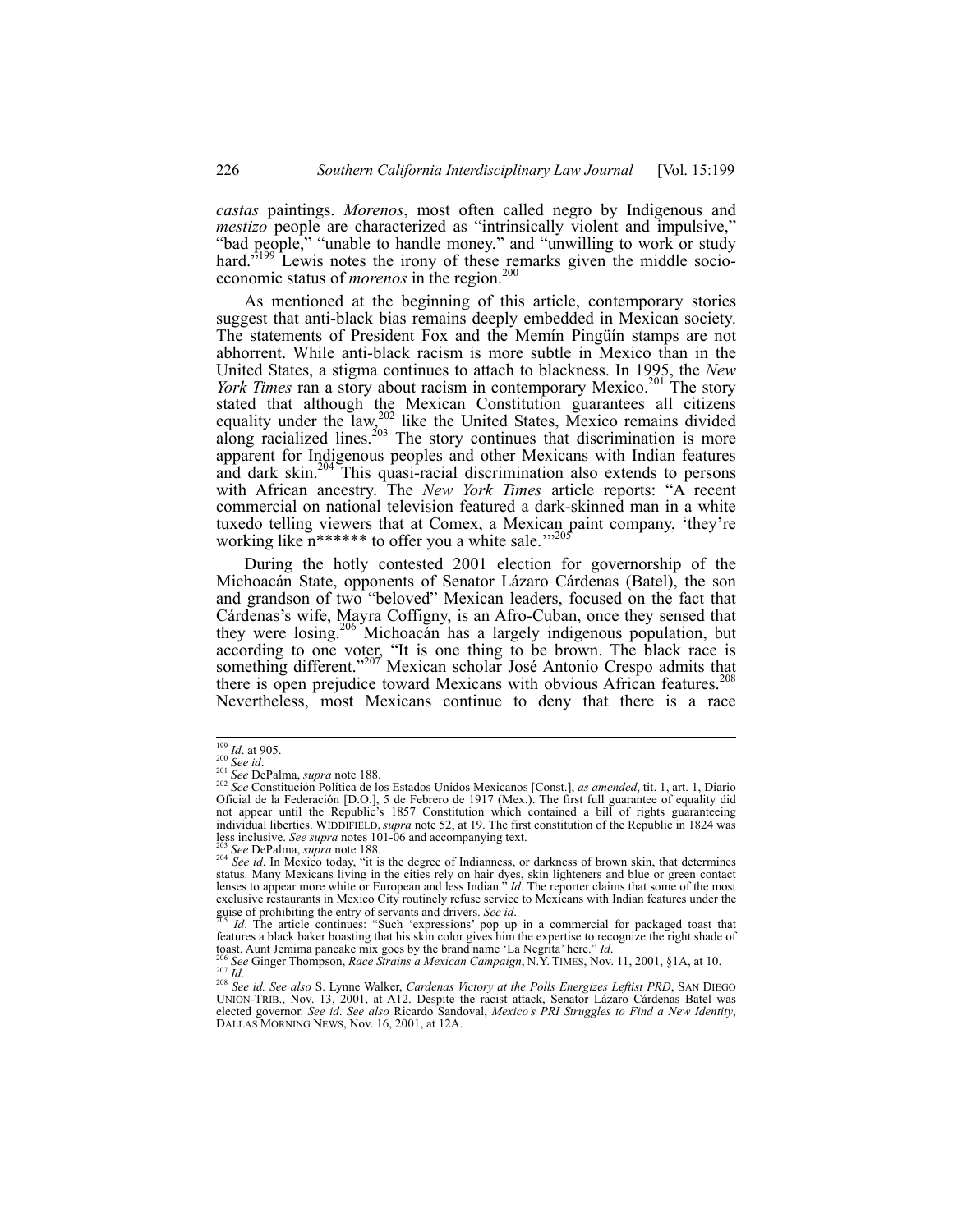*castas* paintings. *Morenos*, most often called negro by Indigenous and *mestizo* people are characterized as "intrinsically violent and impulsive," "bad people," "unable to handle money," and "unwilling to work or study hard."[199] Lewis notes the irony of these remarks given the middle socio-economic status of *morenos* in the region.[200]

As mentioned at the beginning of this article, contemporary stories suggest that anti-black bias remains deeply embedded in Mexican society. The statements of President Fox and the Memín Pingüín stamps are not abhorrent. While anti-black racism is more subtle in Mexico than in the United States, a stigma continues to attach to blackness. In 1995, the *New York Times* ran a story about racism in contemporary Mexico.[201] The story stated that although the Mexican Constitution guarantees all citizens equality under the law,[202] like the United States, Mexico remains divided along racialized lines.[203] The story continues that discrimination is more apparent for Indigenous peoples and other Mexicans with Indian features and dark skin.[204] This quasi-racial discrimination also extends to persons with African ancestry. The *New York Times* article reports: "A recent commercial on national television featured a dark-skinned man in a white tuxedo telling viewers that at Comex, a Mexican paint company, 'they're working like n****** to offer you a white sale.'"[205]

During the hotly contested 2001 election for governorship of the Michoacán State, opponents of Senator Lázaro Cárdenas (Batel), the son and grandson of two "beloved" Mexican leaders, focused on the fact that Cárdenas's wife, Mayra Coffigny, is an Afro-Cuban, once they sensed that they were losing.[206] Michoacán has a largely indigenous population, but according to one voter, "It is one thing to be brown. The black race is something different."[207] Mexican scholar José Antonio Crespo admits that there is open prejudice toward Mexicans with obvious African features.[208] Nevertheless, most Mexicans continue to deny that there is a race

---

[199] *Id*. at 905.

[200] *See id*.

[201] *See* DePalma, *supra* note 188.

[202] *See* Constitución Política de los Estados Unidos Mexicanos [Const.], *as amended*, tit. 1, art. 1, Diario Oficial de la Federación [D.O.], 5 de Febrero de 1917 (Mex.). The first full guarantee of equality did not appear until the Republic's 1857 Constitution which contained a bill of rights guaranteeing individual liberties. WIDDIFIELD, *supra* note 52, at 19. The first constitution of the Republic in 1824 was less inclusive. *See supra* notes 101-06 and accompanying text.

[203] *See* DePalma, *supra* note 188.

[204] *See id*. In Mexico today, "it is the degree of Indianness, or darkness of brown skin, that determines status. Many Mexicans living in the cities rely on hair dyes, skin lighteners and blue or green contact lenses to appear more white or European and less Indian." *Id*. The reporter claims that some of the most exclusive restaurants in Mexico City routinely refuse service to Mexicans with Indian features under the guise of prohibiting the entry of servants and drivers. *See id*.

[205] *Id*. The article continues: "Such 'expressions' pop up in a commercial for packaged toast that features a black baker boasting that his skin color gives him the expertise to recognize the right shade of toast. Aunt Jemima pancake mix goes by the brand name 'La Negrita' here." *Id*.

[206] *See* Ginger Thompson, *Race Strains a Mexican Campaign*, N.Y. TIMES, Nov. 11, 2001, §1A, at 10.

[207] *Id*.

[208] *See id. See also* S. Lynne Walker, *Cardenas Victory at the Polls Energizes Leftist PRD*, SAN DIEGO UNION-TRIB., Nov. 13, 2001, at A12. Despite the racist attack, Senator Lázaro Cárdenas Batel was elected governor. *See id*. *See also* Ricardo Sandoval, *Mexico's PRI Struggles to Find a New Identity*, DALLAS MORNING NEWS, Nov. 16, 2001, at 12A.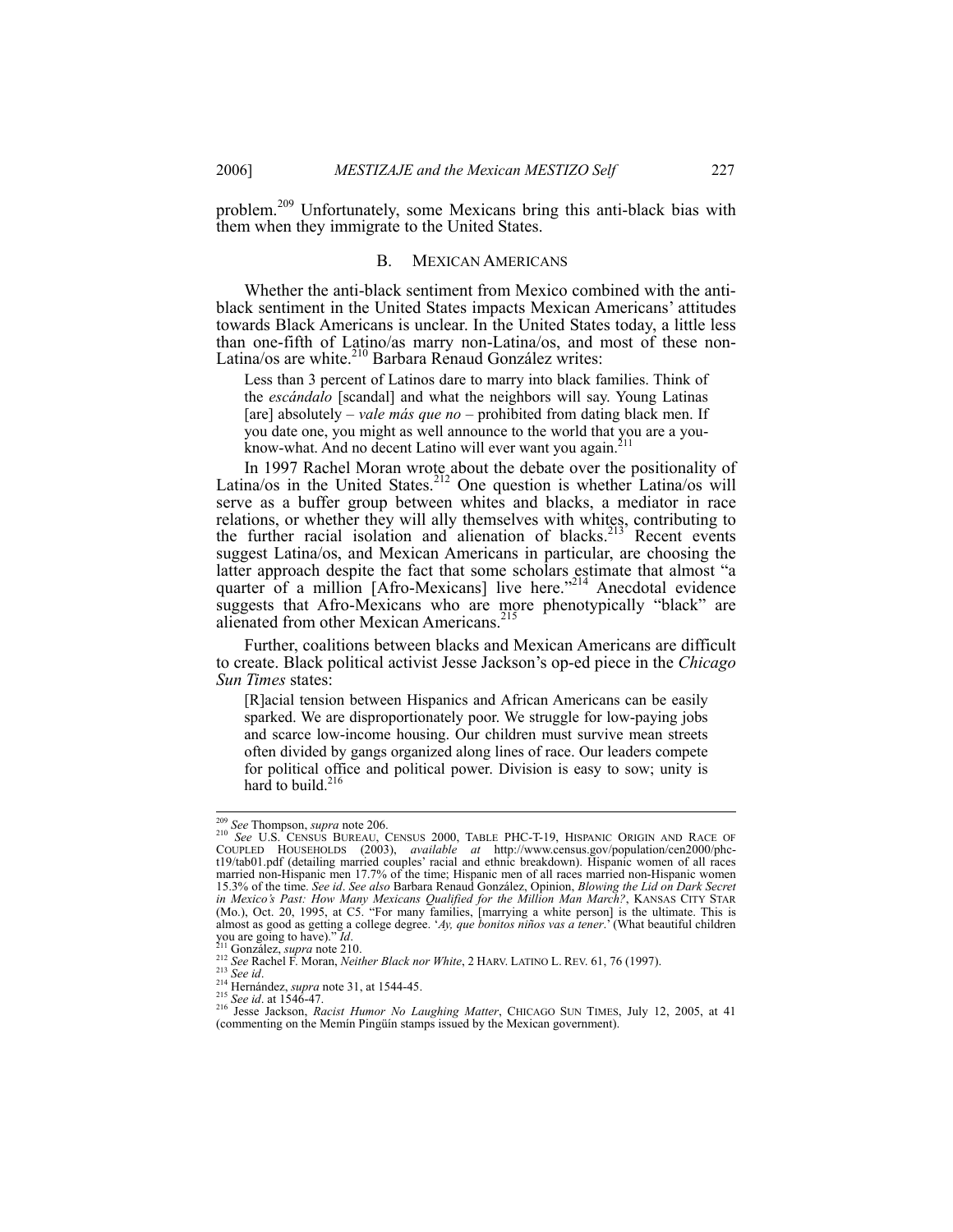problem.[209] Unfortunately, some Mexicans bring this anti-black bias with them when they immigrate to the United States.

### B. MEXICAN AMERICANS

Whether the anti-black sentiment from Mexico combined with the anti-black sentiment in the United States impacts Mexican Americans' attitudes towards Black Americans is unclear. In the United States today, a little less than one-fifth of Latina/os marry non-Latina/os, and most of these non-Latina/os are white.[210] Barbara Renaud González writes:

> Less than 3 percent of Latinos dare to marry into black families. Think of the *escándalo* [scandal] and what the neighbors will say. Young Latinas [are] absolutely – *vale más que no* – prohibited from dating black men. If you date one, you might as well announce to the world that you are a you-know-what. And no decent Latino will ever want you again.[211]

In 1997 Rachel Moran wrote about the debate over the positionality of Latina/os in the United States.[212] One question is whether Latina/os will serve as a buffer group between whites and blacks, a mediator in race relations, or whether they will ally themselves with whites, contributing to the further racial isolation and alienation of blacks.[213] Recent events suggest Latina/os, and Mexican Americans in particular, are choosing the latter approach despite the fact that some scholars estimate that almost "a quarter of a million [Afro-Mexicans] live here."[214] Anecdotal evidence suggests that Afro-Mexicans who are more phenotypically "black" are alienated from other Mexican Americans.[215]

Further, coalitions between blacks and Mexican Americans are difficult to create. Black political activist Jesse Jackson's op-ed piece in the *Chicago Sun Times* states:

> [R]acial tension between Hispanics and African Americans can be easily sparked. We are disproportionately poor. We struggle for low-paying jobs and scarce low-income housing. Our children must survive mean streets often divided by gangs organized along lines of race. Our leaders compete for political office and political power. Division is easy to sow; unity is hard to build.[216]

---

[209] *See* Thompson, *supra* note 206.

[210] *See* U.S. CENSUS BUREAU, CENSUS 2000, TABLE PHC-T-19, HISPANIC ORIGIN AND RACE OF COUPLED HOUSEHOLDS (2003), *available at* http://www.census.gov/population/cen2000/phc-t19/tab01.pdf (detailing married couples' racial and ethnic breakdown). Hispanic women of all races married non-Hispanic men 17.7% of the time; Hispanic men of all races married non-Hispanic women 15.3% of the time. *See id*. *See also* Barbara Renaud González, Opinion, *Blowing the Lid on Dark Secret in Mexico's Past: How Many Mexicans Qualified for the Million Man March?*, KANSAS CITY STAR (Mo.), Oct. 20, 1995, at C5. "For many families, [marrying a white person] is the ultimate. This is almost as good as getting a college degree. '*Ay, que bonitos niños vas a tener*.' (What beautiful children you are going to have)." *Id*.

[211] González, *supra* note 210.

[212] *See* Rachel F. Moran, *Neither Black nor White*, 2 HARV. LATINO L. REV. 61, 76 (1997).

[213] *See id*.

[214] Hernández, *supra* note 31, at 1544-45.

[215] *See id*. at 1546-47.

[216] Jesse Jackson, *Racist Humor No Laughing Matter*, CHICAGO SUN TIMES, July 12, 2005, at 41 (commenting on the Memín Pingüín stamps issued by the Mexican government).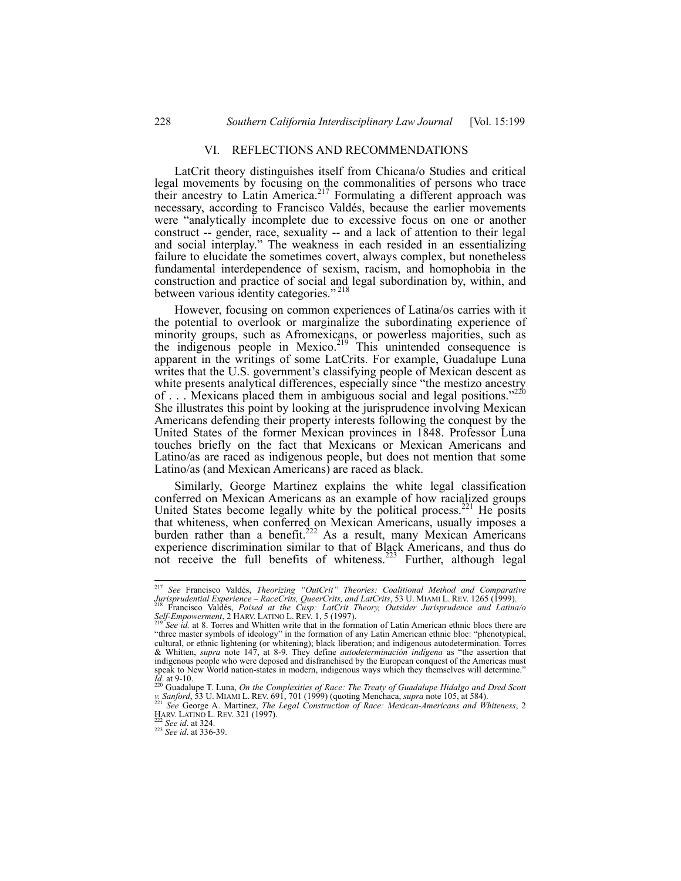## VI. REFLECTIONS AND RECOMMENDATIONS

LatCrit theory distinguishes itself from Chicana/o Studies and critical legal movements by focusing on the commonalities of persons who trace their ancestry to Latin America.[217] Formulating a different approach was necessary, according to Francisco Valdés, because the earlier movements were "analytically incomplete due to excessive focus on one or another construct -- gender, race, sexuality -- and a lack of attention to their legal and social interplay." The weakness in each resided in an essentializing failure to elucidate the sometimes covert, always complex, but nonetheless fundamental interdependence of sexism, racism, and homophobia in the construction and practice of social and legal subordination by, within, and between various identity categories."[218]

However, focusing on common experiences of Latina/os carries with it the potential to overlook or marginalize the subordinating experience of minority groups, such as Afromexicans, or powerless majorities, such as the indigenous people in Mexico.[219] This unintended consequence is apparent in the writings of some LatCrits. For example, Guadalupe Luna writes that the U.S. government's classifying people of Mexican descent as white presents analytical differences, especially since "the mestizo ancestry of . . . Mexicans placed them in ambiguous social and legal positions."[220] She illustrates this point by looking at the jurisprudence involving Mexican Americans defending their property interests following the conquest by the United States of the former Mexican provinces in 1848. Professor Luna touches briefly on the fact that Mexicans or Mexican Americans and Latino/as are raced as indigenous people, but does not mention that some Latino/as (and Mexican Americans) are raced as black.

Similarly, George Martinez explains the white legal classification conferred on Mexican Americans as an example of how racialized groups United States become legally white by the political process.[221] He posits that whiteness, when conferred on Mexican Americans, usually imposes a burden rather than a benefit.[222] As a result, many Mexican Americans experience discrimination similar to that of Black Americans, and thus do not receive the full benefits of whiteness.[223] Further, although legal

---

[217] *See* Francisco Valdés, *Theorizing "OutCrit" Theories: Coalitional Method and Comparative Jurisprudential Experience – RaceCrits, QueerCrits, and LatCrits*, 53 U. MIAMI L. REV. 1265 (1999).

[218] Francisco Valdés, *Poised at the Cusp: LatCrit Theory, Outsider Jurisprudence and Latina/o Self-Empowerment*, 2 HARV. LATINO L. REV. 1, 5 (1997).

[219] *See id.* at 8. Torres and Whitten write that in the formation of Latin American ethnic blocs there are "three master symbols of ideology" in the formation of any Latin American ethnic bloc: "phenotypical, cultural, or ethnic lightening (or whitening); black liberation; and indigenous autodetermination. Torres & Whitten, *supra* note 147, at 8-9. They define *autodeterminación indígena* as "the assertion that indigenous people who were deposed and disfranchised by the European conquest of the Americas must speak to New World nation-states in modern, indigenous ways which they themselves will determine." *Id*. at 9-10.

[220] Guadalupe T. Luna, *On the Complexities of Race: The Treaty of Guadalupe Hidalgo and Dred Scott v. Sanford*, 53 U. MIAMI L. REV. 691, 701 (1999) (quoting Menchaca, *supra* note 105, at 584).

[221] *See* George A. Martinez, *The Legal Construction of Race: Mexican-Americans and Whiteness*, 2 HARV. LATINO L. REV. 321 (1997).

[222] *See id*. at 324.

[223] *See id*. at 336-39.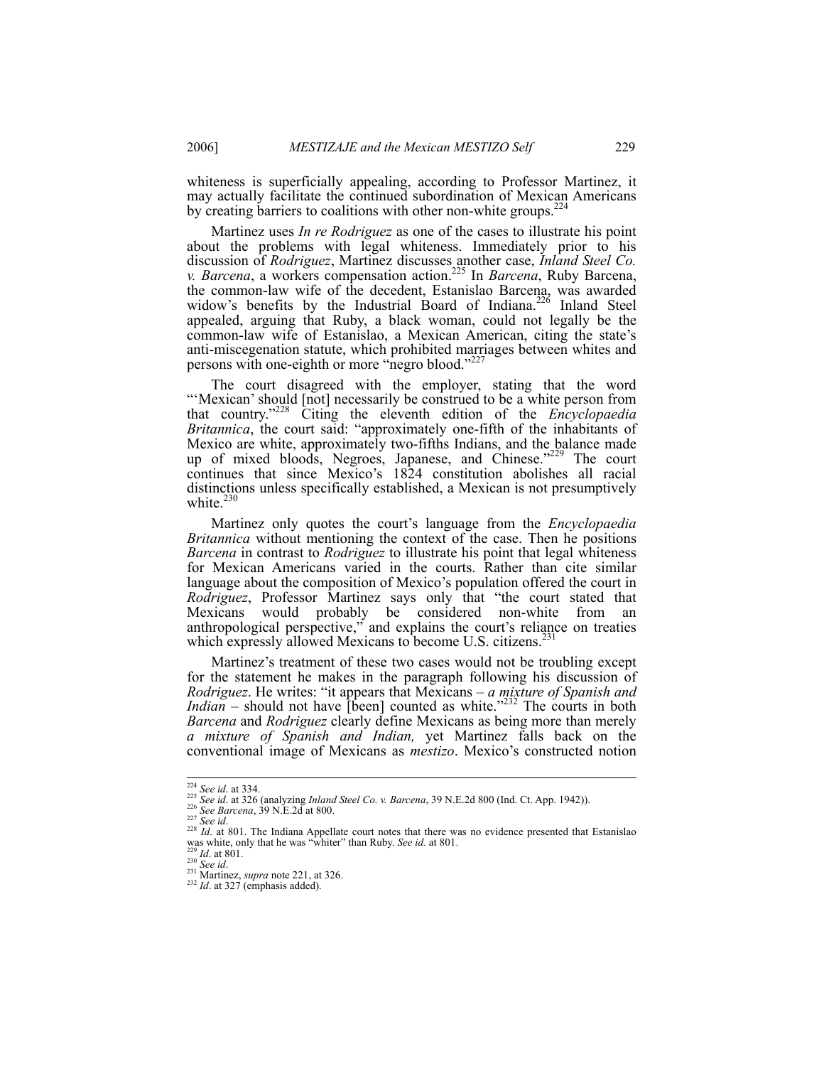whiteness is superficially appealing, according to Professor Martinez, it may actually facilitate the continued subordination of Mexican Americans by creating barriers to coalitions with other non-white groups.[224]

Martinez uses *In re Rodriguez* as one of the cases to illustrate his point about the problems with legal whiteness. Immediately prior to his discussion of *Rodriguez*, Martinez discusses another case, *Inland Steel Co. v. Barcena*, a workers compensation action.[225] In *Barcena*, Ruby Barcena, the common-law wife of the decedent, Estanislao Barcena, was awarded widow's benefits by the Industrial Board of Indiana.[226] Inland Steel appealed, arguing that Ruby, a black woman, could not legally be the common-law wife of Estanislao, a Mexican American, citing the state's anti-miscegenation statute, which prohibited marriages between whites and persons with one-eighth or more "negro blood."[227]

The court disagreed with the employer, stating that the word "'Mexican' should [not] necessarily be construed to be a white person from that country."[228] Citing the eleventh edition of the *Encyclopaedia Britannica*, the court said: "approximately one-fifth of the inhabitants of Mexico are white, approximately two-fifths Indians, and the balance made up of mixed bloods, Negroes, Japanese, and Chinese."[229] The court continues that since Mexico's 1824 constitution abolishes all racial distinctions unless specifically established, a Mexican is not presumptively white.[230]

Martinez only quotes the court's language from the *Encyclopaedia Britannica* without mentioning the context of the case. Then he positions *Barcena* in contrast to *Rodriguez* to illustrate his point that legal whiteness for Mexican Americans varied in the courts. Rather than cite similar language about the composition of Mexico's population offered the court in *Rodriguez*, Professor Martinez says only that "the court stated that Mexicans would probably be considered non-white from an anthropological perspective," and explains the court's reliance on treaties which expressly allowed Mexicans to become U.S. citizens.[231]

Martinez's treatment of these two cases would not be troubling except for the statement he makes in the paragraph following his discussion of *Rodriguez*. He writes: "it appears that Mexicans – *a mixture of Spanish and Indian* – should not have [been] counted as white."[232] The courts in both *Barcena* and *Rodriguez* clearly define Mexicans as being more than merely *a mixture of Spanish and Indian,* yet Martinez falls back on the conventional image of Mexicans as *mestizo*. Mexico's constructed notion

---

[224] *See id*. at 334.

[225] *See id*. at 326 (analyzing *Inland Steel Co. v. Barcena*, 39 N.E.2d 800 (Ind. Ct. App. 1942)).

[226] *See Barcena*, 39 N.E.2d at 800.

[227] *See id*.

[228] *Id*. at 801. The Indiana Appellate court notes that there was no evidence presented that Estanislao was white, only that he was "whiter" than Ruby. *See id.* at 801.

[229] *Id*. at 801.

[230] *See id*.

[231] Martinez, *supra* note 221, at 326.

[232] *Id*. at 327 (emphasis added).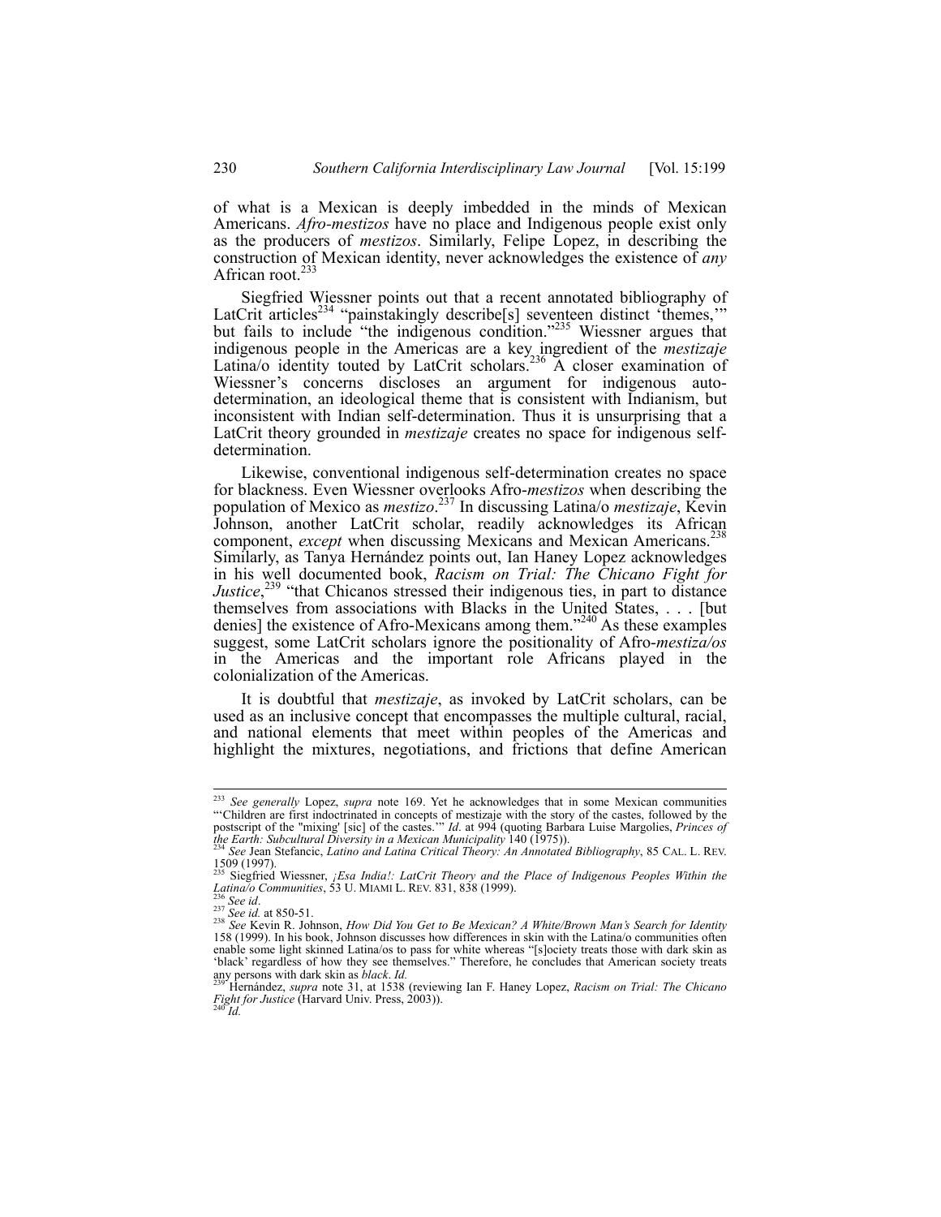of what is a Mexican is deeply imbedded in the minds of Mexican Americans. *Afro-mestizos* have no place and Indigenous people exist only as the producers of *mestizos*. Similarly, Felipe Lopez, in describing the construction of Mexican identity, never acknowledges the existence of *any* African root.[233]

Siegfried Wiessner points out that a recent annotated bibliography of LatCrit articles[234] "painstakingly describe[s] seventeen distinct 'themes,'" but fails to include "the indigenous condition."[235] Wiessner argues that indigenous people in the Americas are a key ingredient of the *mestizaje* Latina/o identity touted by LatCrit scholars.[236] A closer examination of Wiessner's concerns discloses an argument for indigenous auto-determination, an ideological theme that is consistent with Indianism, but inconsistent with Indian self-determination. Thus it is unsurprising that a LatCrit theory grounded in *mestizaje* creates no space for indigenous self-determination.

Likewise, conventional indigenous self-determination creates no space for blackness. Even Wiessner overlooks Afro-*mestizos* when describing the population of Mexico as *mestizo*.[237] In discussing Latina/o *mestizaje*, Kevin Johnson, another LatCrit scholar, readily acknowledges its African component, *except* when discussing Mexicans and Mexican Americans.[238] Similarly, as Tanya Hernández points out, Ian Haney Lopez acknowledges in his well documented book, *Racism on Trial: The Chicano Fight for Justice*,[239] "that Chicanos stressed their indigenous ties, in part to distance themselves from associations with Blacks in the United States, . . . [but denies] the existence of Afro-Mexicans among them."[240] As these examples suggest, some LatCrit scholars ignore the positionality of Afro-*mestiza/os* in the Americas and the important role Africans played in the colonialization of the Americas.

It is doubtful that *mestizaje*, as invoked by LatCrit scholars, can be used as an inclusive concept that encompasses the multiple cultural, racial, and national elements that meet within peoples of the Americas and highlight the mixtures, negotiations, and frictions that define American

---

[233] *See generally* Lopez, *supra* note 169. Yet he acknowledges that in some Mexican communities "'Children are first indoctrinated in concepts of mestizaje with the story of the castes, followed by the postscript of the "mixing' [sic] of the castes.'" *Id.* at 994 (quoting Barbara Luise Margolies, *Princes of the Earth: Subcultural Diversity in a Mexican Municipality* 140 (1975)).

[234] *See* Jean Stefancic, *Latino and Latina Critical Theory: An Annotated Bibliography*, 85 CAL. L. REV. 1509 (1997).

[235] Siegfried Wiessner, *¡Esa India!: LatCrit Theory and the Place of Indigenous Peoples Within the Latina/o Communities*, 53 U. MIAMI L. REV. 831, 838 (1999).

[236] *See id*.

[237] *See id.* at 850-51.

[238] *See* Kevin R. Johnson, *How Did You Get to Be Mexican? A White/Brown Man's Search for Identity* 158 (1999). In his book, Johnson discusses how differences in skin with the Latina/o communities often enable some light skinned Latina/os to pass for white whereas "[s]ociety treats those with dark skin as 'black' regardless of how they see themselves." Therefore, he concludes that American society treats any persons with dark skin as *black*. *Id.*

[239] Hernández, *supra* note 31, at 1538 (reviewing Ian F. Haney Lopez, *Racism on Trial: The Chicano Fight for Justice* (Harvard Univ. Press, 2003)).

[240] *Id.*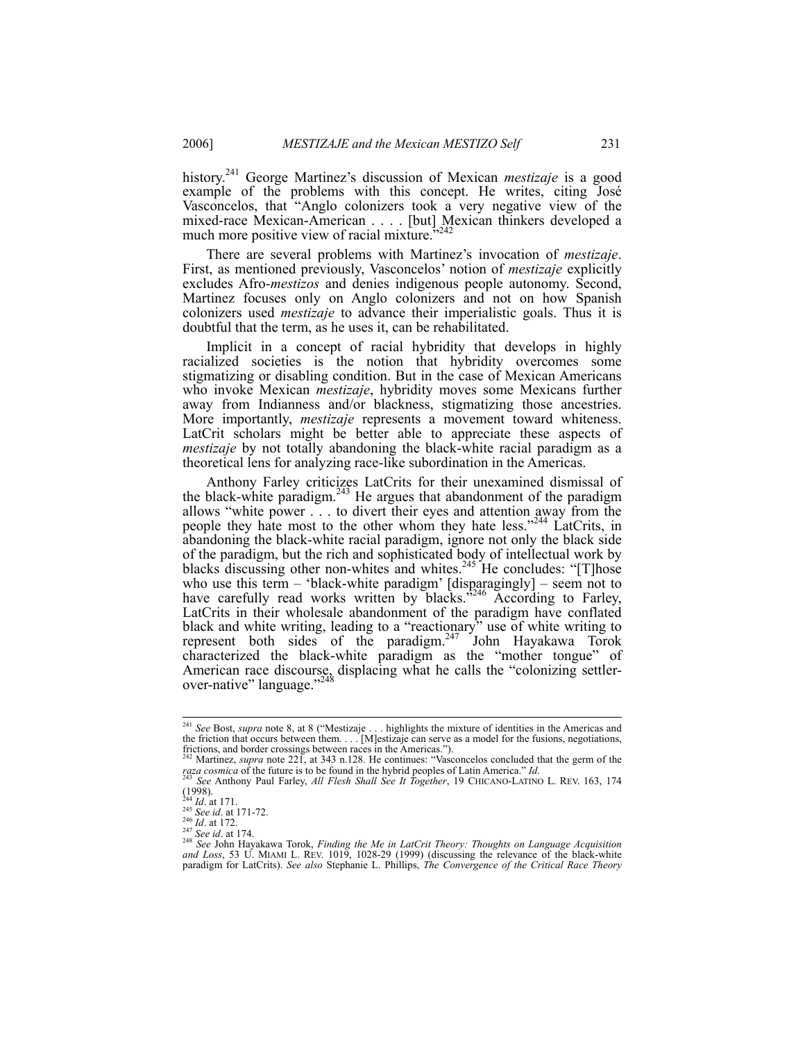history.[241] George Martinez's discussion of Mexican *mestizaje* is a good example of the problems with this concept. He writes, citing José Vasconcelos, that "Anglo colonizers took a very negative view of the mixed-race Mexican-American . . . . [but] Mexican thinkers developed a much more positive view of racial mixture."[242]

There are several problems with Martinez's invocation of *mestizaje*. First, as mentioned previously, Vasconcelos' notion of *mestizaje* explicitly excludes Afro-*mestizos* and denies indigenous people autonomy. Second, Martinez focuses only on Anglo colonizers and not on how Spanish colonizers used *mestizaje* to advance their imperialistic goals. Thus it is doubtful that the term, as he uses it, can be rehabilitated.

Implicit in a concept of racial hybridity that develops in highly racialized societies is the notion that hybridity overcomes some stigmatizing or disabling condition. But in the case of Mexican Americans who invoke Mexican *mestizaje*, hybridity moves some Mexicans further away from Indianness and/or blackness, stigmatizing those ancestries. More importantly, *mestizaje* represents a movement toward whiteness. LatCrit scholars might be better able to appreciate these aspects of *mestizaje* by not totally abandoning the black-white racial paradigm as a theoretical lens for analyzing race-like subordination in the Americas.

Anthony Farley criticizes LatCrits for their unexamined dismissal of the black-white paradigm.[243] He argues that abandonment of the paradigm allows "white power . . . to divert their eyes and attention away from the people they hate most to the other whom they hate less."[244] LatCrits, in abandoning the black-white racial paradigm, ignore not only the black side of the paradigm, but the rich and sophisticated body of intellectual work by blacks discussing other non-whites and whites.[245] He concludes: "[T]hose who use this term – 'black-white paradigm' [disparagingly] – seem not to have carefully read works written by blacks."[246] According to Farley, LatCrits in their wholesale abandonment of the paradigm have conflated black and white writing, leading to a "reactionary" use of white writing to represent both sides of the paradigm.[247] John Hayakawa Torok characterized the black-white paradigm as the "mother tongue" of American race discourse, displacing what he calls the "colonizing settler-over-native" language."[248]

---

[241] *See* Bost, *supra* note 8, at 8 ("Mestizaje . . . highlights the mixture of identities in the Americas and the friction that occurs between them. . . . [M]estizaje can serve as a model for the fusions, negotiations, frictions, and border crossings between races in the Americas.").

[242] Martinez, *supra* note 221, at 343 n.128. He continues: "Vasconcelos concluded that the germ of the *raza cosmica* of the future is to be found in the hybrid peoples of Latin America." *Id*.

[243] *See* Anthony Paul Farley, *All Flesh Shall See It Together*, 19 CHICANO-LATINO L. REV. 163, 174 (1998).

[244] *Id*. at 171.

[245] *See id*. at 171-72.

[246] *Id*. at 172.

[247] *See id*. at 174.

[248] *See* John Hayakawa Torok, *Finding the Me in LatCrit Theory: Thoughts on Language Acquisition and Loss*, 53 U. MIAMI L. REV. 1019, 1028-29 (1999) (discussing the relevance of the black-white paradigm for LatCrits). *See also* Stephanie L. Phillips, *The Convergence of the Critical Race Theory*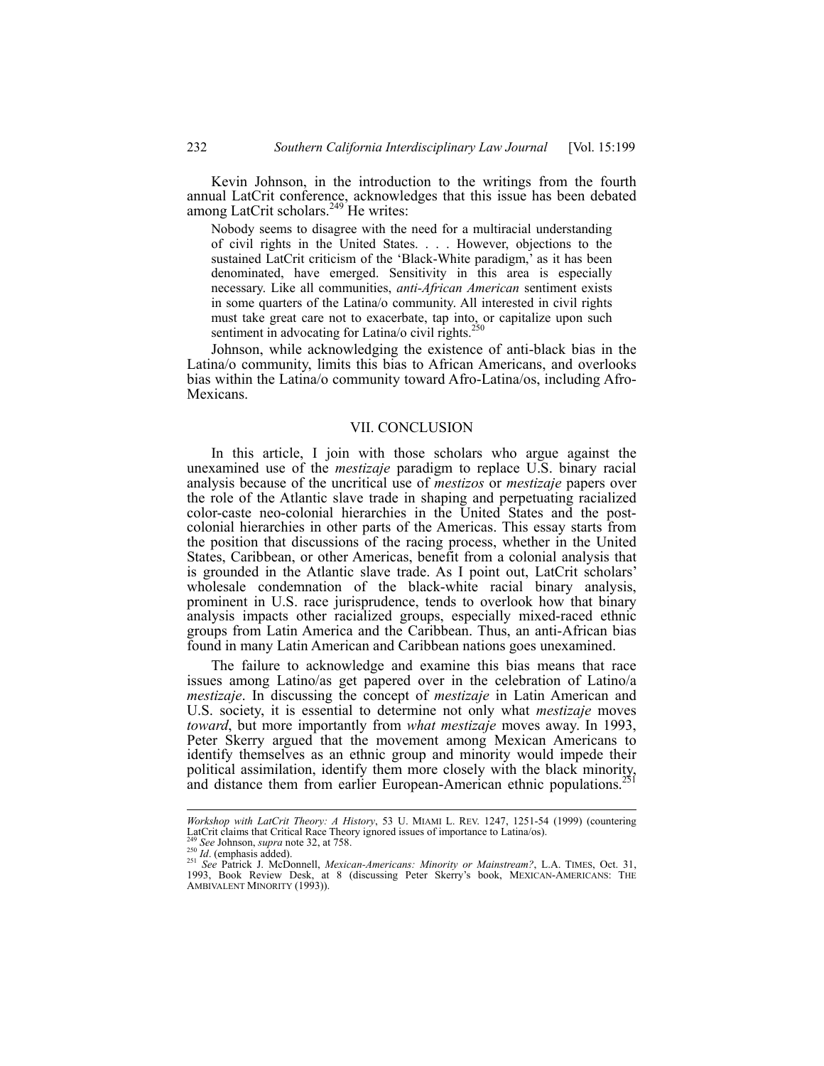Kevin Johnson, in the introduction to the writings from the fourth annual LatCrit conference, acknowledges that this issue has been debated among LatCrit scholars.[249] He writes:

> Nobody seems to disagree with the need for a multiracial understanding of civil rights in the United States. . . . However, objections to the sustained LatCrit criticism of the 'Black-White paradigm,' as it has been denominated, have emerged. Sensitivity in this area is especially necessary. Like all communities, *anti-African American* sentiment exists in some quarters of the Latina/o community. All interested in civil rights must take great care not to exacerbate, tap into, or capitalize upon such sentiment in advocating for Latina/o civil rights.[250]

Johnson, while acknowledging the existence of anti-black bias in the Latina/o community, limits this bias to African Americans, and overlooks bias within the Latina/o community toward Afro-Latina/os, including Afro-Mexicans.

## VII. CONCLUSION

In this article, I join with those scholars who argue against the unexamined use of the *mestizaje* paradigm to replace U.S. binary racial analysis because of the uncritical use of *mestizos* or *mestizaje* papers over the role of the Atlantic slave trade in shaping and perpetuating racialized color-caste neo-colonial hierarchies in the United States and the post-colonial hierarchies in other parts of the Americas. This essay starts from the position that discussions of the racing process, whether in the United States, Caribbean, or other Americas, benefit from a colonial analysis that is grounded in the Atlantic slave trade. As I point out, LatCrit scholars' wholesale condemnation of the black-white racial binary analysis, prominent in U.S. race jurisprudence, tends to overlook how that binary analysis impacts other racialized groups, especially mixed-raced ethnic groups from Latin America and the Caribbean. Thus, an anti-African bias found in many Latin American and Caribbean nations goes unexamined.

The failure to acknowledge and examine this bias means that race issues among Latino/as get papered over in the celebration of Latino/a *mestizaje*. In discussing the concept of *mestizaje* in Latin American and U.S. society, it is essential to determine not only what *mestizaje* moves *toward*, but more importantly from *what mestizaje* moves away. In 1993, Peter Skerry argued that the movement among Mexican Americans to identify themselves as an ethnic group and minority would impede their political assimilation, identify them more closely with the black minority, and distance them from earlier European-American ethnic populations.[251]

---

*Workshop with LatCrit Theory: A History*, 53 U. MIAMI L. REV. 1247, 1251-54 (1999) (countering LatCrit claims that Critical Race Theory ignored issues of importance to Latina/os).

[249] *See* Johnson, *supra* note 32, at 758.

[250] *Id*. (emphasis added).

[251] *See* Patrick J. McDonnell, *Mexican-Americans: Minority or Mainstream?*, L.A. TIMES, Oct. 31, 1993, Book Review Desk, at 8 (discussing Peter Skerry's book, MEXICAN-AMERICANS: THE AMBIVALENT MINORITY (1993)).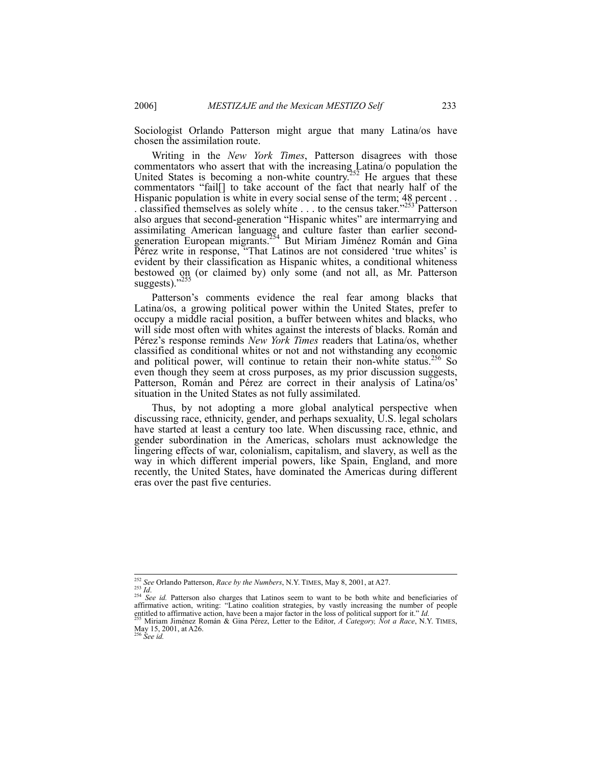Sociologist Orlando Patterson might argue that many Latina/os have chosen the assimilation route.

Writing in the *New York Times*, Patterson disagrees with those commentators who assert that with the increasing Latina/o population the United States is becoming a non-white country.[252] He argues that these commentators "fail[] to take account of the fact that nearly half of the Hispanic population is white in every social sense of the term; 48 percent . . . classified themselves as solely white . . . to the census taker."[253] Patterson also argues that second-generation "Hispanic whites" are intermarrying and assimilating American language and culture faster than earlier second-generation European migrants.[254] But Miriam Jiménez Román and Gina Pérez write in response, "That Latinos are not considered 'true whites' is evident by their classification as Hispanic whites, a conditional whiteness bestowed on (or claimed by) only some (and not all, as Mr. Patterson suggests)."[255]

Patterson's comments evidence the real fear among blacks that Latina/os, a growing political power within the United States, prefer to occupy a middle racial position, a buffer between whites and blacks, who will side most often with whites against the interests of blacks. Román and Pérez's response reminds *New York Times* readers that Latina/os, whether classified as conditional whites or not and not withstanding any economic and political power, will continue to retain their non-white status.[256] So even though they seem at cross purposes, as my prior discussion suggests, Patterson, Román and Pérez are correct in their analysis of Latina/os' situation in the United States as not fully assimilated.

Thus, by not adopting a more global analytical perspective when discussing race, ethnicity, gender, and perhaps sexuality, U.S. legal scholars have started at least a century too late. When discussing race, ethnic, and gender subordination in the Americas, scholars must acknowledge the lingering effects of war, colonialism, capitalism, and slavery, as well as the way in which different imperial powers, like Spain, England, and more recently, the United States, have dominated the Americas during different eras over the past five centuries.

---

[252] *See* Orlando Patterson, *Race by the Numbers*, N.Y. TIMES, May 8, 2001, at A27.

[253] *Id*.

[254] *See id.* Patterson also charges that Latinos seem to want to be both white and beneficiaries of affirmative action, writing: "Latino coalition strategies, by vastly increasing the number of people entitled to affirmative action, have been a major factor in the loss of political support for it." *Id.*

[255] Miriam Jiménez Román & Gina Pérez, Letter to the Editor, *A Category, Not a Race*, N.Y. TIMES, May 15, 2001, at A26.

[256] *See id.*